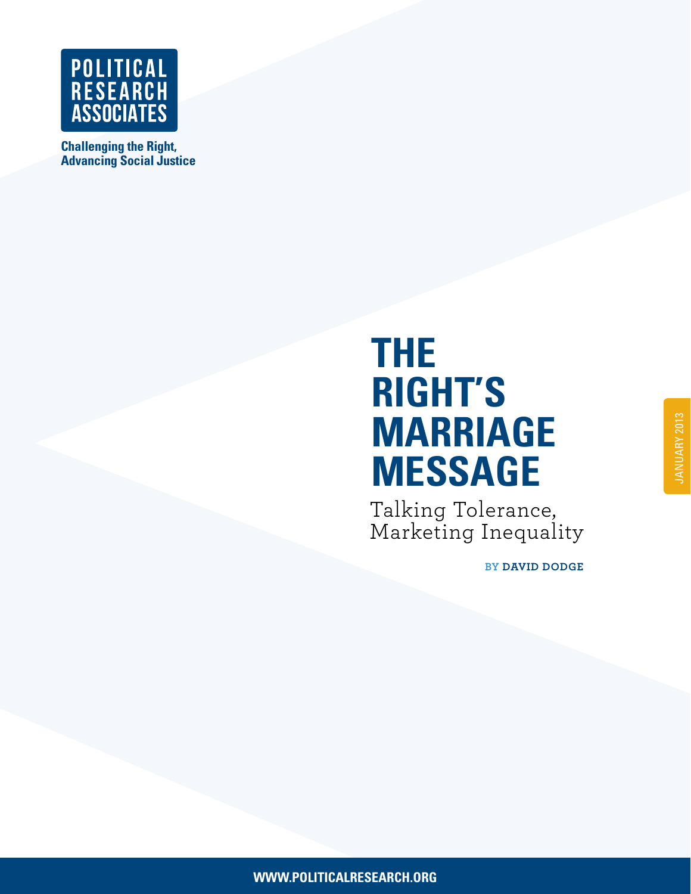POLITICAL RESEARCH ASSOCIATES

**Challenging the Right, Advancing Social Justice**

# THE RIGHT'S MARRIAGE MESSAGE

## Talking Tolerance, Marketing Inequality

BY **DAVID DODGE**

JANUARY 2013

**WWW.POLITICALRESEARCH.ORG**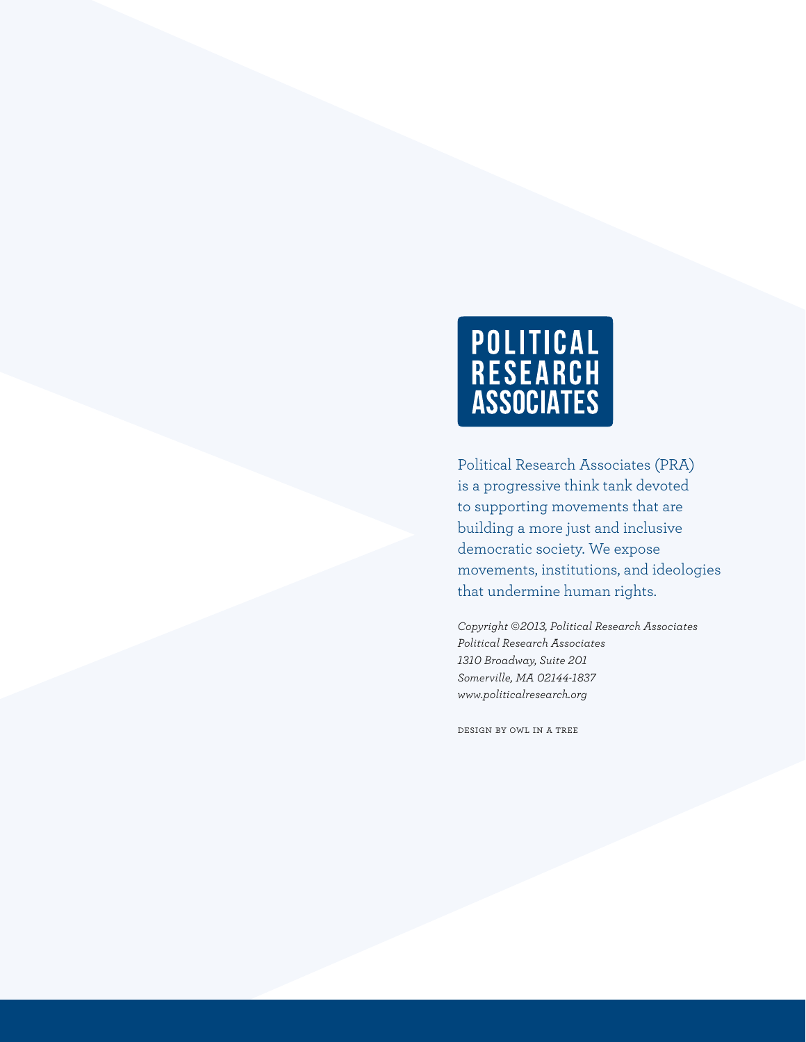# POLITICAL RESEARCH ASSOCIATES

Political Research Associates (PRA) is a progressive think tank devoted to supporting movements that are building a more just and inclusive democratic society. We expose movements, institutions, and ideologies that undermine human rights.

*Copyright ©2013, Political Research Associates*
*Political Research Associates*
*1310 Broadway, Suite 201*
*Somerville, MA 02144-1837*
*www.politicalresearch.org*

DESIGN BY OWL IN A TREE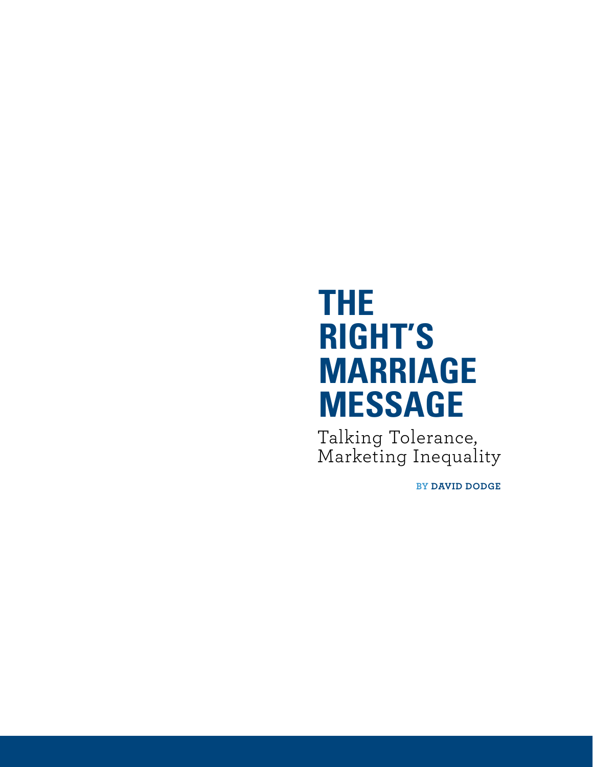# THE RIGHT'S MARRIAGE MESSAGE

Talking Tolerance, Marketing Inequality

BY **DAVID DODGE**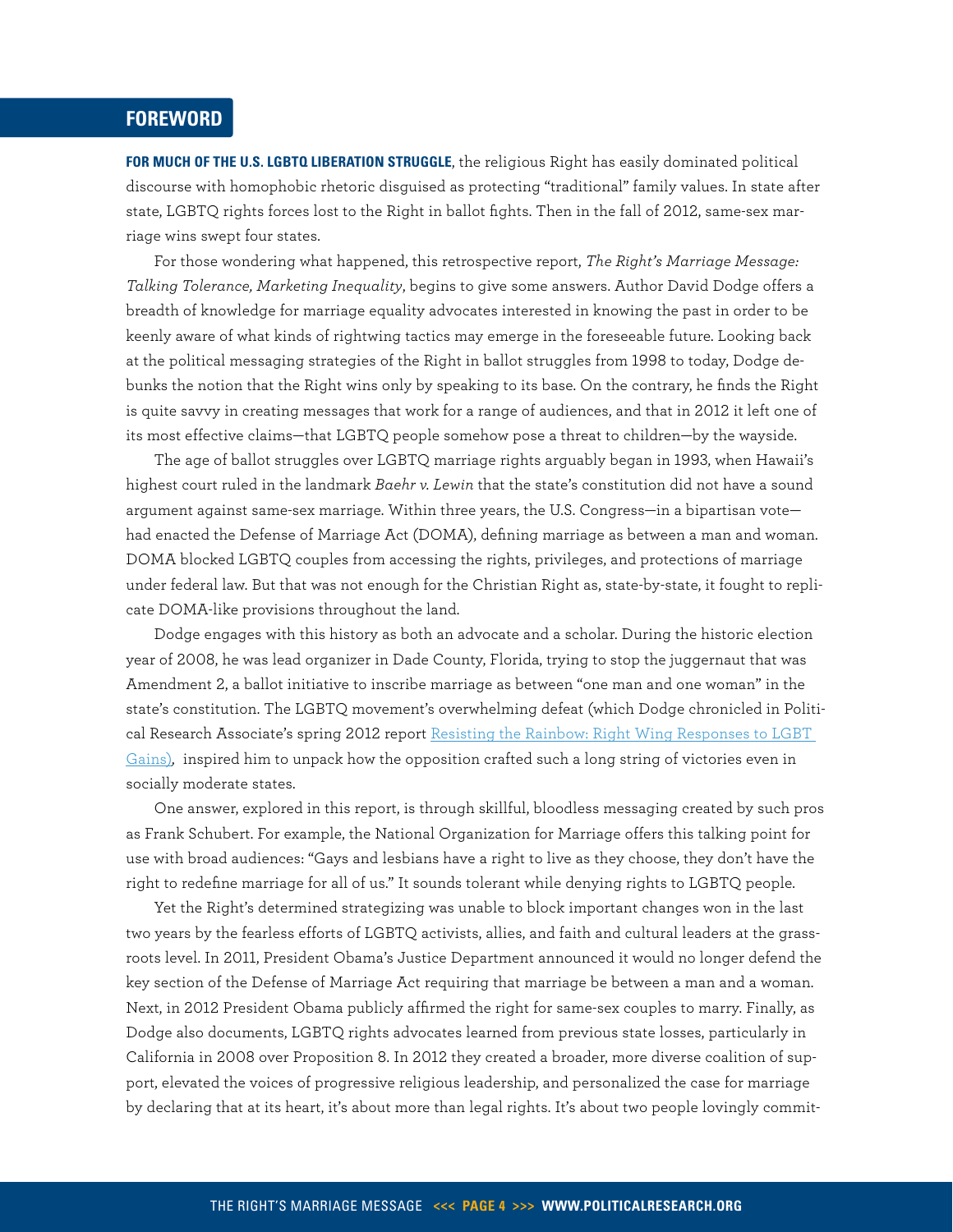## FOREWORD

**FOR MUCH OF THE U.S. LGBTQ LIBERATION STRUGGLE**, the religious Right has easily dominated political discourse with homophobic rhetoric disguised as protecting "traditional" family values. In state after state, LGBTQ rights forces lost to the Right in ballot fights. Then in the fall of 2012, same-sex marriage wins swept four states.

For those wondering what happened, this retrospective report, *The Right's Marriage Message: Talking Tolerance, Marketing Inequality*, begins to give some answers. Author David Dodge offers a breadth of knowledge for marriage equality advocates interested in knowing the past in order to be keenly aware of what kinds of rightwing tactics may emerge in the foreseeable future. Looking back at the political messaging strategies of the Right in ballot struggles from 1998 to today, Dodge debunks the notion that the Right wins only by speaking to its base. On the contrary, he finds the Right is quite savvy in creating messages that work for a range of audiences, and that in 2012 it left one of its most effective claims—that LGBTQ people somehow pose a threat to children—by the wayside.

The age of ballot struggles over LGBTQ marriage rights arguably began in 1993, when Hawaii's highest court ruled in the landmark *Baehr v. Lewin* that the state's constitution did not have a sound argument against same-sex marriage. Within three years, the U.S. Congress—in a bipartisan vote—had enacted the Defense of Marriage Act (DOMA), defining marriage as between a man and woman. DOMA blocked LGBTQ couples from accessing the rights, privileges, and protections of marriage under federal law. But that was not enough for the Christian Right as, state-by-state, it fought to replicate DOMA-like provisions throughout the land.

Dodge engages with this history as both an advocate and a scholar. During the historic election year of 2008, he was lead organizer in Dade County, Florida, trying to stop the juggernaut that was Amendment 2, a ballot initiative to inscribe marriage as between "one man and one woman" in the state's constitution. The LGBTQ movement's overwhelming defeat (which Dodge chronicled in Political Research Associate's spring 2012 report Resisting the Rainbow: Right Wing Responses to LGBT Gains), inspired him to unpack how the opposition crafted such a long string of victories even in socially moderate states.

One answer, explored in this report, is through skillful, bloodless messaging created by such pros as Frank Schubert. For example, the National Organization for Marriage offers this talking point for use with broad audiences: "Gays and lesbians have a right to live as they choose, they don't have the right to redefine marriage for all of us." It sounds tolerant while denying rights to LGBTQ people.

Yet the Right's determined strategizing was unable to block important changes won in the last two years by the fearless efforts of LGBTQ activists, allies, and faith and cultural leaders at the grassroots level. In 2011, President Obama's Justice Department announced it would no longer defend the key section of the Defense of Marriage Act requiring that marriage be between a man and a woman. Next, in 2012 President Obama publicly affirmed the right for same-sex couples to marry. Finally, as Dodge also documents, LGBTQ rights advocates learned from previous state losses, particularly in California in 2008 over Proposition 8. In 2012 they created a broader, more diverse coalition of support, elevated the voices of progressive religious leadership, and personalized the case for marriage by declaring that at its heart, it's about more than legal rights. It's about two people lovingly commit-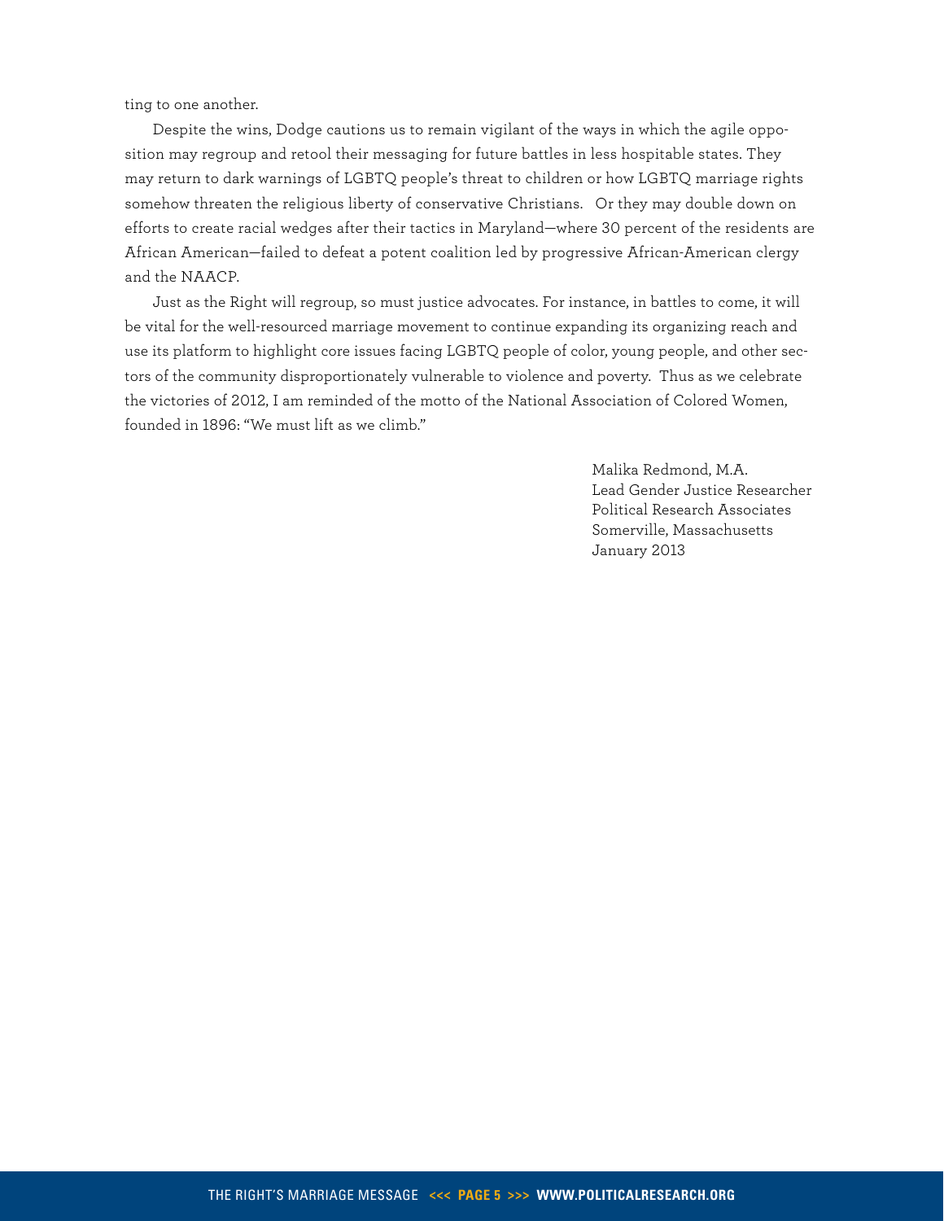ting to one another.

Despite the wins, Dodge cautions us to remain vigilant of the ways in which the agile opposition may regroup and retool their messaging for future battles in less hospitable states. They may return to dark warnings of LGBTQ people's threat to children or how LGBTQ marriage rights somehow threaten the religious liberty of conservative Christians. Or they may double down on efforts to create racial wedges after their tactics in Maryland—where 30 percent of the residents are African American—failed to defeat a potent coalition led by progressive African-American clergy and the NAACP.

Just as the Right will regroup, so must justice advocates. For instance, in battles to come, it will be vital for the well-resourced marriage movement to continue expanding its organizing reach and use its platform to highlight core issues facing LGBTQ people of color, young people, and other sectors of the community disproportionately vulnerable to violence and poverty. Thus as we celebrate the victories of 2012, I am reminded of the motto of the National Association of Colored Women, founded in 1896: "We must lift as we climb."

Malika Redmond, M.A.  
Lead Gender Justice Researcher  
Political Research Associates  
Somerville, Massachusetts  
January 2013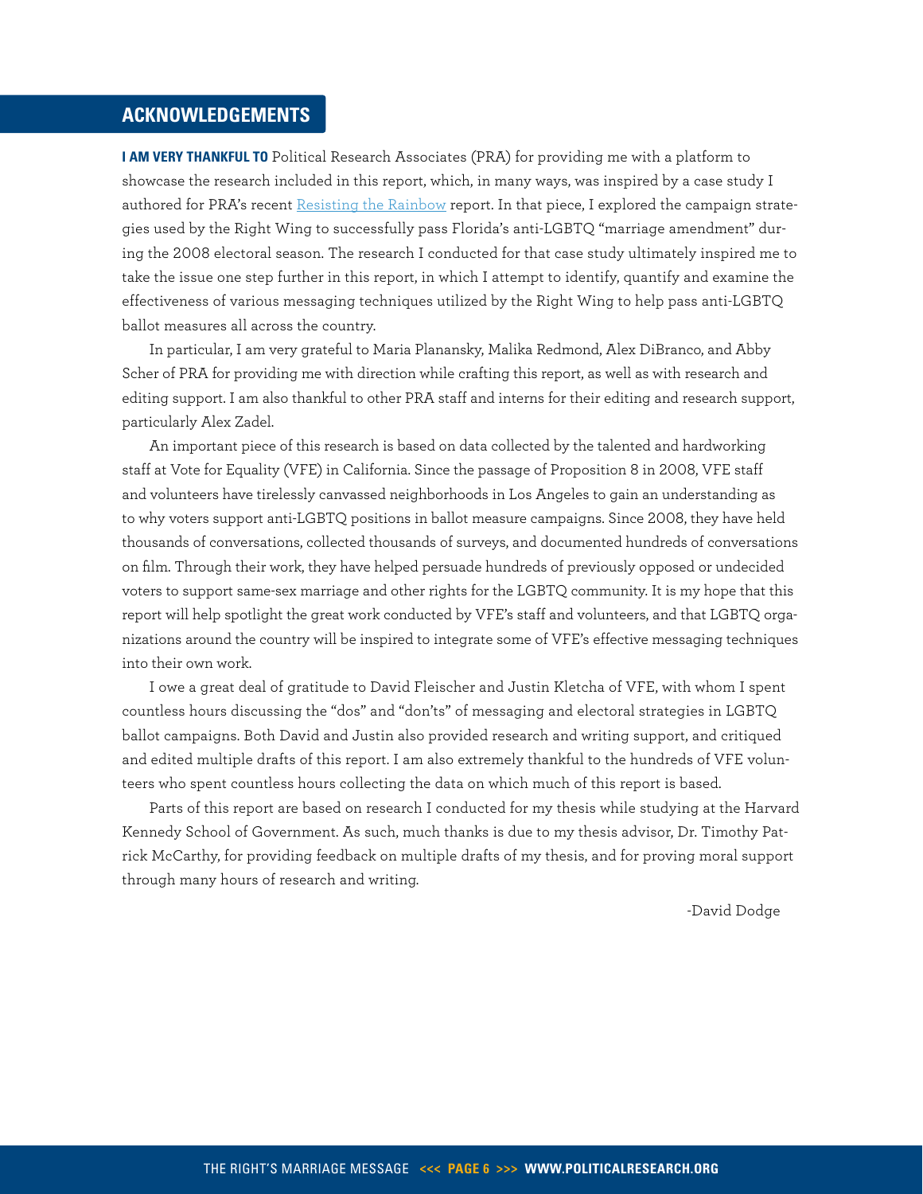## ACKNOWLEDGEMENTS

**I AM VERY THANKFUL TO** Political Research Associates (PRA) for providing me with a platform to showcase the research included in this report, which, in many ways, was inspired by a case study I authored for PRA's recent Resisting the Rainbow report. In that piece, I explored the campaign strategies used by the Right Wing to successfully pass Florida's anti-LGBTQ "marriage amendment" during the 2008 electoral season. The research I conducted for that case study ultimately inspired me to take the issue one step further in this report, in which I attempt to identify, quantify and examine the effectiveness of various messaging techniques utilized by the Right Wing to help pass anti-LGBTQ ballot measures all across the country.

In particular, I am very grateful to Maria Planansky, Malika Redmond, Alex DiBranco, and Abby Scher of PRA for providing me with direction while crafting this report, as well as with research and editing support. I am also thankful to other PRA staff and interns for their editing and research support, particularly Alex Zadel.

An important piece of this research is based on data collected by the talented and hardworking staff at Vote for Equality (VFE) in California. Since the passage of Proposition 8 in 2008, VFE staff and volunteers have tirelessly canvassed neighborhoods in Los Angeles to gain an understanding as to why voters support anti-LGBTQ positions in ballot measure campaigns. Since 2008, they have held thousands of conversations, collected thousands of surveys, and documented hundreds of conversations on film. Through their work, they have helped persuade hundreds of previously opposed or undecided voters to support same-sex marriage and other rights for the LGBTQ community. It is my hope that this report will help spotlight the great work conducted by VFE's staff and volunteers, and that LGBTQ organizations around the country will be inspired to integrate some of VFE's effective messaging techniques into their own work.

I owe a great deal of gratitude to David Fleischer and Justin Kletcha of VFE, with whom I spent countless hours discussing the "dos" and "don'ts" of messaging and electoral strategies in LGBTQ ballot campaigns. Both David and Justin also provided research and writing support, and critiqued and edited multiple drafts of this report. I am also extremely thankful to the hundreds of VFE volunteers who spent countless hours collecting the data on which much of this report is based.

Parts of this report are based on research I conducted for my thesis while studying at the Harvard Kennedy School of Government. As such, much thanks is due to my thesis advisor, Dr. Timothy Patrick McCarthy, for providing feedback on multiple drafts of my thesis, and for proving moral support through many hours of research and writing.

-David Dodge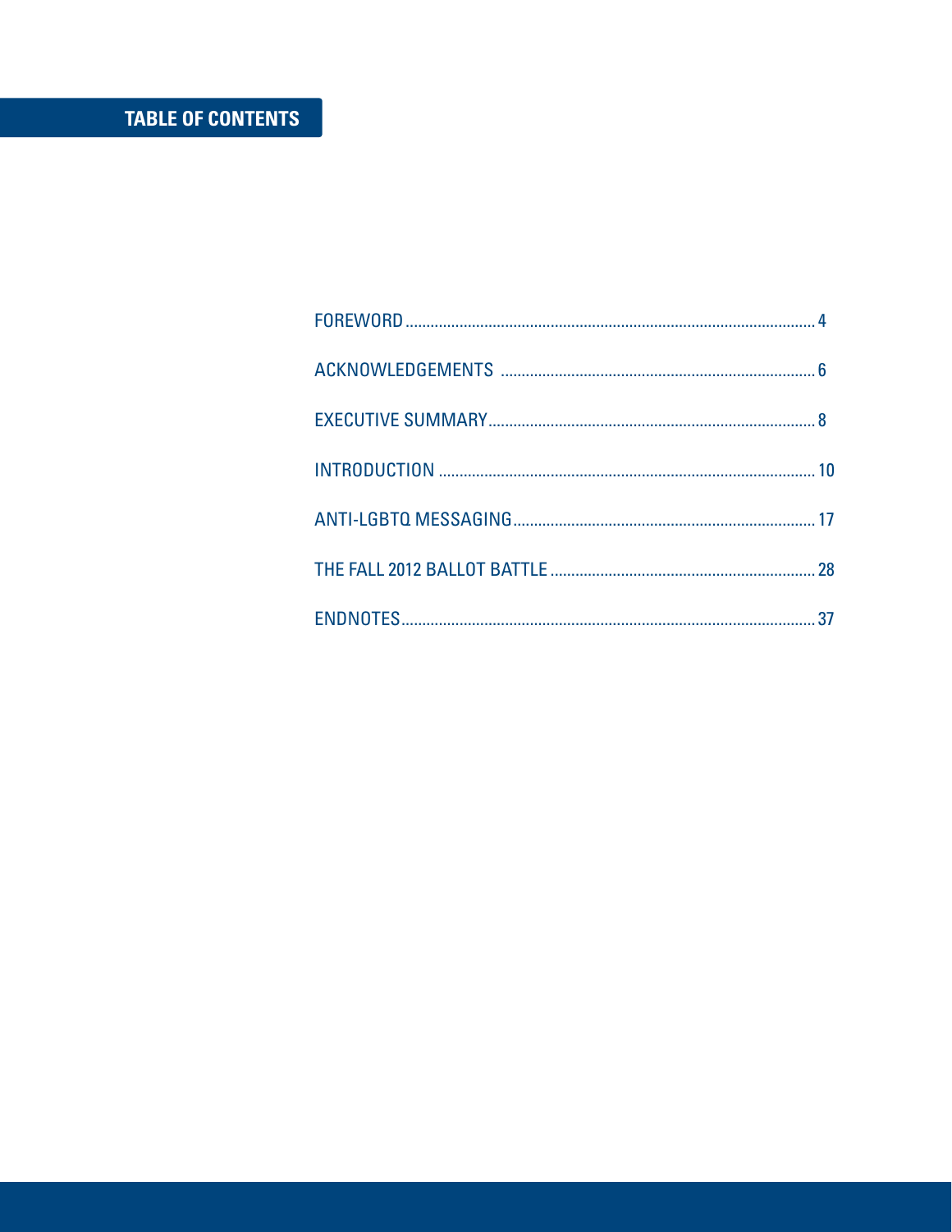## TABLE OF CONTENTS

FOREWORD .......... 4

ACKNOWLEDGEMENTS .......... 6

EXECUTIVE SUMMARY .......... 8

INTRODUCTION .......... 10

ANTI-LGBTQ MESSAGING .......... 17

THE FALL 2012 BALLOT BATTLE .......... 28

ENDNOTES .......... 37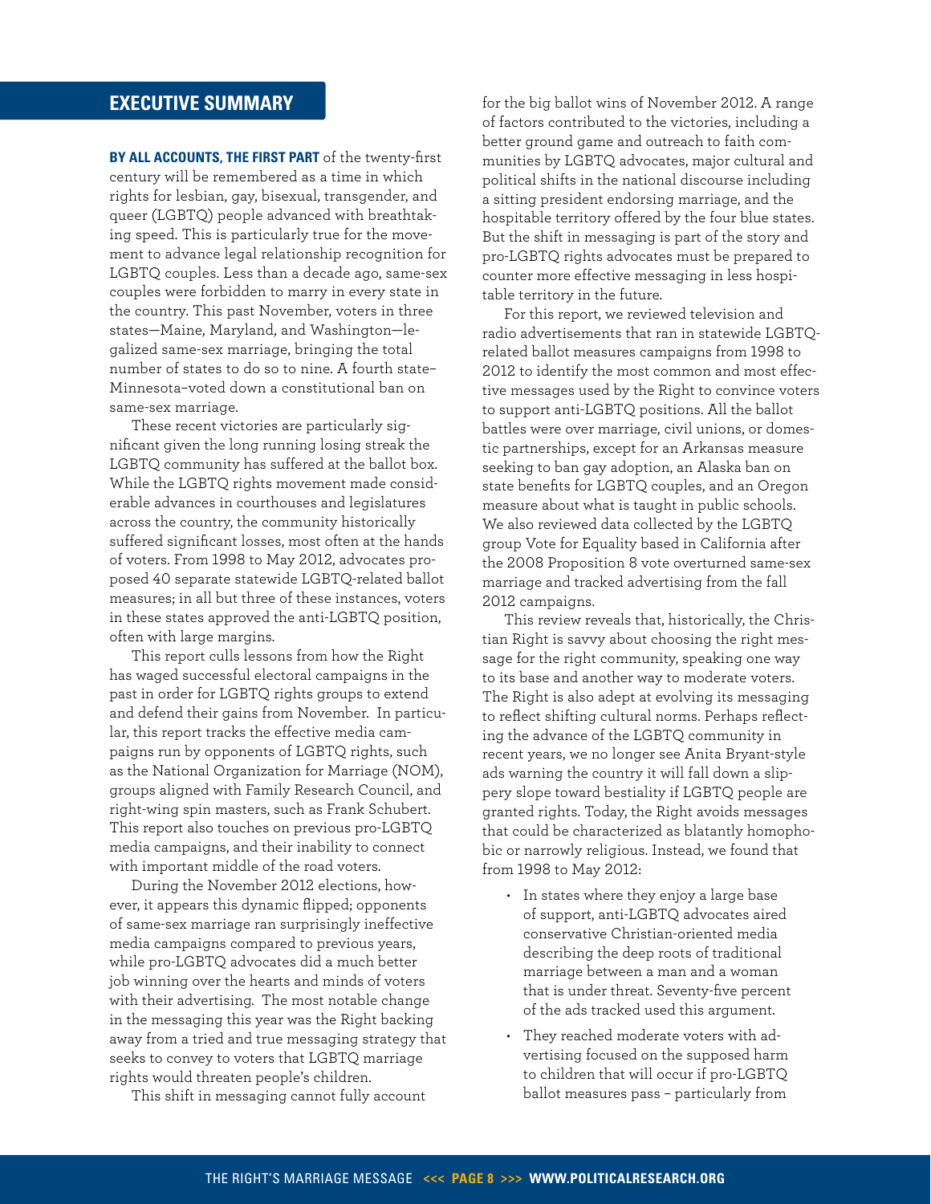## EXECUTIVE SUMMARY

**BY ALL ACCOUNTS, THE FIRST PART** of the twenty-first century will be remembered as a time in which rights for lesbian, gay, bisexual, transgender, and queer (LGBTQ) people advanced with breathtaking speed. This is particularly true for the movement to advance legal relationship recognition for LGBTQ couples. Less than a decade ago, same-sex couples were forbidden to marry in every state in the country. This past November, voters in three states—Maine, Maryland, and Washington—legalized same-sex marriage, bringing the total number of states to do so to nine. A fourth state–Minnesota–voted down a constitutional ban on same-sex marriage.

These recent victories are particularly significant given the long running losing streak the LGBTQ community has suffered at the ballot box. While the LGBTQ rights movement made considerable advances in courthouses and legislatures across the country, the community historically suffered significant losses, most often at the hands of voters. From 1998 to May 2012, advocates proposed 40 separate statewide LGBTQ-related ballot measures; in all but three of these instances, voters in these states approved the anti-LGBTQ position, often with large margins.

This report culls lessons from how the Right has waged successful electoral campaigns in the past in order for LGBTQ rights groups to extend and defend their gains from November. In particular, this report tracks the effective media campaigns run by opponents of LGBTQ rights, such as the National Organization for Marriage (NOM), groups aligned with Family Research Council, and right-wing spin masters, such as Frank Schubert. This report also touches on previous pro-LGBTQ media campaigns, and their inability to connect with important middle of the road voters.

During the November 2012 elections, however, it appears this dynamic flipped; opponents of same-sex marriage ran surprisingly ineffective media campaigns compared to previous years, while pro-LGBTQ advocates did a much better job winning over the hearts and minds of voters with their advertising. The most notable change in the messaging this year was the Right backing away from a tried and true messaging strategy that seeks to convey to voters that LGBTQ marriage rights would threaten people's children.

This shift in messaging cannot fully account for the big ballot wins of November 2012. A range of factors contributed to the victories, including a better ground game and outreach to faith communities by LGBTQ advocates, major cultural and political shifts in the national discourse including a sitting president endorsing marriage, and the hospitable territory offered by the four blue states. But the shift in messaging is part of the story and pro-LGBTQ rights advocates must be prepared to counter more effective messaging in less hospitable territory in the future.

For this report, we reviewed television and radio advertisements that ran in statewide LGBTQ-related ballot measures campaigns from 1998 to 2012 to identify the most common and most effective messages used by the Right to convince voters to support anti-LGBTQ positions. All the ballot battles were over marriage, civil unions, or domestic partnerships, except for an Arkansas measure seeking to ban gay adoption, an Alaska ban on state benefits for LGBTQ couples, and an Oregon measure about what is taught in public schools. We also reviewed data collected by the LGBTQ group Vote for Equality based in California after the 2008 Proposition 8 vote overturned same-sex marriage and tracked advertising from the fall 2012 campaigns.

This review reveals that, historically, the Christian Right is savvy about choosing the right message for the right community, speaking one way to its base and another way to moderate voters. The Right is also adept at evolving its messaging to reflect shifting cultural norms. Perhaps reflecting the advance of the LGBTQ community in recent years, we no longer see Anita Bryant-style ads warning the country it will fall down a slippery slope toward bestiality if LGBTQ people are granted rights. Today, the Right avoids messages that could be characterized as blatantly homophobic or narrowly religious. Instead, we found that from 1998 to May 2012:

- In states where they enjoy a large base of support, anti-LGBTQ advocates aired conservative Christian-oriented media describing the deep roots of traditional marriage between a man and a woman that is under threat. Seventy-five percent of the ads tracked used this argument.
- They reached moderate voters with advertising focused on the supposed harm to children that will occur if pro-LGBTQ ballot measures pass – particularly from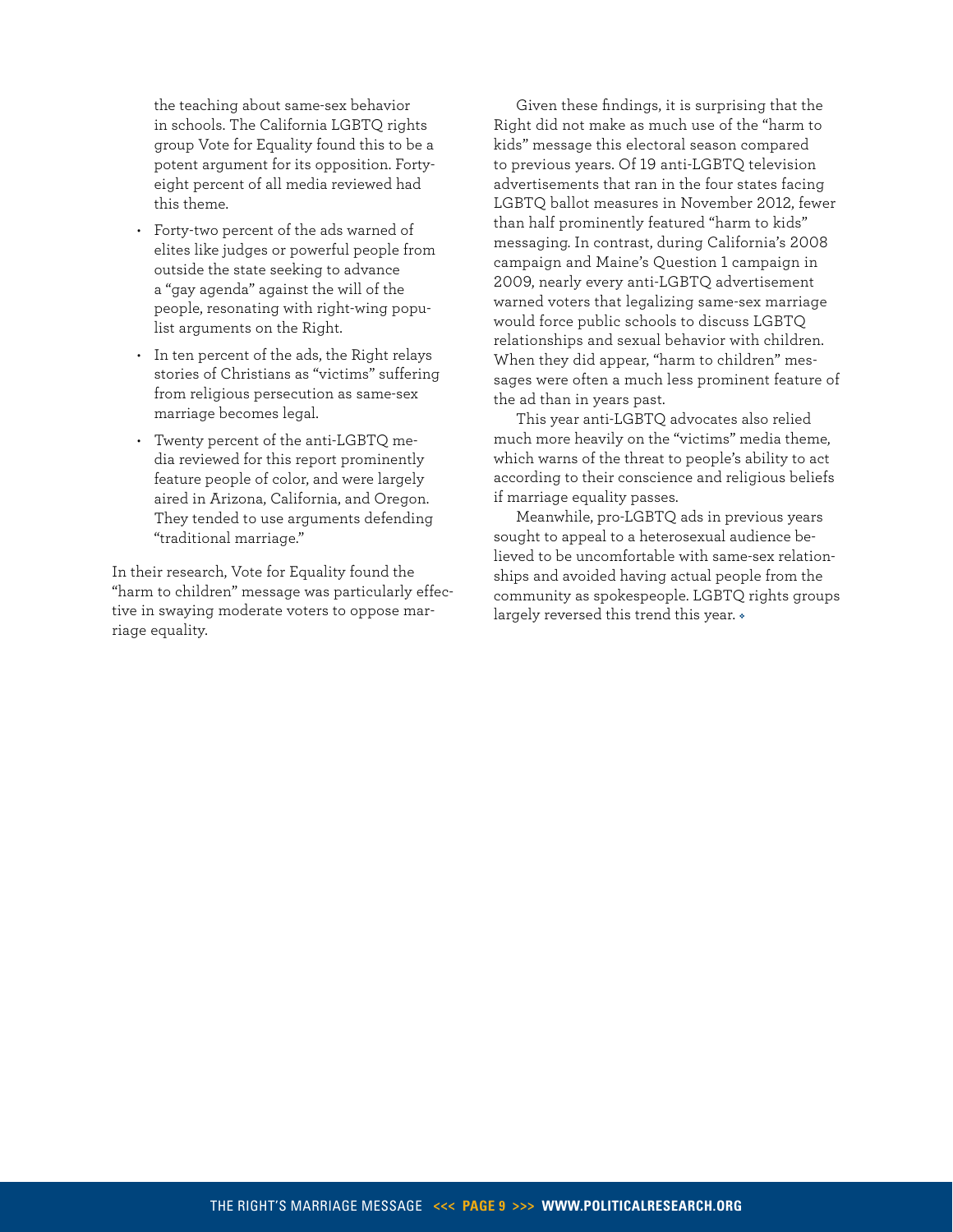the teaching about same-sex behavior in schools. The California LGBTQ rights group Vote for Equality found this to be a potent argument for its opposition. Forty-eight percent of all media reviewed had this theme.

- Forty-two percent of the ads warned of elites like judges or powerful people from outside the state seeking to advance a "gay agenda" against the will of the people, resonating with right-wing populist arguments on the Right.
- In ten percent of the ads, the Right relays stories of Christians as "victims" suffering from religious persecution as same-sex marriage becomes legal.
- Twenty percent of the anti-LGBTQ media reviewed for this report prominently feature people of color, and were largely aired in Arizona, California, and Oregon. They tended to use arguments defending "traditional marriage."

In their research, Vote for Equality found the "harm to children" message was particularly effective in swaying moderate voters to oppose marriage equality.

Given these findings, it is surprising that the Right did not make as much use of the "harm to kids" message this electoral season compared to previous years. Of 19 anti-LGBTQ television advertisements that ran in the four states facing LGBTQ ballot measures in November 2012, fewer than half prominently featured "harm to kids" messaging. In contrast, during California's 2008 campaign and Maine's Question 1 campaign in 2009, nearly every anti-LGBTQ advertisement warned voters that legalizing same-sex marriage would force public schools to discuss LGBTQ relationships and sexual behavior with children. When they did appear, "harm to children" messages were often a much less prominent feature of the ad than in years past.

This year anti-LGBTQ advocates also relied much more heavily on the "victims" media theme, which warns of the threat to people's ability to act according to their conscience and religious beliefs if marriage equality passes.

Meanwhile, pro-LGBTQ ads in previous years sought to appeal to a heterosexual audience believed to be uncomfortable with same-sex relationships and avoided having actual people from the community as spokespeople. LGBTQ rights groups largely reversed this trend this year.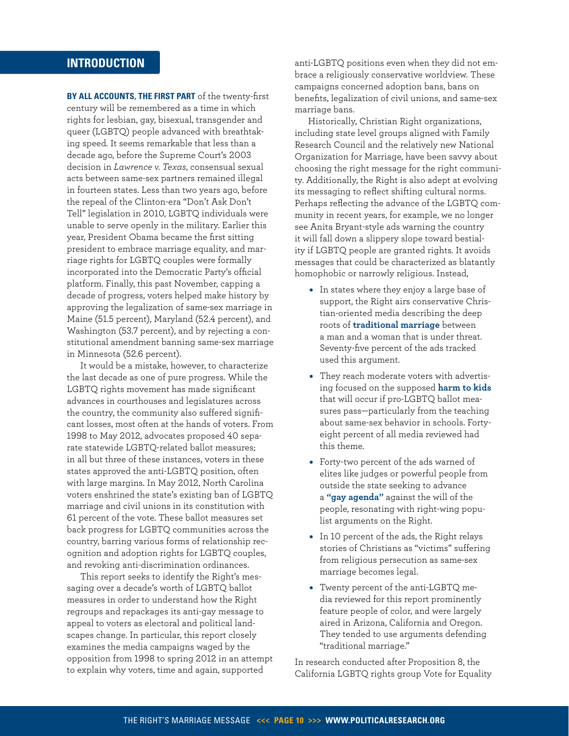## INTRODUCTION

**BY ALL ACCOUNTS, THE FIRST PART** of the twenty-first century will be remembered as a time in which rights for lesbian, gay, bisexual, transgender and queer (LGBTQ) people advanced with breathtaking speed. It seems remarkable that less than a decade ago, before the Supreme Court's 2003 decision in *Lawrence v. Texas*, consensual sexual acts between same-sex partners remained illegal in fourteen states. Less than two years ago, before the repeal of the Clinton-era "Don't Ask Don't Tell" legislation in 2010, LGBTQ individuals were unable to serve openly in the military. Earlier this year, President Obama became the first sitting president to embrace marriage equality, and marriage rights for LGBTQ couples were formally incorporated into the Democratic Party's official platform. Finally, this past November, capping a decade of progress, voters helped make history by approving the legalization of same-sex marriage in Maine (51.5 percent), Maryland (52.4 percent), and Washington (53.7 percent), and by rejecting a constitutional amendment banning same-sex marriage in Minnesota (52.6 percent).

It would be a mistake, however, to characterize the last decade as one of pure progress. While the LGBTQ rights movement has made significant advances in courthouses and legislatures across the country, the community also suffered significant losses, most often at the hands of voters. From 1998 to May 2012, advocates proposed 40 separate statewide LGBTQ-related ballot measures; in all but three of these instances, voters in these states approved the anti-LGBTQ position, often with large margins. In May 2012, North Carolina voters enshrined the state's existing ban of LGBTQ marriage and civil unions in its constitution with 61 percent of the vote. These ballot measures set back progress for LGBTQ communities across the country, barring various forms of relationship recognition and adoption rights for LGBTQ couples, and revoking anti-discrimination ordinances.

This report seeks to identify the Right's messaging over a decade's worth of LGBTQ ballot measures in order to understand how the Right regroups and repackages its anti-gay message to appeal to voters as electoral and political landscapes change. In particular, this report closely examines the media campaigns waged by the opposition from 1998 to spring 2012 in an attempt to explain why voters, time and again, supported anti-LGBTQ positions even when they did not embrace a religiously conservative worldview. These campaigns concerned adoption bans, bans on benefits, legalization of civil unions, and same-sex marriage bans.

Historically, Christian Right organizations, including state level groups aligned with Family Research Council and the relatively new National Organization for Marriage, have been savvy about choosing the right message for the right community. Additionally, the Right is also adept at evolving its messaging to reflect shifting cultural norms. Perhaps reflecting the advance of the LGBTQ community in recent years, for example, we no longer see Anita Bryant-style ads warning the country it will fall down a slippery slope toward bestiality if LGBTQ people are granted rights. It avoids messages that could be characterized as blatantly homophobic or narrowly religious. Instead,

- In states where they enjoy a large base of support, the Right airs conservative Christian-oriented media describing the deep roots of **traditional marriage** between a man and a woman that is under threat. Seventy-five percent of the ads tracked used this argument.
- They reach moderate voters with advertising focused on the supposed **harm to kids** that will occur if pro-LGBTQ ballot measures pass—particularly from the teaching about same-sex behavior in schools. Forty-eight percent of all media reviewed had this theme.
- Forty-two percent of the ads warned of elites like judges or powerful people from outside the state seeking to advance a **"gay agenda"** against the will of the people, resonating with right-wing populist arguments on the Right.
- In 10 percent of the ads, the Right relays stories of Christians as "victims" suffering from religious persecution as same-sex marriage becomes legal.
- Twenty percent of the anti-LGBTQ media reviewed for this report prominently feature people of color, and were largely aired in Arizona, California and Oregon. They tended to use arguments defending "traditional marriage."

In research conducted after Proposition 8, the California LGBTQ rights group Vote for Equality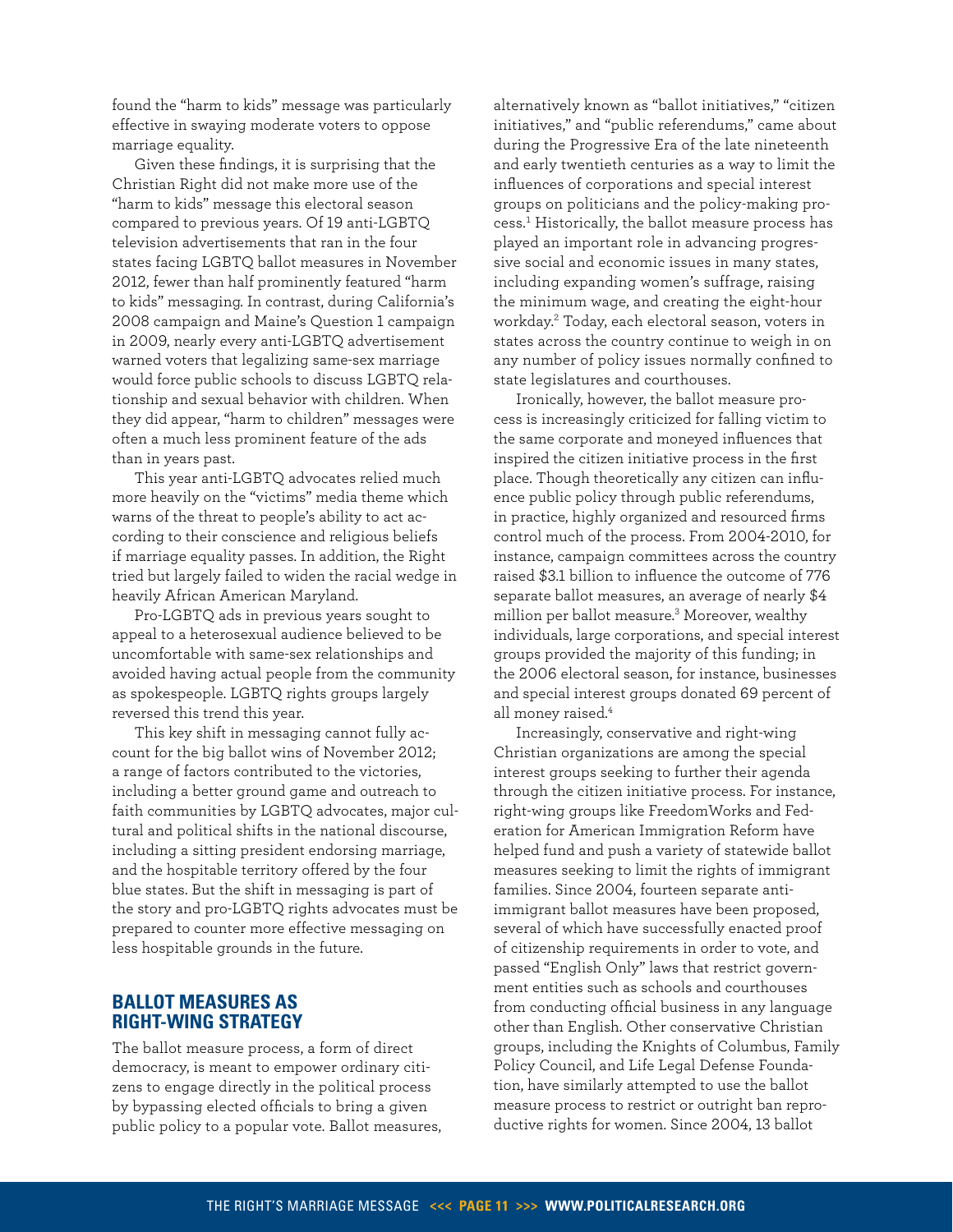found the "harm to kids" message was particularly effective in swaying moderate voters to oppose marriage equality.

Given these findings, it is surprising that the Christian Right did not make more use of the "harm to kids" message this electoral season compared to previous years. Of 19 anti-LGBTQ television advertisements that ran in the four states facing LGBTQ ballot measures in November 2012, fewer than half prominently featured "harm to kids" messaging. In contrast, during California's 2008 campaign and Maine's Question 1 campaign in 2009, nearly every anti-LGBTQ advertisement warned voters that legalizing same-sex marriage would force public schools to discuss LGBTQ relationship and sexual behavior with children. When they did appear, "harm to children" messages were often a much less prominent feature of the ads than in years past.

This year anti-LGBTQ advocates relied much more heavily on the "victims" media theme which warns of the threat to people's ability to act according to their conscience and religious beliefs if marriage equality passes. In addition, the Right tried but largely failed to widen the racial wedge in heavily African American Maryland.

Pro-LGBTQ ads in previous years sought to appeal to a heterosexual audience believed to be uncomfortable with same-sex relationships and avoided having actual people from the community as spokespeople. LGBTQ rights groups largely reversed this trend this year.

This key shift in messaging cannot fully account for the big ballot wins of November 2012; a range of factors contributed to the victories, including a better ground game and outreach to faith communities by LGBTQ advocates, major cultural and political shifts in the national discourse, including a sitting president endorsing marriage, and the hospitable territory offered by the four blue states. But the shift in messaging is part of the story and pro-LGBTQ rights advocates must be prepared to counter more effective messaging on less hospitable grounds in the future.

## BALLOT MEASURES AS RIGHT-WING STRATEGY

The ballot measure process, a form of direct democracy, is meant to empower ordinary citizens to engage directly in the political process by bypassing elected officials to bring a given public policy to a popular vote. Ballot measures, alternatively known as "ballot initiatives," "citizen initiatives," and "public referendums," came about during the Progressive Era of the late nineteenth and early twentieth centuries as a way to limit the influences of corporations and special interest groups on politicians and the policy-making process.[1] Historically, the ballot measure process has played an important role in advancing progressive social and economic issues in many states, including expanding women's suffrage, raising the minimum wage, and creating the eight-hour workday.[2] Today, each electoral season, voters in states across the country continue to weigh in on any number of policy issues normally confined to state legislatures and courthouses.

Ironically, however, the ballot measure process is increasingly criticized for falling victim to the same corporate and moneyed influences that inspired the citizen initiative process in the first place. Though theoretically any citizen can influence public policy through public referendums, in practice, highly organized and resourced firms control much of the process. From 2004-2010, for instance, campaign committees across the country raised $3.1 billion to influence the outcome of 776 separate ballot measures, an average of nearly $4 million per ballot measure.[3] Moreover, wealthy individuals, large corporations, and special interest groups provided the majority of this funding; in the 2006 electoral season, for instance, businesses and special interest groups donated 69 percent of all money raised.[4]

Increasingly, conservative and right-wing Christian organizations are among the special interest groups seeking to further their agenda through the citizen initiative process. For instance, right-wing groups like FreedomWorks and Federation for American Immigration Reform have helped fund and push a variety of statewide ballot measures seeking to limit the rights of immigrant families. Since 2004, fourteen separate anti-immigrant ballot measures have been proposed, several of which have successfully enacted proof of citizenship requirements in order to vote, and passed "English Only" laws that restrict government entities such as schools and courthouses from conducting official business in any language other than English. Other conservative Christian groups, including the Knights of Columbus, Family Policy Council, and Life Legal Defense Foundation, have similarly attempted to use the ballot measure process to restrict or outright ban reproductive rights for women. Since 2004, 13 ballot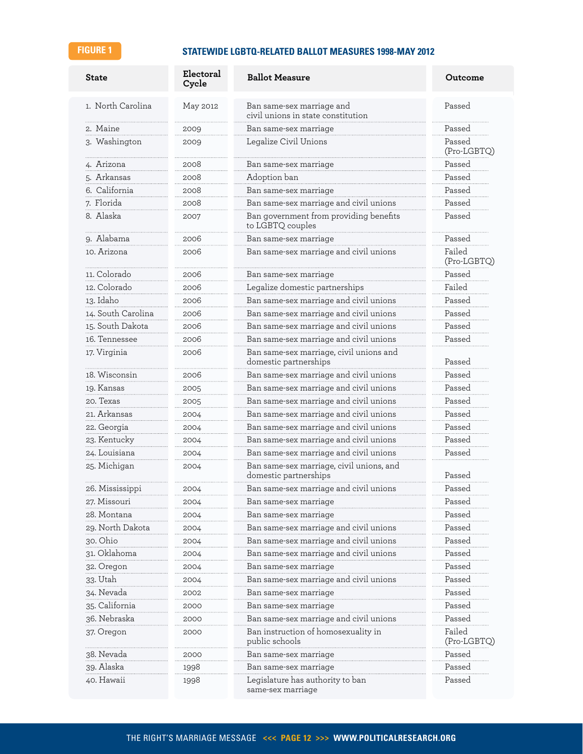**FIGURE 1**

## STATEWIDE LGBTQ-RELATED BALLOT MEASURES 1998-MAY 2012

| State | Electoral Cycle | Ballot Measure | Outcome |
|---|---|---|---|
| 1. North Carolina | May 2012 | Ban same-sex marriage and civil unions in state constitution | Passed |
| 2. Maine | 2009 | Ban same-sex marriage | Passed |
| 3. Washington | 2009 | Legalize Civil Unions | Passed (Pro-LGBTQ) |
| 4. Arizona | 2008 | Ban same-sex marriage | Passed |
| 5. Arkansas | 2008 | Adoption ban | Passed |
| 6. California | 2008 | Ban same-sex marriage | Passed |
| 7. Florida | 2008 | Ban same-sex marriage and civil unions | Passed |
| 8. Alaska | 2007 | Ban government from providing benefits to LGBTQ couples | Passed |
| 9. Alabama | 2006 | Ban same-sex marriage | Passed |
| 10. Arizona | 2006 | Ban same-sex marriage and civil unions | Failed (Pro-LGBTQ) |
| 11. Colorado | 2006 | Ban same-sex marriage | Passed |
| 12. Colorado | 2006 | Legalize domestic partnerships | Failed |
| 13. Idaho | 2006 | Ban same-sex marriage and civil unions | Passed |
| 14. South Carolina | 2006 | Ban same-sex marriage and civil unions | Passed |
| 15. South Dakota | 2006 | Ban same-sex marriage and civil unions | Passed |
| 16. Tennessee | 2006 | Ban same-sex marriage and civil unions | Passed |
| 17. Virginia | 2006 | Ban same-sex marriage, civil unions and domestic partnerships | Passed |
| 18. Wisconsin | 2006 | Ban same-sex marriage and civil unions | Passed |
| 19. Kansas | 2005 | Ban same-sex marriage and civil unions | Passed |
| 20. Texas | 2005 | Ban same-sex marriage and civil unions | Passed |
| 21. Arkansas | 2004 | Ban same-sex marriage and civil unions | Passed |
| 22. Georgia | 2004 | Ban same-sex marriage and civil unions | Passed |
| 23. Kentucky | 2004 | Ban same-sex marriage and civil unions | Passed |
| 24. Louisiana | 2004 | Ban same-sex marriage and civil unions | Passed |
| 25. Michigan | 2004 | Ban same-sex marriage, civil unions, and domestic partnerships | Passed |
| 26. Mississippi | 2004 | Ban same-sex marriage and civil unions | Passed |
| 27. Missouri | 2004 | Ban same-sex marriage | Passed |
| 28. Montana | 2004 | Ban same-sex marriage | Passed |
| 29. North Dakota | 2004 | Ban same-sex marriage and civil unions | Passed |
| 30. Ohio | 2004 | Ban same-sex marriage and civil unions | Passed |
| 31. Oklahoma | 2004 | Ban same-sex marriage and civil unions | Passed |
| 32. Oregon | 2004 | Ban same-sex marriage | Passed |
| 33. Utah | 2004 | Ban same-sex marriage and civil unions | Passed |
| 34. Nevada | 2002 | Ban same-sex marriage | Passed |
| 35. California | 2000 | Ban same-sex marriage | Passed |
| 36. Nebraska | 2000 | Ban same-sex marriage and civil unions | Passed |
| 37. Oregon | 2000 | Ban instruction of homosexuality in public schools | Failed (Pro-LGBTQ) |
| 38. Nevada | 2000 | Ban same-sex marriage | Passed |
| 39. Alaska | 1998 | Ban same-sex marriage | Passed |
| 40. Hawaii | 1998 | Legislature has authority to ban same-sex marriage | Passed |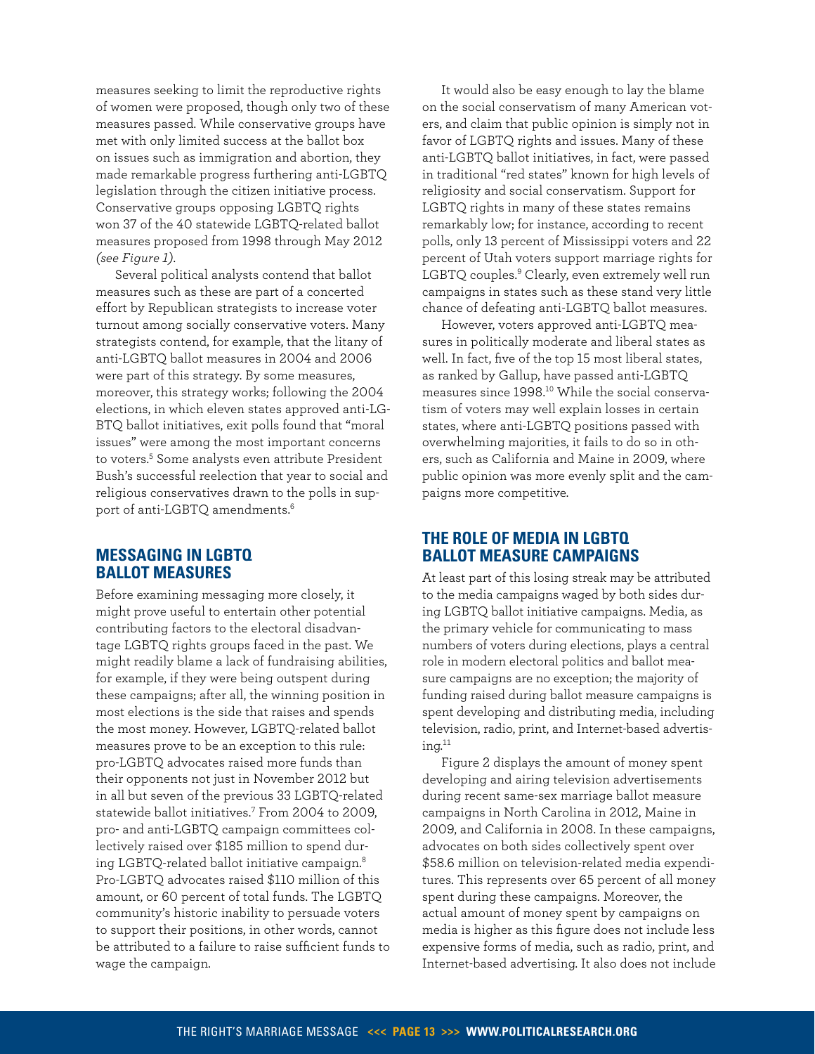measures seeking to limit the reproductive rights of women were proposed, though only two of these measures passed. While conservative groups have met with only limited success at the ballot box on issues such as immigration and abortion, they made remarkable progress furthering anti-LGBTQ legislation through the citizen initiative process. Conservative groups opposing LGBTQ rights won 37 of the 40 statewide LGBTQ-related ballot measures proposed from 1998 through May 2012 *(see Figure 1)*.

Several political analysts contend that ballot measures such as these are part of a concerted effort by Republican strategists to increase voter turnout among socially conservative voters. Many strategists contend, for example, that the litany of anti-LGBTQ ballot measures in 2004 and 2006 were part of this strategy. By some measures, moreover, this strategy works; following the 2004 elections, in which eleven states approved anti-LGBTQ ballot initiatives, exit polls found that "moral issues" were among the most important concerns to voters.[5] Some analysts even attribute President Bush's successful reelection that year to social and religious conservatives drawn to the polls in support of anti-LGBTQ amendments.[6]

## MESSAGING IN LGBTQ BALLOT MEASURES

Before examining messaging more closely, it might prove useful to entertain other potential contributing factors to the electoral disadvantage LGBTQ rights groups faced in the past. We might readily blame a lack of fundraising abilities, for example, if they were being outspent during these campaigns; after all, the winning position in most elections is the side that raises and spends the most money. However, LGBTQ-related ballot measures prove to be an exception to this rule: pro-LGBTQ advocates raised more funds than their opponents not just in November 2012 but in all but seven of the previous 33 LGBTQ-related statewide ballot initiatives.[7] From 2004 to 2009, pro- and anti-LGBTQ campaign committees collectively raised over $185 million to spend during LGBTQ-related ballot initiative campaign.[8] Pro-LGBTQ advocates raised $110 million of this amount, or 60 percent of total funds. The LGBTQ community's historic inability to persuade voters to support their positions, in other words, cannot be attributed to a failure to raise sufficient funds to wage the campaign.

It would also be easy enough to lay the blame on the social conservatism of many American voters, and claim that public opinion is simply not in favor of LGBTQ rights and issues. Many of these anti-LGBTQ ballot initiatives, in fact, were passed in traditional "red states" known for high levels of religiosity and social conservatism. Support for LGBTQ rights in many of these states remains remarkably low; for instance, according to recent polls, only 13 percent of Mississippi voters and 22 percent of Utah voters support marriage rights for LGBTQ couples.[9] Clearly, even extremely well run campaigns in states such as these stand very little chance of defeating anti-LGBTQ ballot measures.

However, voters approved anti-LGBTQ measures in politically moderate and liberal states as well. In fact, five of the top 15 most liberal states, as ranked by Gallup, have passed anti-LGBTQ measures since 1998.[10] While the social conservatism of voters may well explain losses in certain states, where anti-LGBTQ positions passed with overwhelming majorities, it fails to do so in others, such as California and Maine in 2009, where public opinion was more evenly split and the campaigns more competitive.

## THE ROLE OF MEDIA IN LGBTQ BALLOT MEASURE CAMPAIGNS

At least part of this losing streak may be attributed to the media campaigns waged by both sides during LGBTQ ballot initiative campaigns. Media, as the primary vehicle for communicating to mass numbers of voters during elections, plays a central role in modern electoral politics and ballot measure campaigns are no exception; the majority of funding raised during ballot measure campaigns is spent developing and distributing media, including television, radio, print, and Internet-based advertising.[11]

Figure 2 displays the amount of money spent developing and airing television advertisements during recent same-sex marriage ballot measure campaigns in North Carolina in 2012, Maine in 2009, and California in 2008. In these campaigns, advocates on both sides collectively spent over $58.6 million on television-related media expenditures. This represents over 65 percent of all money spent during these campaigns. Moreover, the actual amount of money spent by campaigns on media is higher as this figure does not include less expensive forms of media, such as radio, print, and Internet-based advertising. It also does not include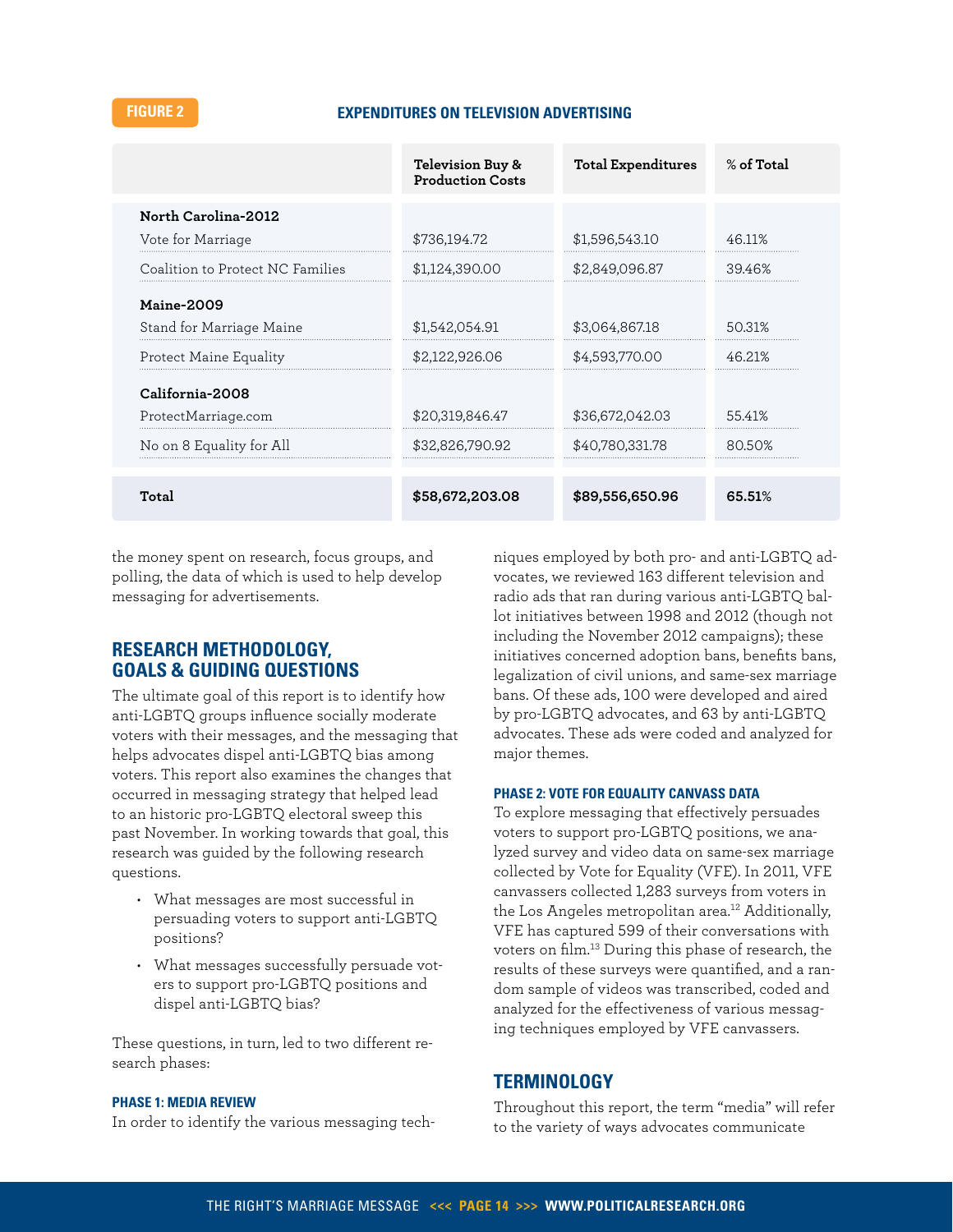**FIGURE 2** EXPENDITURES ON TELEVISION ADVERTISING

| | Television Buy & Production Costs | Total Expenditures | % of Total |
|---|---|---|---|
| **North Carolina-2012** | | | |
| Vote for Marriage | $736,194.72 | $1,596,543.10 | 46.11% |
| Coalition to Protect NC Families | $1,124,390.00 | $2,849,096.87 | 39.46% |
| **Maine-2009** | | | |
| Stand for Marriage Maine | $1,542,054.91 | $3,064,867.18 | 50.31% |
| Protect Maine Equality | $2,122,926.06 | $4,593,770.00 | 46.21% |
| **California-2008** | | | |
| ProtectMarriage.com | $20,319,846.47 | $36,672,042.03 | 55.41% |
| No on 8 Equality for All | $32,826,790.92 | $40,780,331.78 | 80.50% |
| **Total** | **$58,672,203.08** | **$89,556,650.96** | **65.51%** |

the money spent on research, focus groups, and polling, the data of which is used to help develop messaging for advertisements.

## RESEARCH METHODOLOGY, GOALS & GUIDING QUESTIONS

The ultimate goal of this report is to identify how anti-LGBTQ groups influence socially moderate voters with their messages, and the messaging that helps advocates dispel anti-LGBTQ bias among voters. This report also examines the changes that occurred in messaging strategy that helped lead to an historic pro-LGBTQ electoral sweep this past November. In working towards that goal, this research was guided by the following research questions.

- What messages are most successful in persuading voters to support anti-LGBTQ positions?
- What messages successfully persuade voters to support pro-LGBTQ positions and dispel anti-LGBTQ bias?

These questions, in turn, led to two different research phases:

### PHASE 1: MEDIA REVIEW

In order to identify the various messaging techniques employed by both pro- and anti-LGBTQ advocates, we reviewed 163 different television and radio ads that ran during various anti-LGBTQ ballot initiatives between 1998 and 2012 (though not including the November 2012 campaigns); these initiatives concerned adoption bans, benefits bans, legalization of civil unions, and same-sex marriage bans. Of these ads, 100 were developed and aired by pro-LGBTQ advocates, and 63 by anti-LGBTQ advocates. These ads were coded and analyzed for major themes.

### PHASE 2: VOTE FOR EQUALITY CANVASS DATA

To explore messaging that effectively persuades voters to support pro-LGBTQ positions, we analyzed survey and video data on same-sex marriage collected by Vote for Equality (VFE). In 2011, VFE canvassers collected 1,283 surveys from voters in the Los Angeles metropolitan area.[12] Additionally, VFE has captured 599 of their conversations with voters on film.[13] During this phase of research, the results of these surveys were quantified, and a random sample of videos was transcribed, coded and analyzed for the effectiveness of various messaging techniques employed by VFE canvassers.

## TERMINOLOGY

Throughout this report, the term "media" will refer to the variety of ways advocates communicate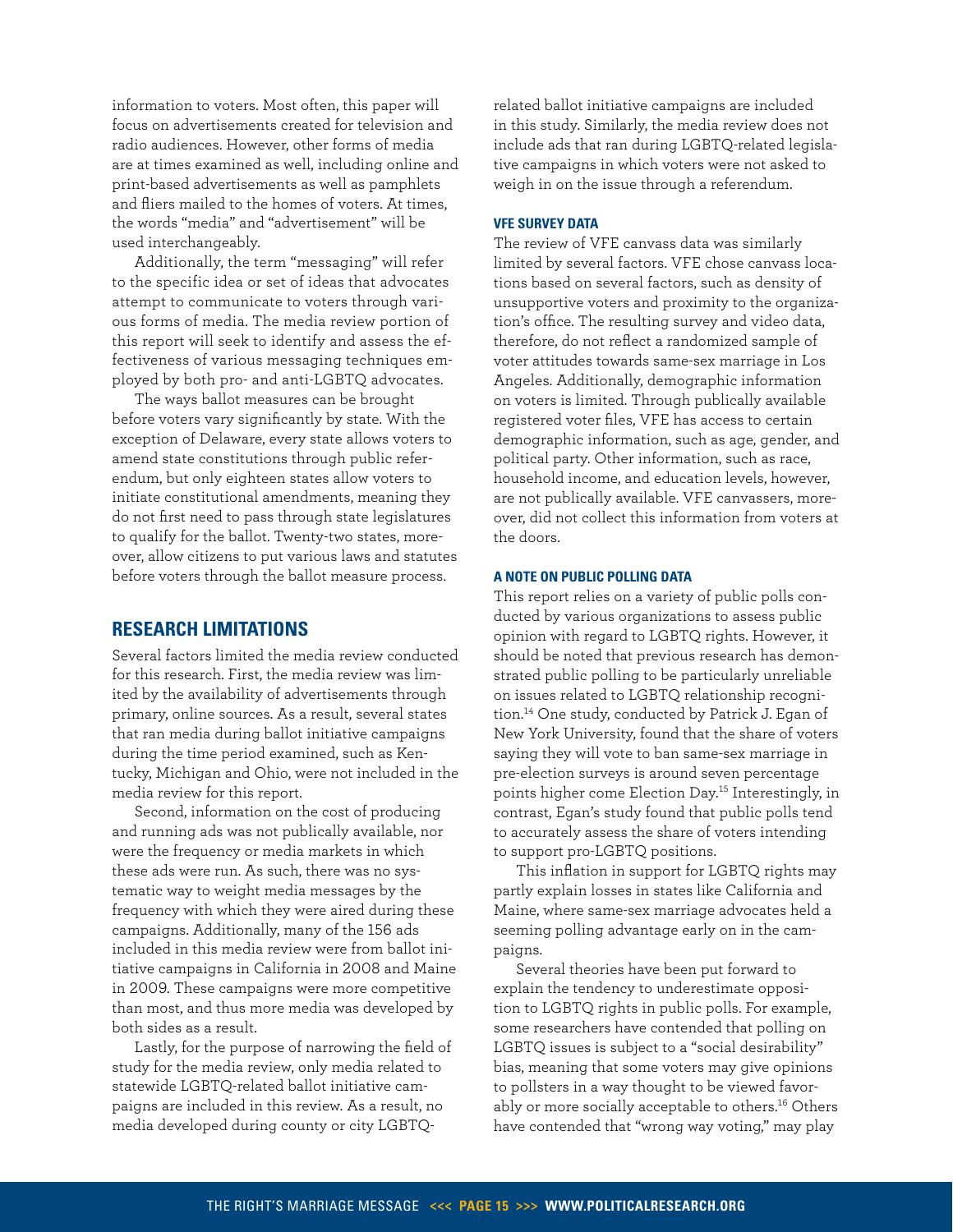information to voters. Most often, this paper will focus on advertisements created for television and radio audiences. However, other forms of media are at times examined as well, including online and print-based advertisements as well as pamphlets and fliers mailed to the homes of voters. At times, the words "media" and "advertisement" will be used interchangeably.

Additionally, the term "messaging" will refer to the specific idea or set of ideas that advocates attempt to communicate to voters through various forms of media. The media review portion of this report will seek to identify and assess the effectiveness of various messaging techniques employed by both pro- and anti-LGBTQ advocates.

The ways ballot measures can be brought before voters vary significantly by state. With the exception of Delaware, every state allows voters to amend state constitutions through public referendum, but only eighteen states allow voters to initiate constitutional amendments, meaning they do not first need to pass through state legislatures to qualify for the ballot. Twenty-two states, moreover, allow citizens to put various laws and statutes before voters through the ballot measure process.

## RESEARCH LIMITATIONS

Several factors limited the media review conducted for this research. First, the media review was limited by the availability of advertisements through primary, online sources. As a result, several states that ran media during ballot initiative campaigns during the time period examined, such as Kentucky, Michigan and Ohio, were not included in the media review for this report.

Second, information on the cost of producing and running ads was not publically available, nor were the frequency or media markets in which these ads were run. As such, there was no systematic way to weight media messages by the frequency with which they were aired during these campaigns. Additionally, many of the 156 ads included in this media review were from ballot initiative campaigns in California in 2008 and Maine in 2009. These campaigns were more competitive than most, and thus more media was developed by both sides as a result.

Lastly, for the purpose of narrowing the field of study for the media review, only media related to statewide LGBTQ-related ballot initiative campaigns are included in this review. As a result, no media developed during county or city LGBTQ-related ballot initiative campaigns are included in this study. Similarly, the media review does not include ads that ran during LGBTQ-related legislative campaigns in which voters were not asked to weigh in on the issue through a referendum.

### VFE SURVEY DATA

The review of VFE canvass data was similarly limited by several factors. VFE chose canvass locations based on several factors, such as density of unsupportive voters and proximity to the organization's office. The resulting survey and video data, therefore, do not reflect a randomized sample of voter attitudes towards same-sex marriage in Los Angeles. Additionally, demographic information on voters is limited. Through publically available registered voter files, VFE has access to certain demographic information, such as age, gender, and political party. Other information, such as race, household income, and education levels, however, are not publically available. VFE canvassers, moreover, did not collect this information from voters at the doors.

### A NOTE ON PUBLIC POLLING DATA

This report relies on a variety of public polls conducted by various organizations to assess public opinion with regard to LGBTQ rights. However, it should be noted that previous research has demonstrated public polling to be particularly unreliable on issues related to LGBTQ relationship recognition.[14] One study, conducted by Patrick J. Egan of New York University, found that the share of voters saying they will vote to ban same-sex marriage in pre-election surveys is around seven percentage points higher come Election Day.[15] Interestingly, in contrast, Egan's study found that public polls tend to accurately assess the share of voters intending to support pro-LGBTQ positions.

This inflation in support for LGBTQ rights may partly explain losses in states like California and Maine, where same-sex marriage advocates held a seeming polling advantage early on in the campaigns.

Several theories have been put forward to explain the tendency to underestimate opposition to LGBTQ rights in public polls. For example, some researchers have contended that polling on LGBTQ issues is subject to a "social desirability" bias, meaning that some voters may give opinions to pollsters in a way thought to be viewed favorably or more socially acceptable to others.[16] Others have contended that "wrong way voting," may play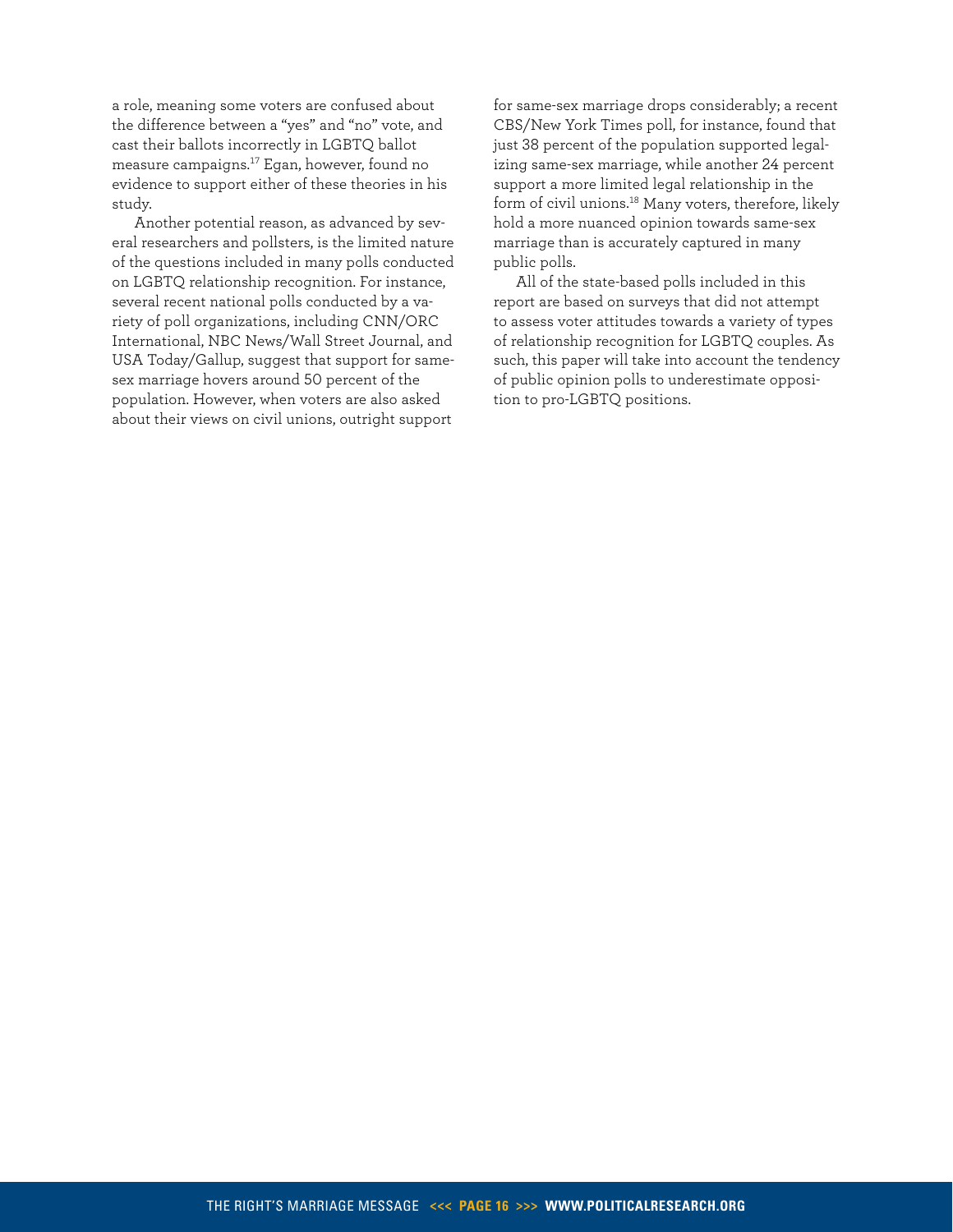a role, meaning some voters are confused about the difference between a "yes" and "no" vote, and cast their ballots incorrectly in LGBTQ ballot measure campaigns.[17] Egan, however, found no evidence to support either of these theories in his study.

Another potential reason, as advanced by several researchers and pollsters, is the limited nature of the questions included in many polls conducted on LGBTQ relationship recognition. For instance, several recent national polls conducted by a variety of poll organizations, including CNN/ORC International, NBC News/Wall Street Journal, and USA Today/Gallup, suggest that support for same-sex marriage hovers around 50 percent of the population. However, when voters are also asked about their views on civil unions, outright support for same-sex marriage drops considerably; a recent CBS/New York Times poll, for instance, found that just 38 percent of the population supported legalizing same-sex marriage, while another 24 percent support a more limited legal relationship in the form of civil unions.[18] Many voters, therefore, likely hold a more nuanced opinion towards same-sex marriage than is accurately captured in many public polls.

All of the state-based polls included in this report are based on surveys that did not attempt to assess voter attitudes towards a variety of types of relationship recognition for LGBTQ couples. As such, this paper will take into account the tendency of public opinion polls to underestimate opposition to pro-LGBTQ positions.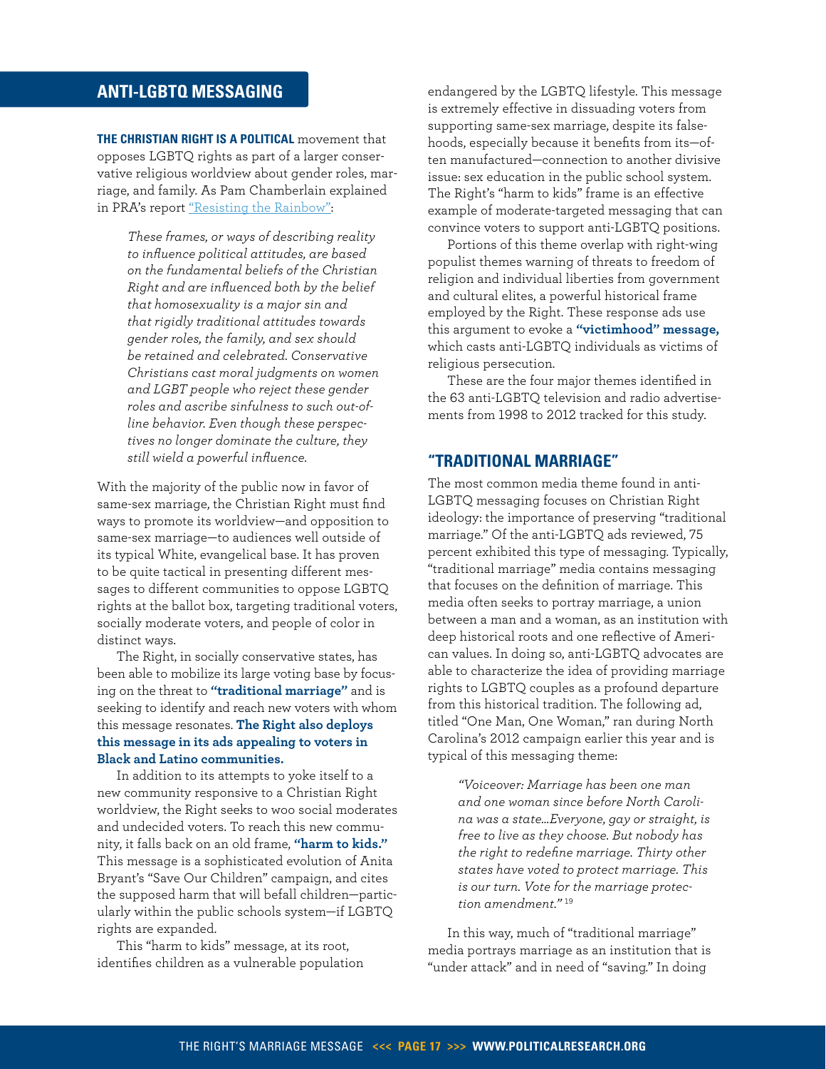## ANTI-LGBTQ MESSAGING

**THE CHRISTIAN RIGHT IS A POLITICAL** movement that opposes LGBTQ rights as part of a larger conservative religious worldview about gender roles, marriage, and family. As Pam Chamberlain explained in PRA's report "Resisting the Rainbow":

> *These frames, or ways of describing reality to influence political attitudes, are based on the fundamental beliefs of the Christian Right and are influenced both by the belief that homosexuality is a major sin and that rigidly traditional attitudes towards gender roles, the family, and sex should be retained and celebrated. Conservative Christians cast moral judgments on women and LGBT people who reject these gender roles and ascribe sinfulness to such out-of-line behavior. Even though these perspectives no longer dominate the culture, they still wield a powerful influence.*

With the majority of the public now in favor of same-sex marriage, the Christian Right must find ways to promote its worldview—and opposition to same-sex marriage—to audiences well outside of its typical White, evangelical base. It has proven to be quite tactical in presenting different messages to different communities to oppose LGBTQ rights at the ballot box, targeting traditional voters, socially moderate voters, and people of color in distinct ways.

The Right, in socially conservative states, has been able to mobilize its large voting base by focusing on the threat to **"traditional marriage"** and is seeking to identify and reach new voters with whom this message resonates. **The Right also deploys this message in its ads appealing to voters in Black and Latino communities.**

In addition to its attempts to yoke itself to a new community responsive to a Christian Right worldview, the Right seeks to woo social moderates and undecided voters. To reach this new community, it falls back on an old frame, **"harm to kids."** This message is a sophisticated evolution of Anita Bryant's "Save Our Children" campaign, and cites the supposed harm that will befall children—particularly within the public schools system—if LGBTQ rights are expanded.

This "harm to kids" message, at its root, identifies children as a vulnerable population endangered by the LGBTQ lifestyle. This message is extremely effective in dissuading voters from supporting same-sex marriage, despite its falsehoods, especially because it benefits from its—often manufactured—connection to another divisive issue: sex education in the public school system. The Right's "harm to kids" frame is an effective example of moderate-targeted messaging that can convince voters to support anti-LGBTQ positions.

Portions of this theme overlap with right-wing populist themes warning of threats to freedom of religion and individual liberties from government and cultural elites, a powerful historical frame employed by the Right. These response ads use this argument to evoke a **"victimhood" message,** which casts anti-LGBTQ individuals as victims of religious persecution.

These are the four major themes identified in the 63 anti-LGBTQ television and radio advertisements from 1998 to 2012 tracked for this study.

## "TRADITIONAL MARRIAGE"

The most common media theme found in anti-LGBTQ messaging focuses on Christian Right ideology: the importance of preserving "traditional marriage." Of the anti-LGBTQ ads reviewed, 75 percent exhibited this type of messaging. Typically, "traditional marriage" media contains messaging that focuses on the definition of marriage. This media often seeks to portray marriage, a union between a man and a woman, as an institution with deep historical roots and one reflective of American values. In doing so, anti-LGBTQ advocates are able to characterize the idea of providing marriage rights to LGBTQ couples as a profound departure from this historical tradition. The following ad, titled "One Man, One Woman," ran during North Carolina's 2012 campaign earlier this year and is typical of this messaging theme:

> *"Voiceover: Marriage has been one man and one woman since before North Carolina was a state…Everyone, gay or straight, is free to live as they choose. But nobody has the right to redefine marriage. Thirty other states have voted to protect marriage. This is our turn. Vote for the marriage protection amendment."* [19]

In this way, much of "traditional marriage" media portrays marriage as an institution that is "under attack" and in need of "saving." In doing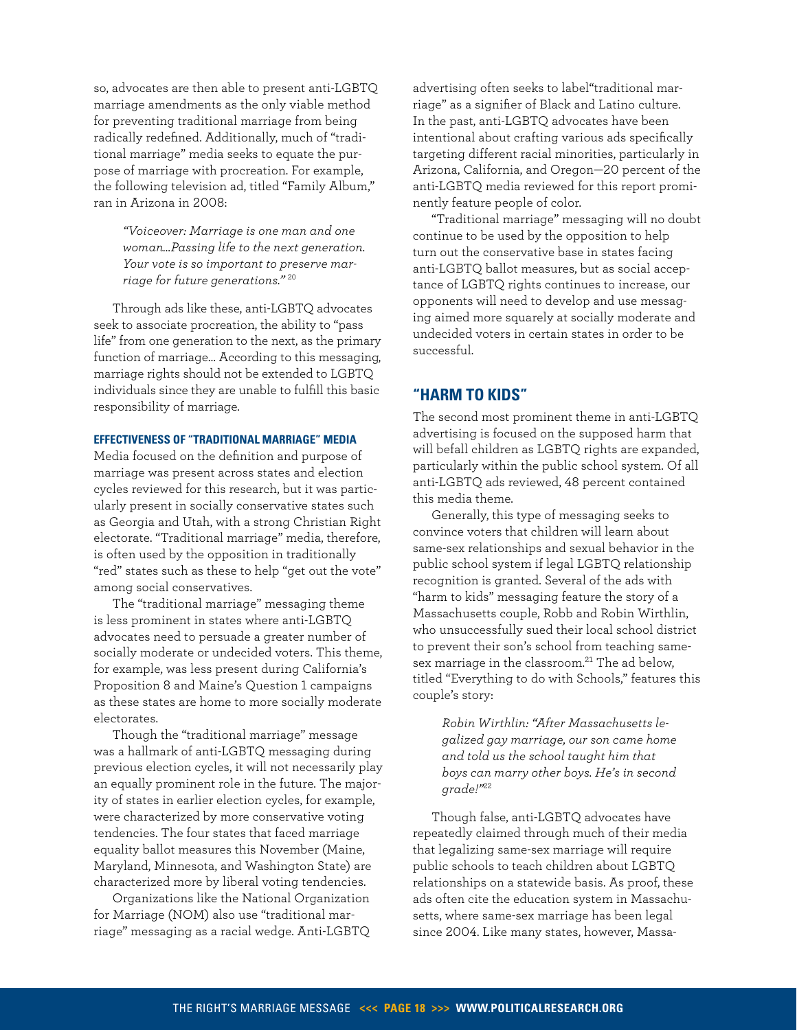so, advocates are then able to present anti-LGBTQ marriage amendments as the only viable method for preventing traditional marriage from being radically redefined. Additionally, much of "traditional marriage" media seeks to equate the purpose of marriage with procreation. For example, the following television ad, titled "Family Album," ran in Arizona in 2008:

> *"Voiceover: Marriage is one man and one woman…Passing life to the next generation. Your vote is so important to preserve marriage for future generations."* [20]

Through ads like these, anti-LGBTQ advocates seek to associate procreation, the ability to "pass life" from one generation to the next, as the primary function of marriage… According to this messaging, marriage rights should not be extended to LGBTQ individuals since they are unable to fulfill this basic responsibility of marriage.

#### EFFECTIVENESS OF "TRADITIONAL MARRIAGE" MEDIA

Media focused on the definition and purpose of marriage was present across states and election cycles reviewed for this research, but it was particularly present in socially conservative states such as Georgia and Utah, with a strong Christian Right electorate. "Traditional marriage" media, therefore, is often used by the opposition in traditionally "red" states such as these to help "get out the vote" among social conservatives.

The "traditional marriage" messaging theme is less prominent in states where anti-LGBTQ advocates need to persuade a greater number of socially moderate or undecided voters. This theme, for example, was less present during California's Proposition 8 and Maine's Question 1 campaigns as these states are home to more socially moderate electorates.

Though the "traditional marriage" message was a hallmark of anti-LGBTQ messaging during previous election cycles, it will not necessarily play an equally prominent role in the future. The majority of states in earlier election cycles, for example, were characterized by more conservative voting tendencies. The four states that faced marriage equality ballot measures this November (Maine, Maryland, Minnesota, and Washington State) are characterized more by liberal voting tendencies.

Organizations like the National Organization for Marriage (NOM) also use "traditional marriage" messaging as a racial wedge. Anti-LGBTQ advertising often seeks to label"traditional marriage" as a signifier of Black and Latino culture. In the past, anti-LGBTQ advocates have been intentional about crafting various ads specifically targeting different racial minorities, particularly in Arizona, California, and Oregon—20 percent of the anti-LGBTQ media reviewed for this report prominently feature people of color.

"Traditional marriage" messaging will no doubt continue to be used by the opposition to help turn out the conservative base in states facing anti-LGBTQ ballot measures, but as social acceptance of LGBTQ rights continues to increase, our opponents will need to develop and use messaging aimed more squarely at socially moderate and undecided voters in certain states in order to be successful.

### "HARM TO KIDS"

The second most prominent theme in anti-LGBTQ advertising is focused on the supposed harm that will befall children as LGBTQ rights are expanded, particularly within the public school system. Of all anti-LGBTQ ads reviewed, 48 percent contained this media theme.

Generally, this type of messaging seeks to convince voters that children will learn about same-sex relationships and sexual behavior in the public school system if legal LGBTQ relationship recognition is granted. Several of the ads with "harm to kids" messaging feature the story of a Massachusetts couple, Robb and Robin Wirthlin, who unsuccessfully sued their local school district to prevent their son's school from teaching same-sex marriage in the classroom.[21] The ad below, titled "Everything to do with Schools," features this couple's story:

> *Robin Wirthlin: "After Massachusetts legalized gay marriage, our son came home and told us the school taught him that boys can marry other boys. He's in second grade!"*[22]

Though false, anti-LGBTQ advocates have repeatedly claimed through much of their media that legalizing same-sex marriage will require public schools to teach children about LGBTQ relationships on a statewide basis. As proof, these ads often cite the education system in Massachusetts, where same-sex marriage has been legal since 2004. Like many states, however, Massa-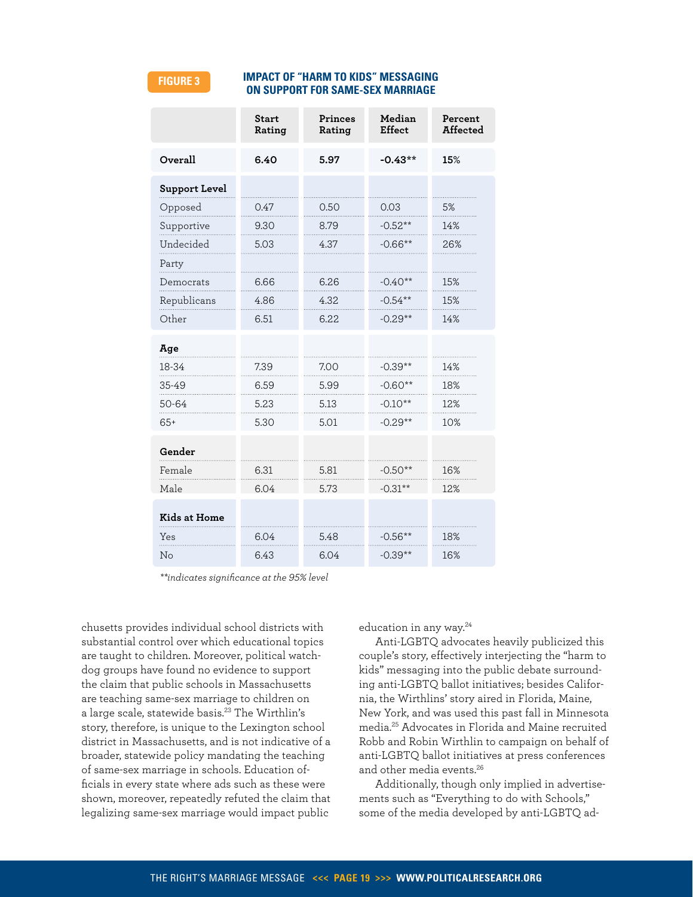**FIGURE 3** **IMPACT OF "HARM TO KIDS" MESSAGING ON SUPPORT FOR SAME-SEX MARRIAGE**

| | Start Rating | Princes Rating | Median Effect | Percent Affected |
|---|---|---|---|---|
| **Overall** | **6.40** | **5.97** | **-0.43**** | **15%** |
| **Support Level** | | | | |
| Opposed | 0.47 | 0.50 | 0.03 | 5% |
| Supportive | 9.30 | 8.79 | -0.52** | 14% |
| Undecided | 5.03 | 4.37 | -0.66** | 26% |
| Party | | | | |
| Democrats | 6.66 | 6.26 | -0.40** | 15% |
| Republicans | 4.86 | 4.32 | -0.54** | 15% |
| Other | 6.51 | 6.22 | -0.29** | 14% |
| **Age** | | | | |
| 18-34 | 7.39 | 7.00 | -0.39** | 14% |
| 35-49 | 6.59 | 5.99 | -0.60** | 18% |
| 50-64 | 5.23 | 5.13 | -0.10** | 12% |
| 65+ | 5.30 | 5.01 | -0.29** | 10% |
| **Gender** | | | | |
| Female | 6.31 | 5.81 | -0.50** | 16% |
| Male | 6.04 | 5.73 | -0.31** | 12% |
| **Kids at Home** | | | | |
| Yes | 6.04 | 5.48 | -0.56** | 18% |
| No | 6.43 | 6.04 | -0.39** | 16% |

*\*\*indicates significance at the 95% level*

chusetts provides individual school districts with substantial control over which educational topics are taught to children. Moreover, political watchdog groups have found no evidence to support the claim that public schools in Massachusetts are teaching same-sex marriage to children on a large scale, statewide basis.[23] The Wirthlin's story, therefore, is unique to the Lexington school district in Massachusetts, and is not indicative of a broader, statewide policy mandating the teaching of same-sex marriage in schools. Education officials in every state where ads such as these were shown, moreover, repeatedly refuted the claim that legalizing same-sex marriage would impact public education in any way.[24]

Anti-LGBTQ advocates heavily publicized this couple's story, effectively interjecting the "harm to kids" messaging into the public debate surrounding anti-LGBTQ ballot initiatives; besides California, the Wirthlins' story aired in Florida, Maine, New York, and was used this past fall in Minnesota media.[25] Advocates in Florida and Maine recruited Robb and Robin Wirthlin to campaign on behalf of anti-LGBTQ ballot initiatives at press conferences and other media events.[26]

Additionally, though only implied in advertisements such as "Everything to do with Schools," some of the media developed by anti-LGBTQ ad-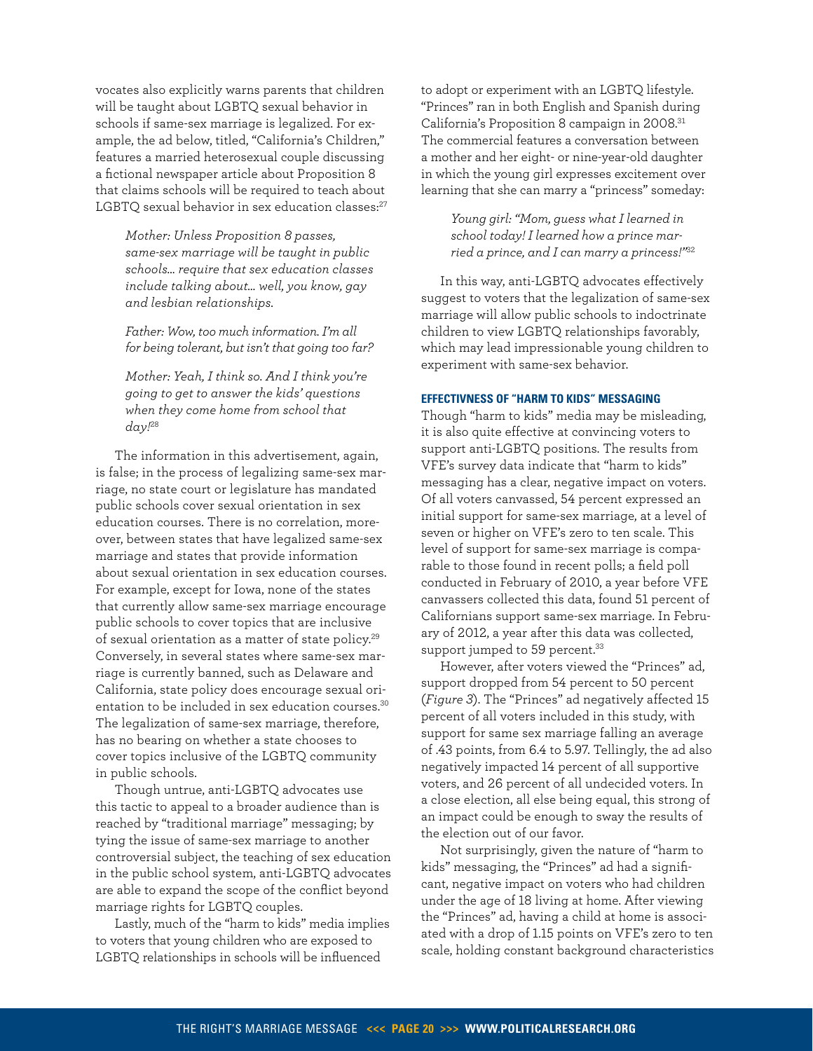vocates also explicitly warns parents that children will be taught about LGBTQ sexual behavior in schools if same-sex marriage is legalized. For example, the ad below, titled, "California's Children," features a married heterosexual couple discussing a fictional newspaper article about Proposition 8 that claims schools will be required to teach about LGBTQ sexual behavior in sex education classes:[27]

> *Mother: Unless Proposition 8 passes, same-sex marriage will be taught in public schools... require that sex education classes include talking about... well, you know, gay and lesbian relationships.*
>
> *Father: Wow, too much information. I'm all for being tolerant, but isn't that going too far?*
>
> *Mother: Yeah, I think so. And I think you're going to get to answer the kids' questions when they come home from school that day!*[28]

The information in this advertisement, again, is false; in the process of legalizing same-sex marriage, no state court or legislature has mandated public schools cover sexual orientation in sex education courses. There is no correlation, moreover, between states that have legalized same-sex marriage and states that provide information about sexual orientation in sex education courses. For example, except for Iowa, none of the states that currently allow same-sex marriage encourage public schools to cover topics that are inclusive of sexual orientation as a matter of state policy.[29] Conversely, in several states where same-sex marriage is currently banned, such as Delaware and California, state policy does encourage sexual orientation to be included in sex education courses.[30] The legalization of same-sex marriage, therefore, has no bearing on whether a state chooses to cover topics inclusive of the LGBTQ community in public schools.

Though untrue, anti-LGBTQ advocates use this tactic to appeal to a broader audience than is reached by "traditional marriage" messaging; by tying the issue of same-sex marriage to another controversial subject, the teaching of sex education in the public school system, anti-LGBTQ advocates are able to expand the scope of the conflict beyond marriage rights for LGBTQ couples.

Lastly, much of the "harm to kids" media implies to voters that young children who are exposed to LGBTQ relationships in schools will be influenced to adopt or experiment with an LGBTQ lifestyle. "Princes" ran in both English and Spanish during California's Proposition 8 campaign in 2008.[31] The commercial features a conversation between a mother and her eight- or nine-year-old daughter in which the young girl expresses excitement over learning that she can marry a "princess" someday:

> *Young girl: "Mom, guess what I learned in school today! I learned how a prince married a prince, and I can marry a princess!"*[32]

In this way, anti-LGBTQ advocates effectively suggest to voters that the legalization of same-sex marriage will allow public schools to indoctrinate children to view LGBTQ relationships favorably, which may lead impressionable young children to experiment with same-sex behavior.

### EFFECTIVNESS OF "HARM TO KIDS" MESSAGING

Though "harm to kids" media may be misleading, it is also quite effective at convincing voters to support anti-LGBTQ positions. The results from VFE's survey data indicate that "harm to kids" messaging has a clear, negative impact on voters. Of all voters canvassed, 54 percent expressed an initial support for same-sex marriage, at a level of seven or higher on VFE's zero to ten scale. This level of support for same-sex marriage is comparable to those found in recent polls; a field poll conducted in February of 2010, a year before VFE canvassers collected this data, found 51 percent of Californians support same-sex marriage. In February of 2012, a year after this data was collected, support jumped to 59 percent.[33]

However, after voters viewed the "Princes" ad, support dropped from 54 percent to 50 percent (*Figure 3*). The "Princes" ad negatively affected 15 percent of all voters included in this study, with support for same sex marriage falling an average of .43 points, from 6.4 to 5.97. Tellingly, the ad also negatively impacted 14 percent of all supportive voters, and 26 percent of all undecided voters. In a close election, all else being equal, this strong of an impact could be enough to sway the results of the election out of our favor.

Not surprisingly, given the nature of "harm to kids" messaging, the "Princes" ad had a significant, negative impact on voters who had children under the age of 18 living at home. After viewing the "Princes" ad, having a child at home is associated with a drop of 1.15 points on VFE's zero to ten scale, holding constant background characteristics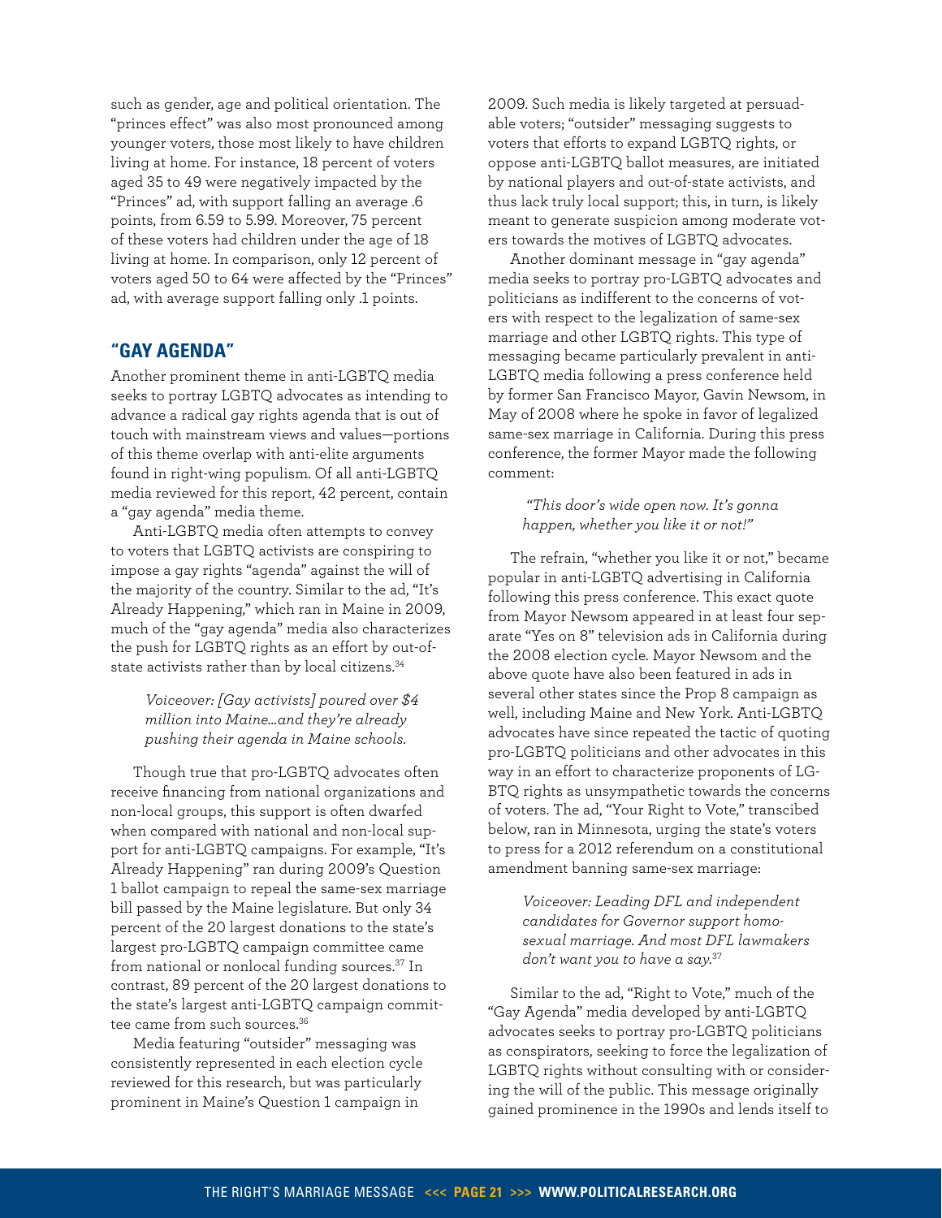such as gender, age and political orientation. The "princes effect" was also most pronounced among younger voters, those most likely to have children living at home. For instance, 18 percent of voters aged 35 to 49 were negatively impacted by the "Princes" ad, with support falling an average .6 points, from 6.59 to 5.99. Moreover, 75 percent of these voters had children under the age of 18 living at home. In comparison, only 12 percent of voters aged 50 to 64 were affected by the "Princes" ad, with average support falling only .1 points.

## "GAY AGENDA"

Another prominent theme in anti-LGBTQ media seeks to portray LGBTQ advocates as intending to advance a radical gay rights agenda that is out of touch with mainstream views and values—portions of this theme overlap with anti-elite arguments found in right-wing populism. Of all anti-LGBTQ media reviewed for this report, 42 percent, contain a "gay agenda" media theme.

Anti-LGBTQ media often attempts to convey to voters that LGBTQ activists are conspiring to impose a gay rights "agenda" against the will of the majority of the country. Similar to the ad, "It's Already Happening," which ran in Maine in 2009, much of the "gay agenda" media also characterizes the push for LGBTQ rights as an effort by out-of-state activists rather than by local citizens.[34]

> *Voiceover: [Gay activists] poured over $4 million into Maine...and they're already pushing their agenda in Maine schools.*

Though true that pro-LGBTQ advocates often receive financing from national organizations and non-local groups, this support is often dwarfed when compared with national and non-local support for anti-LGBTQ campaigns. For example, "It's Already Happening" ran during 2009's Question 1 ballot campaign to repeal the same-sex marriage bill passed by the Maine legislature. But only 34 percent of the 20 largest donations to the state's largest pro-LGBTQ campaign committee came from national or nonlocal funding sources.[37] In contrast, 89 percent of the 20 largest donations to the state's largest anti-LGBTQ campaign committee came from such sources.[36]

Media featuring "outsider" messaging was consistently represented in each election cycle reviewed for this research, but was particularly prominent in Maine's Question 1 campaign in 2009. Such media is likely targeted at persuadable voters; "outsider" messaging suggests to voters that efforts to expand LGBTQ rights, or oppose anti-LGBTQ ballot measures, are initiated by national players and out-of-state activists, and thus lack truly local support; this, in turn, is likely meant to generate suspicion among moderate voters towards the motives of LGBTQ advocates.

Another dominant message in "gay agenda" media seeks to portray pro-LGBTQ advocates and politicians as indifferent to the concerns of voters with respect to the legalization of same-sex marriage and other LGBTQ rights. This type of messaging became particularly prevalent in anti-LGBTQ media following a press conference held by former San Francisco Mayor, Gavin Newsom, in May of 2008 where he spoke in favor of legalized same-sex marriage in California. During this press conference, the former Mayor made the following comment:

> *"This door's wide open now. It's gonna happen, whether you like it or not!"*

The refrain, "whether you like it or not," became popular in anti-LGBTQ advertising in California following this press conference. This exact quote from Mayor Newsom appeared in at least four separate "Yes on 8" television ads in California during the 2008 election cycle. Mayor Newsom and the above quote have also been featured in ads in several other states since the Prop 8 campaign as well, including Maine and New York. Anti-LGBTQ advocates have since repeated the tactic of quoting pro-LGBTQ politicians and other advocates in this way in an effort to characterize proponents of LGBTQ rights as unsympathetic towards the concerns of voters. The ad, "Your Right to Vote," transcibed below, ran in Minnesota, urging the state's voters to press for a 2012 referendum on a constitutional amendment banning same-sex marriage:

> *Voiceover: Leading DFL and independent candidates for Governor support homosexual marriage. And most DFL lawmakers don't want you to have a say.*[37]

Similar to the ad, "Right to Vote," much of the "Gay Agenda" media developed by anti-LGBTQ advocates seeks to portray pro-LGBTQ politicians as conspirators, seeking to force the legalization of LGBTQ rights without consulting with or considering the will of the public. This message originally gained prominence in the 1990s and lends itself to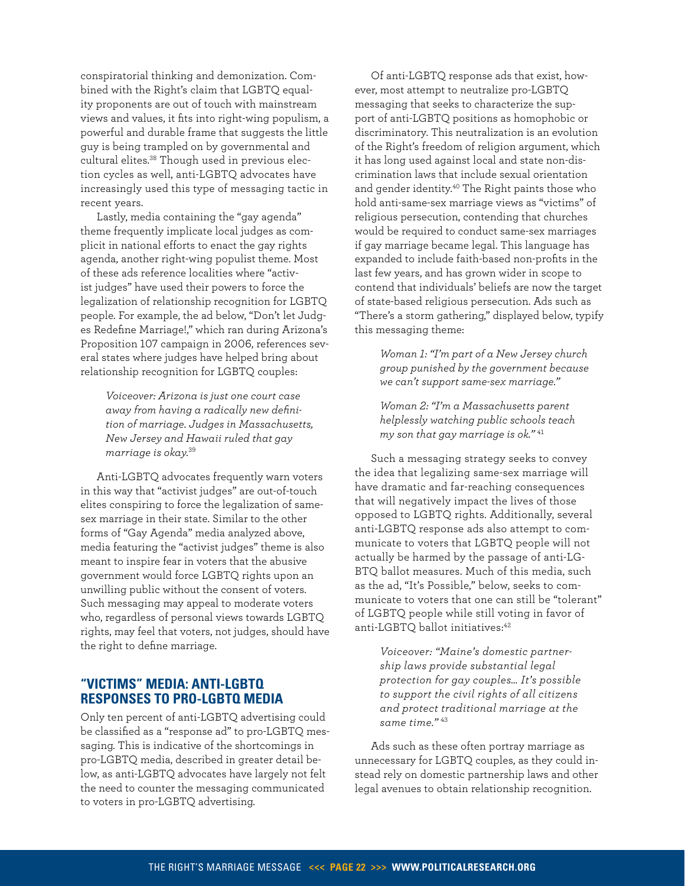conspiratorial thinking and demonization. Combined with the Right's claim that LGBTQ equality proponents are out of touch with mainstream views and values, it fits into right-wing populism, a powerful and durable frame that suggests the little guy is being trampled on by governmental and cultural elites.[38] Though used in previous election cycles as well, anti-LGBTQ advocates have increasingly used this type of messaging tactic in recent years.

Lastly, media containing the "gay agenda" theme frequently implicate local judges as complicit in national efforts to enact the gay rights agenda, another right-wing populist theme. Most of these ads reference localities where "activist judges" have used their powers to force the legalization of relationship recognition for LGBTQ people. For example, the ad below, "Don't let Judges Redefine Marriage!," which ran during Arizona's Proposition 107 campaign in 2006, references several states where judges have helped bring about relationship recognition for LGBTQ couples:

> *Voiceover: Arizona is just one court case away from having a radically new definition of marriage. Judges in Massachusetts, New Jersey and Hawaii ruled that gay marriage is okay.*[39]

Anti-LGBTQ advocates frequently warn voters in this way that "activist judges" are out-of-touch elites conspiring to force the legalization of same-sex marriage in their state. Similar to the other forms of "Gay Agenda" media analyzed above, media featuring the "activist judges" theme is also meant to inspire fear in voters that the abusive government would force LGBTQ rights upon an unwilling public without the consent of voters. Such messaging may appeal to moderate voters who, regardless of personal views towards LGBTQ rights, may feel that voters, not judges, should have the right to define marriage.

## "VICTIMS" MEDIA: ANTI-LGBTQ RESPONSES TO PRO-LGBTQ MEDIA

Only ten percent of anti-LGBTQ advertising could be classified as a "response ad" to pro-LGBTQ messaging. This is indicative of the shortcomings in pro-LGBTQ media, described in greater detail below, as anti-LGBTQ advocates have largely not felt the need to counter the messaging communicated to voters in pro-LGBTQ advertising.

Of anti-LGBTQ response ads that exist, however, most attempt to neutralize pro-LGBTQ messaging that seeks to characterize the support of anti-LGBTQ positions as homophobic or discriminatory. This neutralization is an evolution of the Right's freedom of religion argument, which it has long used against local and state non-discrimination laws that include sexual orientation and gender identity.[40] The Right paints those who hold anti-same-sex marriage views as "victims" of religious persecution, contending that churches would be required to conduct same-sex marriages if gay marriage became legal. This language has expanded to include faith-based non-profits in the last few years, and has grown wider in scope to contend that individuals' beliefs are now the target of state-based religious persecution. Ads such as "There's a storm gathering," displayed below, typify this messaging theme:

> *Woman 1: "I'm part of a New Jersey church group punished by the government because we can't support same-sex marriage."*
>
> *Woman 2: "I'm a Massachusetts parent helplessly watching public schools teach my son that gay marriage is ok."*[41]

Such a messaging strategy seeks to convey the idea that legalizing same-sex marriage will have dramatic and far-reaching consequences that will negatively impact the lives of those opposed to LGBTQ rights. Additionally, several anti-LGBTQ response ads also attempt to communicate to voters that LGBTQ people will not actually be harmed by the passage of anti-LGBTQ ballot measures. Much of this media, such as the ad, "It's Possible," below, seeks to communicate to voters that one can still be "tolerant" of LGBTQ people while still voting in favor of anti-LGBTQ ballot initiatives:[42]

> *Voiceover: "Maine's domestic partnership laws provide substantial legal protection for gay couples… It's possible to support the civil rights of all citizens and protect traditional marriage at the same time."*[43]

Ads such as these often portray marriage as unnecessary for LGBTQ couples, as they could instead rely on domestic partnership laws and other legal avenues to obtain relationship recognition.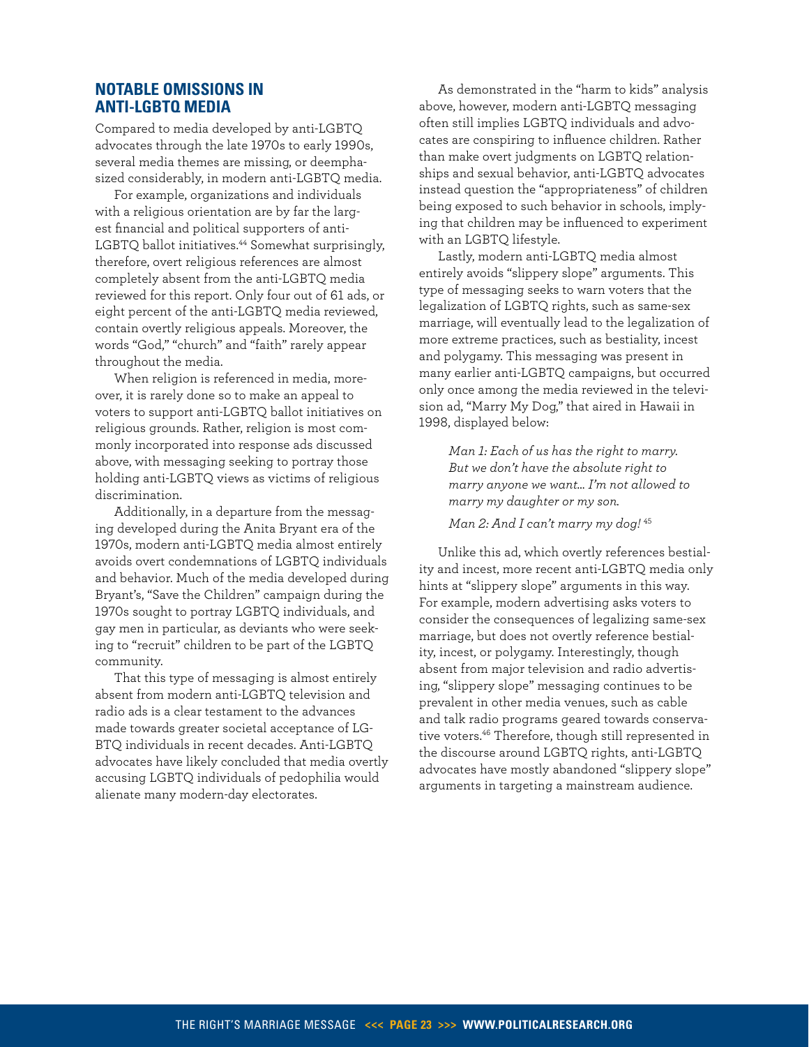## NOTABLE OMISSIONS IN ANTI-LGBTQ MEDIA

Compared to media developed by anti-LGBTQ advocates through the late 1970s to early 1990s, several media themes are missing, or deemphasized considerably, in modern anti-LGBTQ media.

For example, organizations and individuals with a religious orientation are by far the largest financial and political supporters of anti-LGBTQ ballot initiatives.[44] Somewhat surprisingly, therefore, overt religious references are almost completely absent from the anti-LGBTQ media reviewed for this report. Only four out of 61 ads, or eight percent of the anti-LGBTQ media reviewed, contain overtly religious appeals. Moreover, the words "God," "church" and "faith" rarely appear throughout the media.

When religion is referenced in media, moreover, it is rarely done so to make an appeal to voters to support anti-LGBTQ ballot initiatives on religious grounds. Rather, religion is most commonly incorporated into response ads discussed above, with messaging seeking to portray those holding anti-LGBTQ views as victims of religious discrimination.

Additionally, in a departure from the messaging developed during the Anita Bryant era of the 1970s, modern anti-LGBTQ media almost entirely avoids overt condemnations of LGBTQ individuals and behavior. Much of the media developed during Bryant's, "Save the Children" campaign during the 1970s sought to portray LGBTQ individuals, and gay men in particular, as deviants who were seeking to "recruit" children to be part of the LGBTQ community.

That this type of messaging is almost entirely absent from modern anti-LGBTQ television and radio ads is a clear testament to the advances made towards greater societal acceptance of LGBTQ individuals in recent decades. Anti-LGBTQ advocates have likely concluded that media overtly accusing LGBTQ individuals of pedophilia would alienate many modern-day electorates.

As demonstrated in the "harm to kids" analysis above, however, modern anti-LGBTQ messaging often still implies LGBTQ individuals and advocates are conspiring to influence children. Rather than make overt judgments on LGBTQ relationships and sexual behavior, anti-LGBTQ advocates instead question the "appropriateness" of children being exposed to such behavior in schools, implying that children may be influenced to experiment with an LGBTQ lifestyle.

Lastly, modern anti-LGBTQ media almost entirely avoids "slippery slope" arguments. This type of messaging seeks to warn voters that the legalization of LGBTQ rights, such as same-sex marriage, will eventually lead to the legalization of more extreme practices, such as bestiality, incest and polygamy. This messaging was present in many earlier anti-LGBTQ campaigns, but occurred only once among the media reviewed in the television ad, "Marry My Dog," that aired in Hawaii in 1998, displayed below:

> *Man 1: Each of us has the right to marry. But we don't have the absolute right to marry anyone we want… I'm not allowed to marry my daughter or my son.*
>
> *Man 2: And I can't marry my dog!*[45]

Unlike this ad, which overtly references bestiality and incest, more recent anti-LGBTQ media only hints at "slippery slope" arguments in this way. For example, modern advertising asks voters to consider the consequences of legalizing same-sex marriage, but does not overtly reference bestiality, incest, or polygamy. Interestingly, though absent from major television and radio advertising, "slippery slope" messaging continues to be prevalent in other media venues, such as cable and talk radio programs geared towards conservative voters.[46] Therefore, though still represented in the discourse around LGBTQ rights, anti-LGBTQ advocates have mostly abandoned "slippery slope" arguments in targeting a mainstream audience.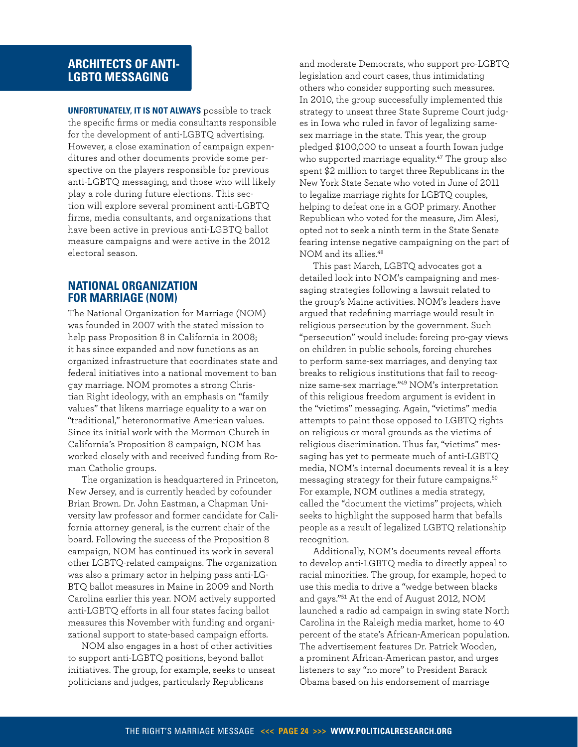## ARCHITECTS OF ANTI-LGBTQ MESSAGING

**UNFORTUNATELY, IT IS NOT ALWAYS** possible to track the specific firms or media consultants responsible for the development of anti-LGBTQ advertising. However, a close examination of campaign expenditures and other documents provide some perspective on the players responsible for previous anti-LGBTQ messaging, and those who will likely play a role during future elections. This section will explore several prominent anti-LGBTQ firms, media consultants, and organizations that have been active in previous anti-LGBTQ ballot measure campaigns and were active in the 2012 electoral season.

### NATIONAL ORGANIZATION FOR MARRIAGE (NOM)

The National Organization for Marriage (NOM) was founded in 2007 with the stated mission to help pass Proposition 8 in California in 2008; it has since expanded and now functions as an organized infrastructure that coordinates state and federal initiatives into a national movement to ban gay marriage. NOM promotes a strong Christian Right ideology, with an emphasis on "family values" that likens marriage equality to a war on "traditional," heteronormative American values. Since its initial work with the Mormon Church in California's Proposition 8 campaign, NOM has worked closely with and received funding from Roman Catholic groups.

The organization is headquartered in Princeton, New Jersey, and is currently headed by cofounder Brian Brown. Dr. John Eastman, a Chapman University law professor and former candidate for California attorney general, is the current chair of the board. Following the success of the Proposition 8 campaign, NOM has continued its work in several other LGBTQ-related campaigns. The organization was also a primary actor in helping pass anti-LGBTQ ballot measures in Maine in 2009 and North Carolina earlier this year. NOM actively supported anti-LGBTQ efforts in all four states facing ballot measures this November with funding and organizational support to state-based campaign efforts.

NOM also engages in a host of other activities to support anti-LGBTQ positions, beyond ballot initiatives. The group, for example, seeks to unseat politicians and judges, particularly Republicans and moderate Democrats, who support pro-LGBTQ legislation and court cases, thus intimidating others who consider supporting such measures. In 2010, the group successfully implemented this strategy to unseat three State Supreme Court judges in Iowa who ruled in favor of legalizing same-sex marriage in the state. This year, the group pledged $100,000 to unseat a fourth Iowan judge who supported marriage equality.[47] The group also spent $2 million to target three Republicans in the New York State Senate who voted in June of 2011 to legalize marriage rights for LGBTQ couples, helping to defeat one in a GOP primary. Another Republican who voted for the measure, Jim Alesi, opted not to seek a ninth term in the State Senate fearing intense negative campaigning on the part of NOM and its allies.[48]

This past March, LGBTQ advocates got a detailed look into NOM's campaigning and messaging strategies following a lawsuit related to the group's Maine activities. NOM's leaders have argued that redefining marriage would result in religious persecution by the government. Such "persecution" would include: forcing pro-gay views on children in public schools, forcing churches to perform same-sex marriages, and denying tax breaks to religious institutions that fail to recognize same-sex marriage."[49] NOM's interpretation of this religious freedom argument is evident in the "victims" messaging. Again, "victims" media attempts to paint those opposed to LGBTQ rights on religious or moral grounds as the victims of religious discrimination. Thus far, "victims" messaging has yet to permeate much of anti-LGBTQ media, NOM's internal documents reveal it is a key messaging strategy for their future campaigns.[50] For example, NOM outlines a media strategy, called the "document the victims" projects, which seeks to highlight the supposed harm that befalls people as a result of legalized LGBTQ relationship recognition.

Additionally, NOM's documents reveal efforts to develop anti-LGBTQ media to directly appeal to racial minorities. The group, for example, hoped to use this media to drive a "wedge between blacks and gays."[51] At the end of August 2012, NOM launched a radio ad campaign in swing state North Carolina in the Raleigh media market, home to 40 percent of the state's African-American population. The advertisement features Dr. Patrick Wooden, a prominent African-American pastor, and urges listeners to say "no more" to President Barack Obama based on his endorsement of marriage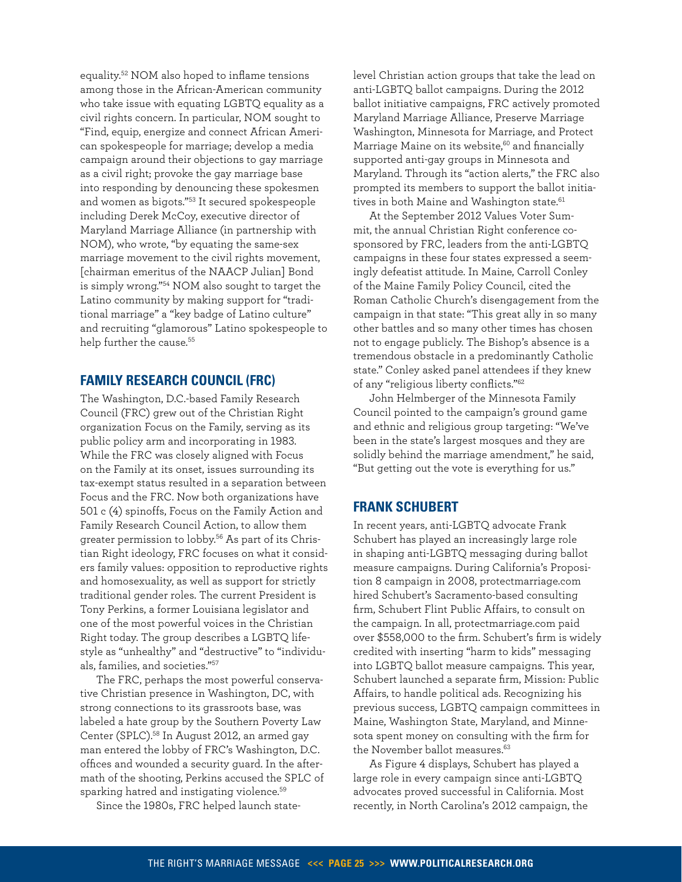equality.[52] NOM also hoped to inflame tensions among those in the African-American community who take issue with equating LGBTQ equality as a civil rights concern. In particular, NOM sought to "Find, equip, energize and connect African American spokespeople for marriage; develop a media campaign around their objections to gay marriage as a civil right; provoke the gay marriage base into responding by denouncing these spokesmen and women as bigots."[53] It secured spokespeople including Derek McCoy, executive director of Maryland Marriage Alliance (in partnership with NOM), who wrote, "by equating the same-sex marriage movement to the civil rights movement, [chairman emeritus of the NAACP Julian] Bond is simply wrong."[54] NOM also sought to target the Latino community by making support for "traditional marriage" a "key badge of Latino culture" and recruiting "glamorous" Latino spokespeople to help further the cause.[55]

## FAMILY RESEARCH COUNCIL (FRC)

The Washington, D.C.-based Family Research Council (FRC) grew out of the Christian Right organization Focus on the Family, serving as its public policy arm and incorporating in 1983. While the FRC was closely aligned with Focus on the Family at its onset, issues surrounding its tax-exempt status resulted in a separation between Focus and the FRC. Now both organizations have 501 c (4) spinoffs, Focus on the Family Action and Family Research Council Action, to allow them greater permission to lobby.[56] As part of its Christian Right ideology, FRC focuses on what it considers family values: opposition to reproductive rights and homosexuality, as well as support for strictly traditional gender roles. The current President is Tony Perkins, a former Louisiana legislator and one of the most powerful voices in the Christian Right today. The group describes a LGBTQ lifestyle as "unhealthy" and "destructive" to "individuals, families, and societies."[57]

The FRC, perhaps the most powerful conservative Christian presence in Washington, DC, with strong connections to its grassroots base, was labeled a hate group by the Southern Poverty Law Center (SPLC).[58] In August 2012, an armed gay man entered the lobby of FRC's Washington, D.C. offices and wounded a security guard. In the aftermath of the shooting, Perkins accused the SPLC of sparking hatred and instigating violence.[59]

Since the 1980s, FRC helped launch state-level Christian action groups that take the lead on anti-LGBTQ ballot campaigns. During the 2012 ballot initiative campaigns, FRC actively promoted Maryland Marriage Alliance, Preserve Marriage Washington, Minnesota for Marriage, and Protect Marriage Maine on its website,[60] and financially supported anti-gay groups in Minnesota and Maryland. Through its "action alerts," the FRC also prompted its members to support the ballot initiatives in both Maine and Washington state.[61]

At the September 2012 Values Voter Summit, the annual Christian Right conference co-sponsored by FRC, leaders from the anti-LGBTQ campaigns in these four states expressed a seemingly defeatist attitude. In Maine, Carroll Conley of the Maine Family Policy Council, cited the Roman Catholic Church's disengagement from the campaign in that state: "This great ally in so many other battles and so many other times has chosen not to engage publicly. The Bishop's absence is a tremendous obstacle in a predominantly Catholic state." Conley asked panel attendees if they knew of any "religious liberty conflicts."[62]

John Helmberger of the Minnesota Family Council pointed to the campaign's ground game and ethnic and religious group targeting: "We've been in the state's largest mosques and they are solidly behind the marriage amendment," he said, "But getting out the vote is everything for us."

## FRANK SCHUBERT

In recent years, anti-LGBTQ advocate Frank Schubert has played an increasingly large role in shaping anti-LGBTQ messaging during ballot measure campaigns. During California's Proposition 8 campaign in 2008, protectmarriage.com hired Schubert's Sacramento-based consulting firm, Schubert Flint Public Affairs, to consult on the campaign. In all, protectmarriage.com paid over $558,000 to the firm. Schubert's firm is widely credited with inserting "harm to kids" messaging into LGBTQ ballot measure campaigns. This year, Schubert launched a separate firm, Mission: Public Affairs, to handle political ads. Recognizing his previous success, LGBTQ campaign committees in Maine, Washington State, Maryland, and Minnesota spent money on consulting with the firm for the November ballot measures.[63]

As Figure 4 displays, Schubert has played a large role in every campaign since anti-LGBTQ advocates proved successful in California. Most recently, in North Carolina's 2012 campaign, the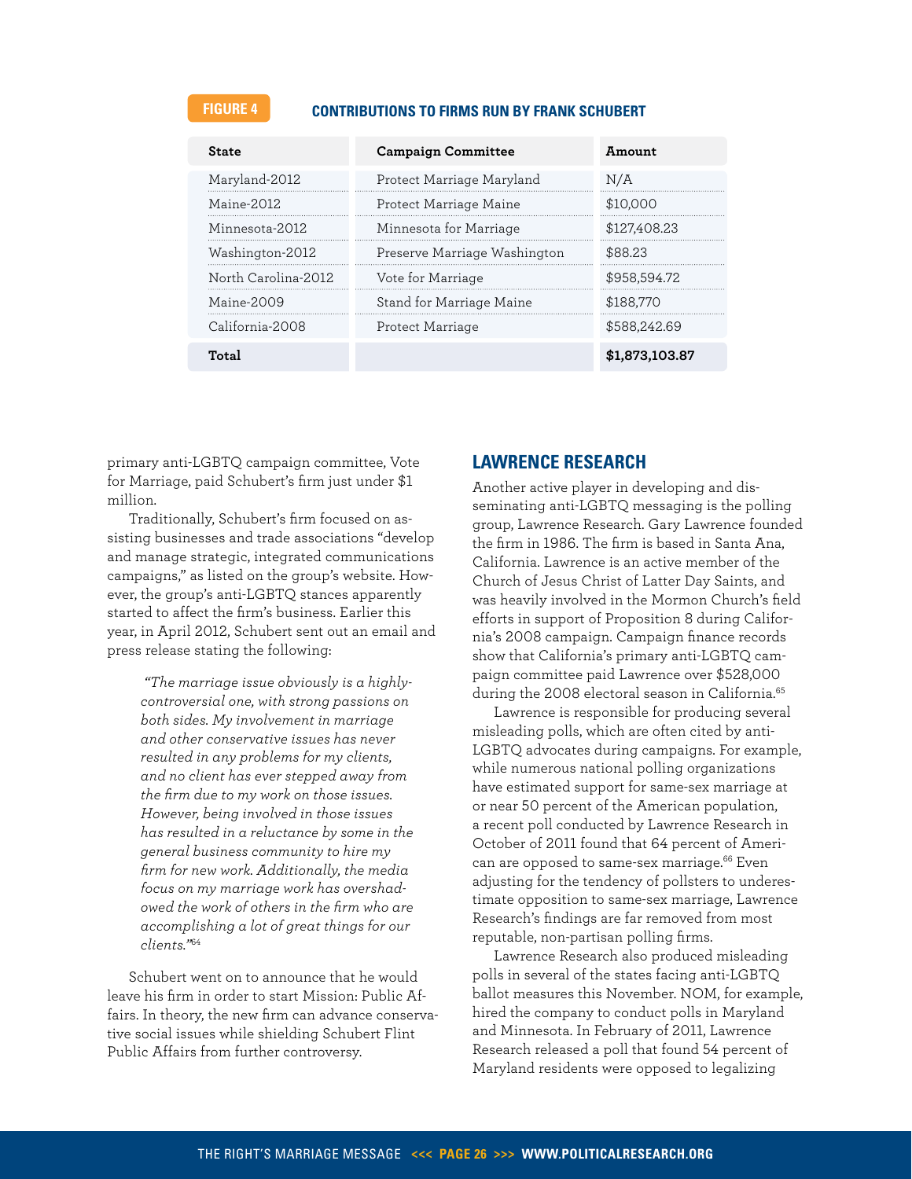**FIGURE 4** **CONTRIBUTIONS TO FIRMS RUN BY FRANK SCHUBERT**

| State | Campaign Committee | Amount |
|---|---|---|
| Maryland-2012 | Protect Marriage Maryland | N/A |
| Maine-2012 | Protect Marriage Maine | $10,000 |
| Minnesota-2012 | Minnesota for Marriage | $127,408.23 |
| Washington-2012 | Preserve Marriage Washington | $88.23 |
| North Carolina-2012 | Vote for Marriage | $958,594.72 |
| Maine-2009 | Stand for Marriage Maine | $188,770 |
| California-2008 | Protect Marriage | $588,242.69 |
| **Total** | | **$1,873,103.87** |

primary anti-LGBTQ campaign committee, Vote for Marriage, paid Schubert's firm just under $1 million.

Traditionally, Schubert's firm focused on assisting businesses and trade associations "develop and manage strategic, integrated communications campaigns," as listed on the group's website. However, the group's anti-LGBTQ stances apparently started to affect the firm's business. Earlier this year, in April 2012, Schubert sent out an email and press release stating the following:

> *"The marriage issue obviously is a highly-controversial one, with strong passions on both sides. My involvement in marriage and other conservative issues has never resulted in any problems for my clients, and no client has ever stepped away from the firm due to my work on those issues. However, being involved in those issues has resulted in a reluctance by some in the general business community to hire my firm for new work. Additionally, the media focus on my marriage work has overshadowed the work of others in the firm who are accomplishing a lot of great things for our clients."*[64]

Schubert went on to announce that he would leave his firm in order to start Mission: Public Affairs. In theory, the new firm can advance conservative social issues while shielding Schubert Flint Public Affairs from further controversy.

## LAWRENCE RESEARCH

Another active player in developing and disseminating anti-LGBTQ messaging is the polling group, Lawrence Research. Gary Lawrence founded the firm in 1986. The firm is based in Santa Ana, California. Lawrence is an active member of the Church of Jesus Christ of Latter Day Saints, and was heavily involved in the Mormon Church's field efforts in support of Proposition 8 during California's 2008 campaign. Campaign finance records show that California's primary anti-LGBTQ campaign committee paid Lawrence over $528,000 during the 2008 electoral season in California.[65]

Lawrence is responsible for producing several misleading polls, which are often cited by anti-LGBTQ advocates during campaigns. For example, while numerous national polling organizations have estimated support for same-sex marriage at or near 50 percent of the American population, a recent poll conducted by Lawrence Research in October of 2011 found that 64 percent of American are opposed to same-sex marriage.[66] Even adjusting for the tendency of pollsters to underestimate opposition to same-sex marriage, Lawrence Research's findings are far removed from most reputable, non-partisan polling firms.

Lawrence Research also produced misleading polls in several of the states facing anti-LGBTQ ballot measures this November. NOM, for example, hired the company to conduct polls in Maryland and Minnesota. In February of 2011, Lawrence Research released a poll that found 54 percent of Maryland residents were opposed to legalizing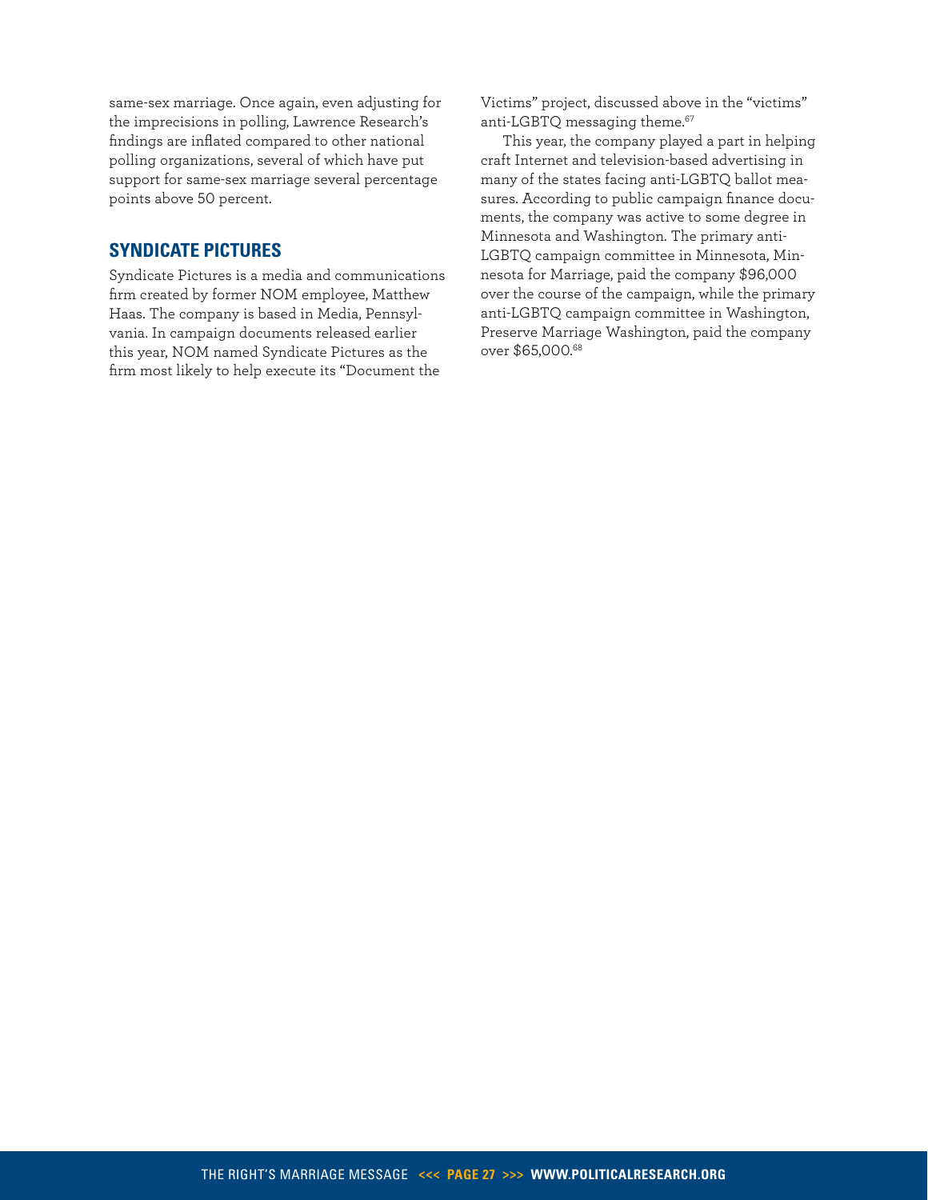same-sex marriage. Once again, even adjusting for the imprecisions in polling, Lawrence Research's findings are inflated compared to other national polling organizations, several of which have put support for same-sex marriage several percentage points above 50 percent.

## SYNDICATE PICTURES

Syndicate Pictures is a media and communications firm created by former NOM employee, Matthew Haas. The company is based in Media, Pennsylvania. In campaign documents released earlier this year, NOM named Syndicate Pictures as the firm most likely to help execute its "Document the Victims" project, discussed above in the "victims" anti-LGBTQ messaging theme.[67]

This year, the company played a part in helping craft Internet and television-based advertising in many of the states facing anti-LGBTQ ballot measures. According to public campaign finance documents, the company was active to some degree in Minnesota and Washington. The primary anti-LGBTQ campaign committee in Minnesota, Minnesota for Marriage, paid the company $96,000 over the course of the campaign, while the primary anti-LGBTQ campaign committee in Washington, Preserve Marriage Washington, paid the company over $65,000.[68]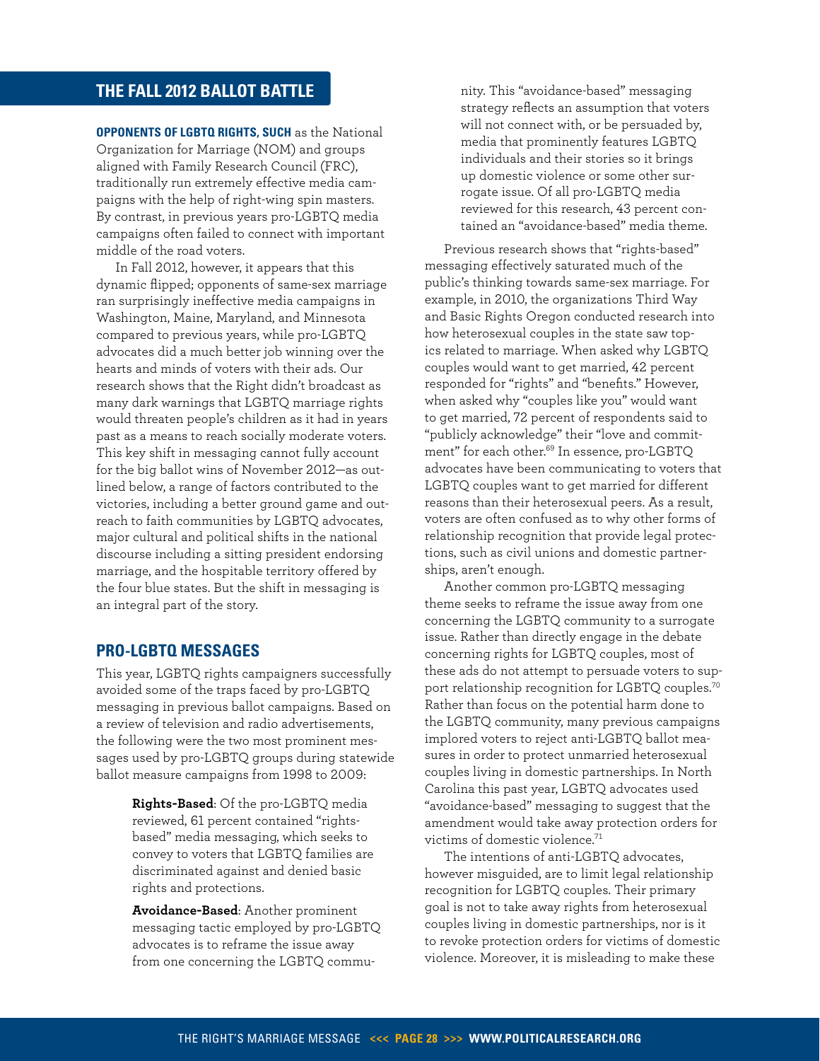## THE FALL 2012 BALLOT BATTLE

**OPPONENTS OF LGBTQ RIGHTS, SUCH** as the National Organization for Marriage (NOM) and groups aligned with Family Research Council (FRC), traditionally run extremely effective media campaigns with the help of right-wing spin masters. By contrast, in previous years pro-LGBTQ media campaigns often failed to connect with important middle of the road voters.

In Fall 2012, however, it appears that this dynamic flipped; opponents of same-sex marriage ran surprisingly ineffective media campaigns in Washington, Maine, Maryland, and Minnesota compared to previous years, while pro-LGBTQ advocates did a much better job winning over the hearts and minds of voters with their ads. Our research shows that the Right didn't broadcast as many dark warnings that LGBTQ marriage rights would threaten people's children as it had in years past as a means to reach socially moderate voters. This key shift in messaging cannot fully account for the big ballot wins of November 2012—as outlined below, a range of factors contributed to the victories, including a better ground game and outreach to faith communities by LGBTQ advocates, major cultural and political shifts in the national discourse including a sitting president endorsing marriage, and the hospitable territory offered by the four blue states. But the shift in messaging is an integral part of the story.

### PRO-LGBTQ MESSAGES

This year, LGBTQ rights campaigners successfully avoided some of the traps faced by pro-LGBTQ messaging in previous ballot campaigns. Based on a review of television and radio advertisements, the following were the two most prominent messages used by pro-LGBTQ groups during statewide ballot measure campaigns from 1998 to 2009:

> **Rights-Based**: Of the pro-LGBTQ media reviewed, 61 percent contained "rights-based" media messaging, which seeks to convey to voters that LGBTQ families are discriminated against and denied basic rights and protections.
>
> **Avoidance-Based**: Another prominent messaging tactic employed by pro-LGBTQ advocates is to reframe the issue away from one concerning the LGBTQ community. This "avoidance-based" messaging strategy reflects an assumption that voters will not connect with, or be persuaded by, media that prominently features LGBTQ individuals and their stories so it brings up domestic violence or some other surrogate issue. Of all pro-LGBTQ media reviewed for this research, 43 percent contained an "avoidance-based" media theme.

Previous research shows that "rights-based" messaging effectively saturated much of the public's thinking towards same-sex marriage. For example, in 2010, the organizations Third Way and Basic Rights Oregon conducted research into how heterosexual couples in the state saw topics related to marriage. When asked why LGBTQ couples would want to get married, 42 percent responded for "rights" and "benefits." However, when asked why "couples like you" would want to get married, 72 percent of respondents said to "publicly acknowledge" their "love and commitment" for each other.[69] In essence, pro-LGBTQ advocates have been communicating to voters that LGBTQ couples want to get married for different reasons than their heterosexual peers. As a result, voters are often confused as to why other forms of relationship recognition that provide legal protections, such as civil unions and domestic partnerships, aren't enough.

Another common pro-LGBTQ messaging theme seeks to reframe the issue away from one concerning the LGBTQ community to a surrogate issue. Rather than directly engage in the debate concerning rights for LGBTQ couples, most of these ads do not attempt to persuade voters to support relationship recognition for LGBTQ couples.[70] Rather than focus on the potential harm done to the LGBTQ community, many previous campaigns implored voters to reject anti-LGBTQ ballot measures in order to protect unmarried heterosexual couples living in domestic partnerships. In North Carolina this past year, LGBTQ advocates used "avoidance-based" messaging to suggest that the amendment would take away protection orders for victims of domestic violence.[71]

The intentions of anti-LGBTQ advocates, however misguided, are to limit legal relationship recognition for LGBTQ couples. Their primary goal is not to take away rights from heterosexual couples living in domestic partnerships, nor is it to revoke protection orders for victims of domestic violence. Moreover, it is misleading to make these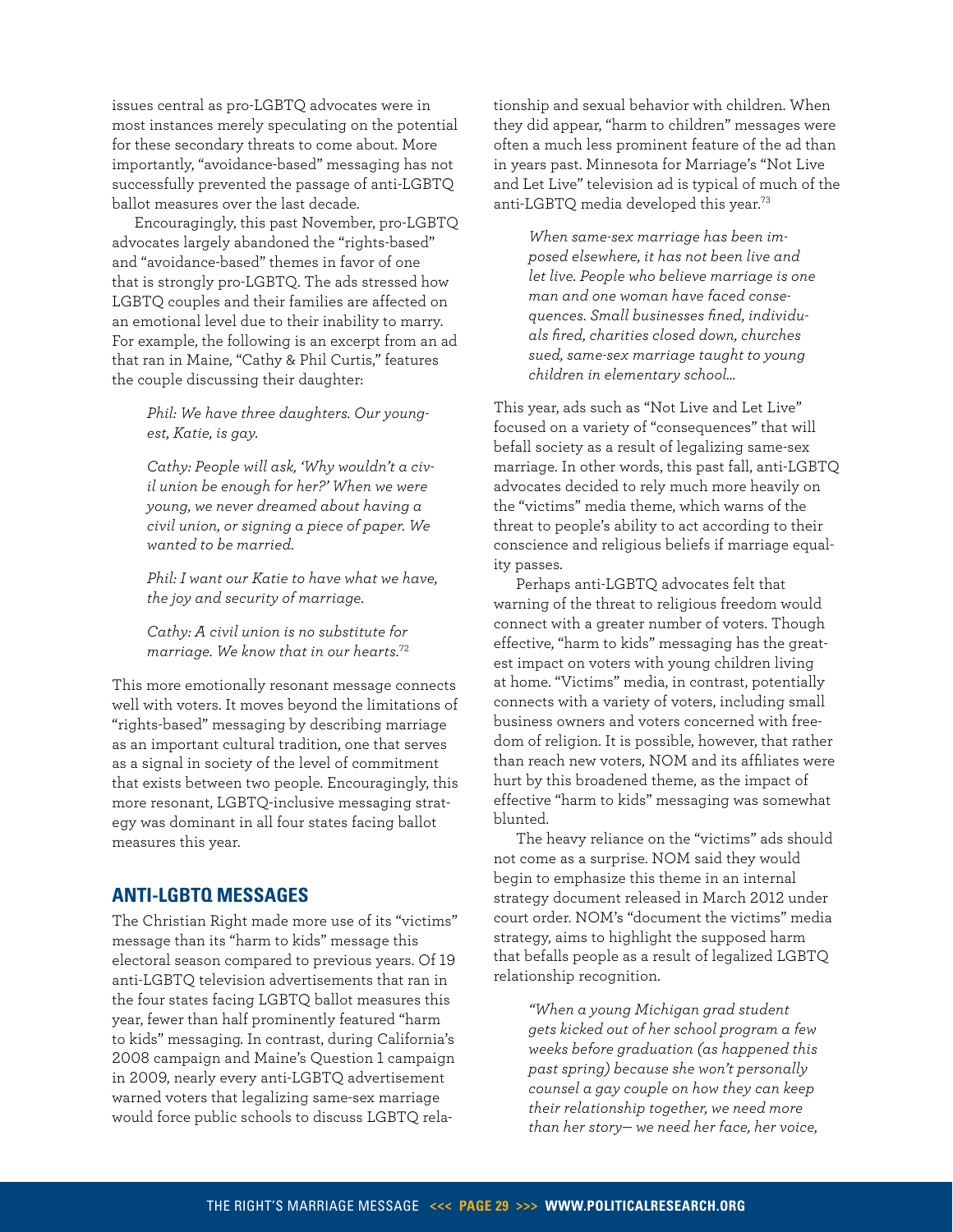issues central as pro-LGBTQ advocates were in most instances merely speculating on the potential for these secondary threats to come about. More importantly, "avoidance-based" messaging has not successfully prevented the passage of anti-LGBTQ ballot measures over the last decade.

Encouragingly, this past November, pro-LGBTQ advocates largely abandoned the "rights-based" and "avoidance-based" themes in favor of one that is strongly pro-LGBTQ. The ads stressed how LGBTQ couples and their families are affected on an emotional level due to their inability to marry. For example, the following is an excerpt from an ad that ran in Maine, "Cathy & Phil Curtis," features the couple discussing their daughter:

> *Phil: We have three daughters. Our youngest, Katie, is gay.*
>
> *Cathy: People will ask, 'Why wouldn't a civil union be enough for her?' When we were young, we never dreamed about having a civil union, or signing a piece of paper. We wanted to be married.*
>
> *Phil: I want our Katie to have what we have, the joy and security of marriage.*
>
> *Cathy: A civil union is no substitute for marriage. We know that in our hearts.*[72]

This more emotionally resonant message connects well with voters. It moves beyond the limitations of "rights-based" messaging by describing marriage as an important cultural tradition, one that serves as a signal in society of the level of commitment that exists between two people. Encouragingly, this more resonant, LGBTQ-inclusive messaging strategy was dominant in all four states facing ballot measures this year.

## ANTI-LGBTQ MESSAGES

The Christian Right made more use of its "victims" message than its "harm to kids" message this electoral season compared to previous years. Of 19 anti-LGBTQ television advertisements that ran in the four states facing LGBTQ ballot measures this year, fewer than half prominently featured "harm to kids" messaging. In contrast, during California's 2008 campaign and Maine's Question 1 campaign in 2009, nearly every anti-LGBTQ advertisement warned voters that legalizing same-sex marriage would force public schools to discuss LGBTQ relationship and sexual behavior with children. When they did appear, "harm to children" messages were often a much less prominent feature of the ad than in years past. Minnesota for Marriage's "Not Live and Let Live" television ad is typical of much of the anti-LGBTQ media developed this year.[73]

> *When same-sex marriage has been imposed elsewhere, it has not been live and let live. People who believe marriage is one man and one woman have faced consequences. Small businesses fined, individuals fired, charities closed down, churches sued, same-sex marriage taught to young children in elementary school...*

This year, ads such as "Not Live and Let Live" focused on a variety of "consequences" that will befall society as a result of legalizing same-sex marriage. In other words, this past fall, anti-LGBTQ advocates decided to rely much more heavily on the "victims" media theme, which warns of the threat to people's ability to act according to their conscience and religious beliefs if marriage equality passes.

Perhaps anti-LGBTQ advocates felt that warning of the threat to religious freedom would connect with a greater number of voters. Though effective, "harm to kids" messaging has the greatest impact on voters with young children living at home. "Victims" media, in contrast, potentially connects with a variety of voters, including small business owners and voters concerned with freedom of religion. It is possible, however, that rather than reach new voters, NOM and its affiliates were hurt by this broadened theme, as the impact of effective "harm to kids" messaging was somewhat blunted.

The heavy reliance on the "victims" ads should not come as a surprise. NOM said they would begin to emphasize this theme in an internal strategy document released in March 2012 under court order. NOM's "document the victims" media strategy, aims to highlight the supposed harm that befalls people as a result of legalized LGBTQ relationship recognition.

> *"When a young Michigan grad student gets kicked out of her school program a few weeks before graduation (as happened this past spring) because she won't personally counsel a gay couple on how they can keep their relationship together, we need more than her story— we need her face, her voice,*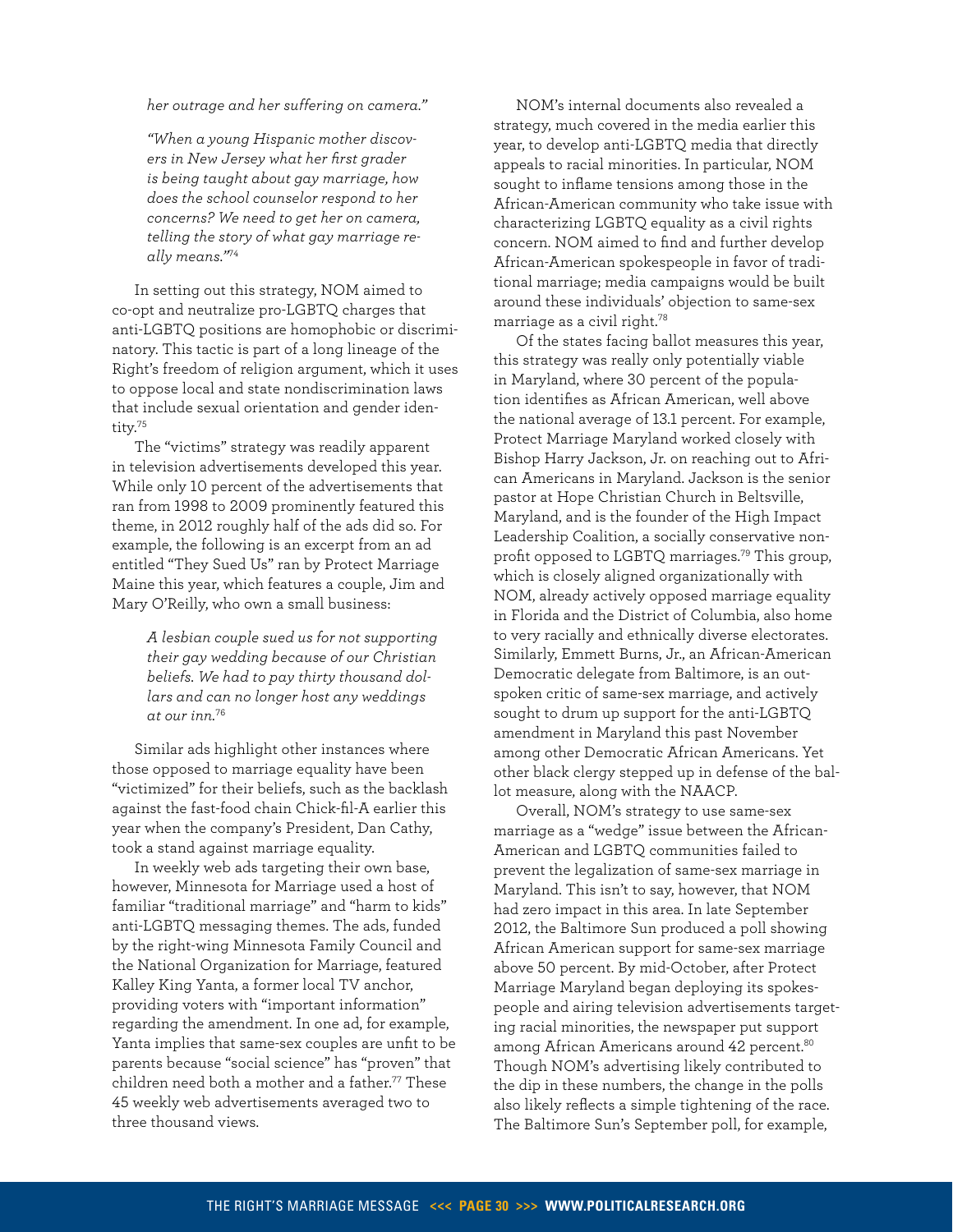*her outrage and her suffering on camera."*

*"When a young Hispanic mother discovers in New Jersey what her first grader is being taught about gay marriage, how does the school counselor respond to her concerns? We need to get her on camera, telling the story of what gay marriage really means."*[74]

In setting out this strategy, NOM aimed to co-opt and neutralize pro-LGBTQ charges that anti-LGBTQ positions are homophobic or discriminatory. This tactic is part of a long lineage of the Right's freedom of religion argument, which it uses to oppose local and state nondiscrimination laws that include sexual orientation and gender identity.[75]

The "victims" strategy was readily apparent in television advertisements developed this year. While only 10 percent of the advertisements that ran from 1998 to 2009 prominently featured this theme, in 2012 roughly half of the ads did so. For example, the following is an excerpt from an ad entitled "They Sued Us" ran by Protect Marriage Maine this year, which features a couple, Jim and Mary O'Reilly, who own a small business:

*A lesbian couple sued us for not supporting their gay wedding because of our Christian beliefs. We had to pay thirty thousand dollars and can no longer host any weddings at our inn.*[76]

Similar ads highlight other instances where those opposed to marriage equality have been "victimized" for their beliefs, such as the backlash against the fast-food chain Chick-fil-A earlier this year when the company's President, Dan Cathy, took a stand against marriage equality.

In weekly web ads targeting their own base, however, Minnesota for Marriage used a host of familiar "traditional marriage" and "harm to kids" anti-LGBTQ messaging themes. The ads, funded by the right-wing Minnesota Family Council and the National Organization for Marriage, featured Kalley King Yanta, a former local TV anchor, providing voters with "important information" regarding the amendment. In one ad, for example, Yanta implies that same-sex couples are unfit to be parents because "social science" has "proven" that children need both a mother and a father.[77] These 45 weekly web advertisements averaged two to three thousand views.

NOM's internal documents also revealed a strategy, much covered in the media earlier this year, to develop anti-LGBTQ media that directly appeals to racial minorities. In particular, NOM sought to inflame tensions among those in the African-American community who take issue with characterizing LGBTQ equality as a civil rights concern. NOM aimed to find and further develop African-American spokespeople in favor of traditional marriage; media campaigns would be built around these individuals' objection to same-sex marriage as a civil right.[78]

Of the states facing ballot measures this year, this strategy was really only potentially viable in Maryland, where 30 percent of the population identifies as African American, well above the national average of 13.1 percent. For example, Protect Marriage Maryland worked closely with Bishop Harry Jackson, Jr. on reaching out to African Americans in Maryland. Jackson is the senior pastor at Hope Christian Church in Beltsville, Maryland, and is the founder of the High Impact Leadership Coalition, a socially conservative nonprofit opposed to LGBTQ marriages.[79] This group, which is closely aligned organizationally with NOM, already actively opposed marriage equality in Florida and the District of Columbia, also home to very racially and ethnically diverse electorates. Similarly, Emmett Burns, Jr., an African-American Democratic delegate from Baltimore, is an outspoken critic of same-sex marriage, and actively sought to drum up support for the anti-LGBTQ amendment in Maryland this past November among other Democratic African Americans. Yet other black clergy stepped up in defense of the ballot measure, along with the NAACP.

Overall, NOM's strategy to use same-sex marriage as a "wedge" issue between the African-American and LGBTQ communities failed to prevent the legalization of same-sex marriage in Maryland. This isn't to say, however, that NOM had zero impact in this area. In late September 2012, the Baltimore Sun produced a poll showing African American support for same-sex marriage above 50 percent. By mid-October, after Protect Marriage Maryland began deploying its spokespeople and airing television advertisements targeting racial minorities, the newspaper put support among African Americans around 42 percent.[80] Though NOM's advertising likely contributed to the dip in these numbers, the change in the polls also likely reflects a simple tightening of the race. The Baltimore Sun's September poll, for example,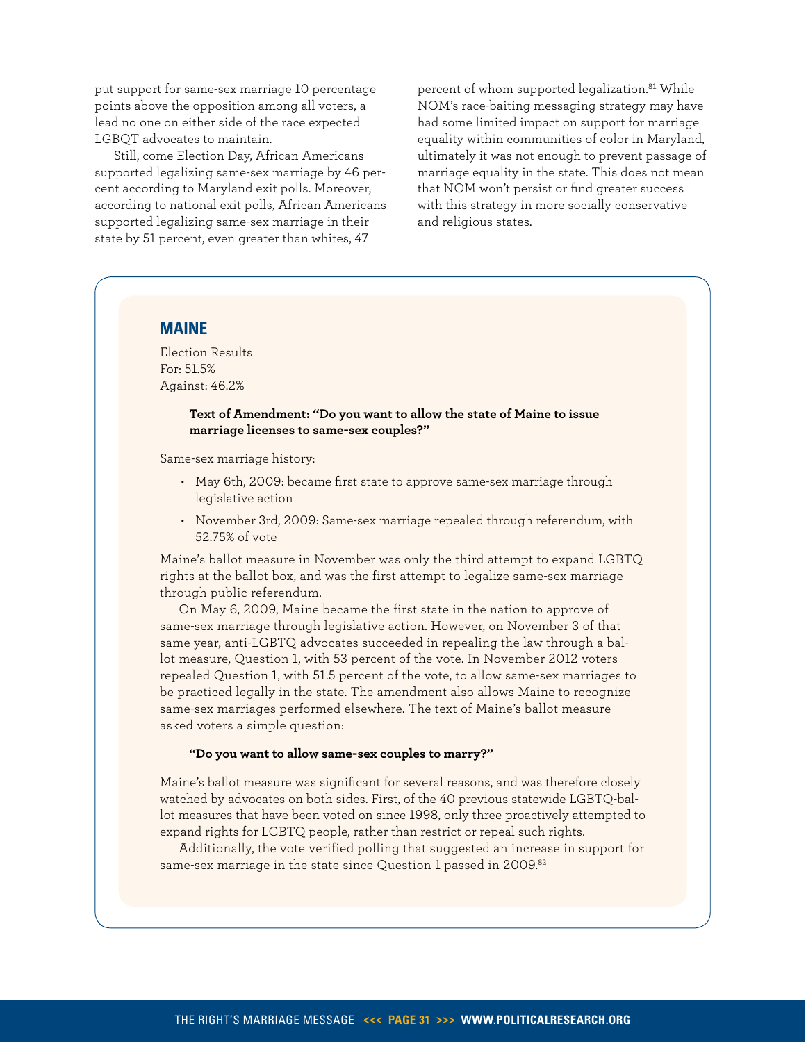put support for same-sex marriage 10 percentage points above the opposition among all voters, a lead no one on either side of the race expected LGBQT advocates to maintain.

Still, come Election Day, African Americans supported legalizing same-sex marriage by 46 percent according to Maryland exit polls. Moreover, according to national exit polls, African Americans supported legalizing same-sex marriage in their state by 51 percent, even greater than whites, 47 percent of whom supported legalization.[81] While NOM's race-baiting messaging strategy may have had some limited impact on support for marriage equality within communities of color in Maryland, ultimately it was not enough to prevent passage of marriage equality in the state. This does not mean that NOM won't persist or find greater success with this strategy in more socially conservative and religious states.

## MAINE

Election Results
For: 51.5%
Against: 46.2%

> **Text of Amendment: "Do you want to allow the state of Maine to issue marriage licenses to same-sex couples?"**

Same-sex marriage history:

- May 6th, 2009: became first state to approve same-sex marriage through legislative action
- November 3rd, 2009: Same-sex marriage repealed through referendum, with 52.75% of vote

Maine's ballot measure in November was only the third attempt to expand LGBTQ rights at the ballot box, and was the first attempt to legalize same-sex marriage through public referendum.

On May 6, 2009, Maine became the first state in the nation to approve of same-sex marriage through legislative action. However, on November 3 of that same year, anti-LGBTQ advocates succeeded in repealing the law through a ballot measure, Question 1, with 53 percent of the vote. In November 2012 voters repealed Question 1, with 51.5 percent of the vote, to allow same-sex marriages to be practiced legally in the state. The amendment also allows Maine to recognize same-sex marriages performed elsewhere. The text of Maine's ballot measure asked voters a simple question:

> **"Do you want to allow same-sex couples to marry?"**

Maine's ballot measure was significant for several reasons, and was therefore closely watched by advocates on both sides. First, of the 40 previous statewide LGBTQ-ballot measures that have been voted on since 1998, only three proactively attempted to expand rights for LGBTQ people, rather than restrict or repeal such rights.

Additionally, the vote verified polling that suggested an increase in support for same-sex marriage in the state since Question 1 passed in 2009.[82]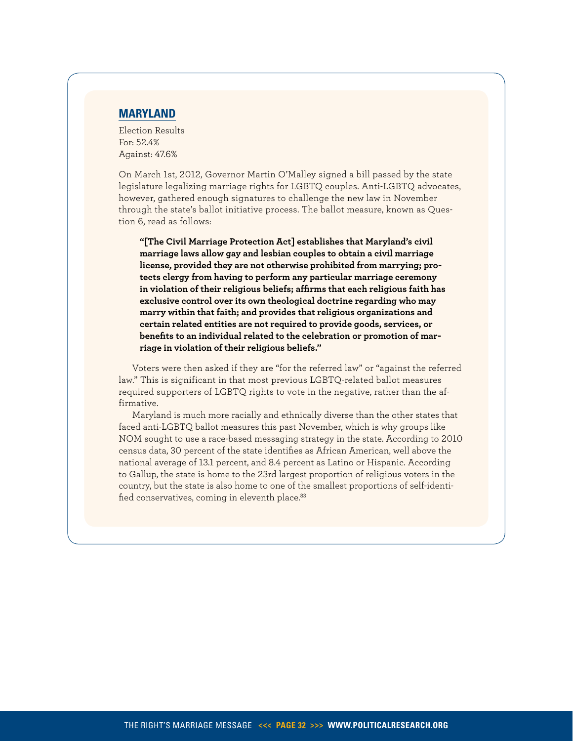## MARYLAND

Election Results
For: 52.4%
Against: 47.6%

On March 1st, 2012, Governor Martin O'Malley signed a bill passed by the state legislature legalizing marriage rights for LGBTQ couples. Anti-LGBTQ advocates, however, gathered enough signatures to challenge the new law in November through the state's ballot initiative process. The ballot measure, known as Question 6, read as follows:

> **"[The Civil Marriage Protection Act] establishes that Maryland's civil marriage laws allow gay and lesbian couples to obtain a civil marriage license, provided they are not otherwise prohibited from marrying; protects clergy from having to perform any particular marriage ceremony in violation of their religious beliefs; affirms that each religious faith has exclusive control over its own theological doctrine regarding who may marry within that faith; and provides that religious organizations and certain related entities are not required to provide goods, services, or benefits to an individual related to the celebration or promotion of marriage in violation of their religious beliefs."**

Voters were then asked if they are "for the referred law" or "against the referred law." This is significant in that most previous LGBTQ-related ballot measures required supporters of LGBTQ rights to vote in the negative, rather than the affirmative.

Maryland is much more racially and ethnically diverse than the other states that faced anti-LGBTQ ballot measures this past November, which is why groups like NOM sought to use a race-based messaging strategy in the state. According to 2010 census data, 30 percent of the state identifies as African American, well above the national average of 13.1 percent, and 8.4 percent as Latino or Hispanic. According to Gallup, the state is home to the 23rd largest proportion of religious voters in the country, but the state is also home to one of the smallest proportions of self-identified conservatives, coming in eleventh place.[83]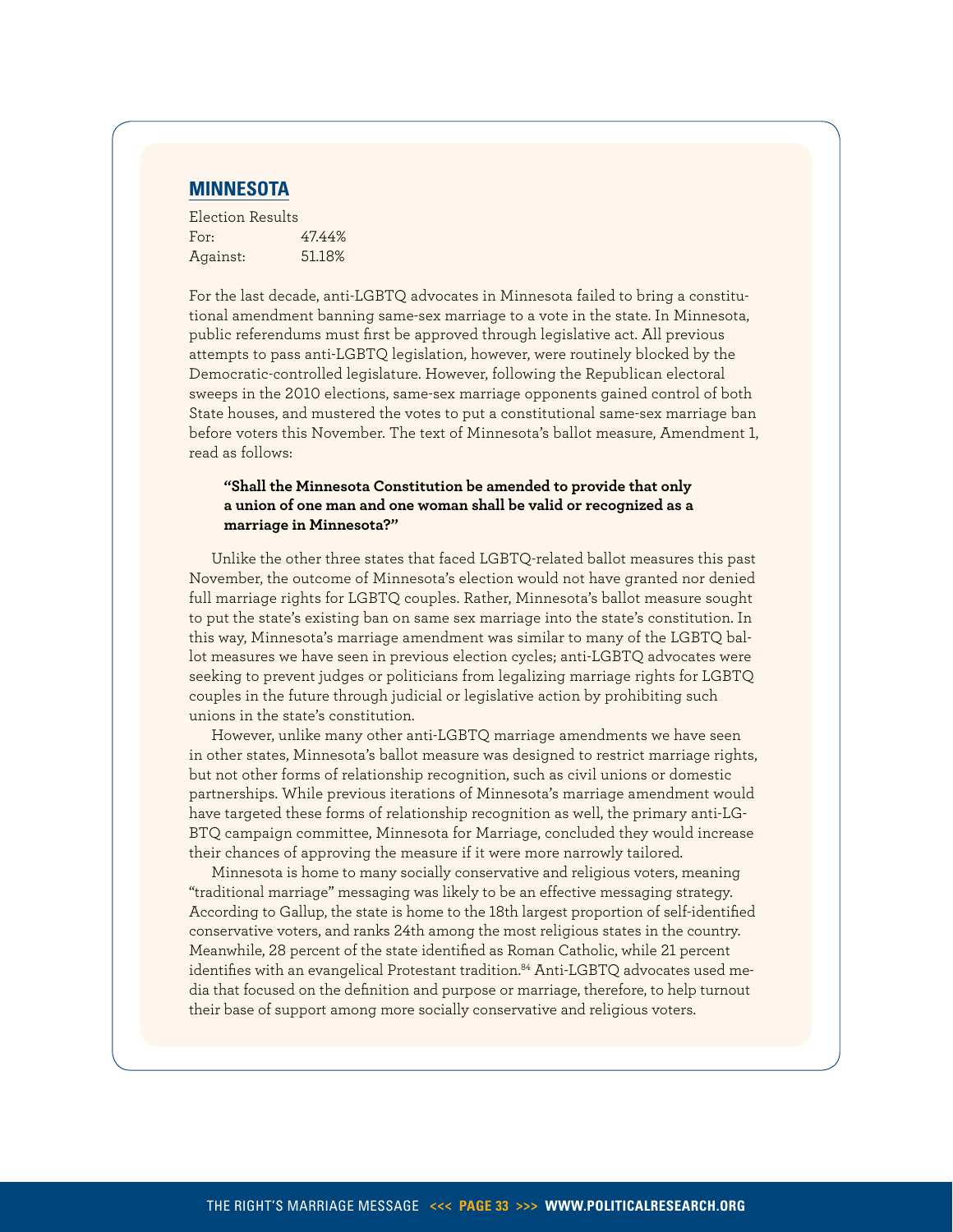## MINNESOTA

Election Results

| | |
|---|---|
| For: | 47.44% |
| Against: | 51.18% |

For the last decade, anti-LGBTQ advocates in Minnesota failed to bring a constitutional amendment banning same-sex marriage to a vote in the state. In Minnesota, public referendums must first be approved through legislative act. All previous attempts to pass anti-LGBTQ legislation, however, were routinely blocked by the Democratic-controlled legislature. However, following the Republican electoral sweeps in the 2010 elections, same-sex marriage opponents gained control of both State houses, and mustered the votes to put a constitutional same-sex marriage ban before voters this November. The text of Minnesota's ballot measure, Amendment 1, read as follows:

> **"Shall the Minnesota Constitution be amended to provide that only a union of one man and one woman shall be valid or recognized as a marriage in Minnesota?"**

Unlike the other three states that faced LGBTQ-related ballot measures this past November, the outcome of Minnesota's election would not have granted nor denied full marriage rights for LGBTQ couples. Rather, Minnesota's ballot measure sought to put the state's existing ban on same sex marriage into the state's constitution. In this way, Minnesota's marriage amendment was similar to many of the LGBTQ ballot measures we have seen in previous election cycles; anti-LGBTQ advocates were seeking to prevent judges or politicians from legalizing marriage rights for LGBTQ couples in the future through judicial or legislative action by prohibiting such unions in the state's constitution.

However, unlike many other anti-LGBTQ marriage amendments we have seen in other states, Minnesota's ballot measure was designed to restrict marriage rights, but not other forms of relationship recognition, such as civil unions or domestic partnerships. While previous iterations of Minnesota's marriage amendment would have targeted these forms of relationship recognition as well, the primary anti-LGBTQ campaign committee, Minnesota for Marriage, concluded they would increase their chances of approving the measure if it were more narrowly tailored.

Minnesota is home to many socially conservative and religious voters, meaning "traditional marriage" messaging was likely to be an effective messaging strategy. According to Gallup, the state is home to the 18th largest proportion of self-identified conservative voters, and ranks 24th among the most religious states in the country. Meanwhile, 28 percent of the state identified as Roman Catholic, while 21 percent identifies with an evangelical Protestant tradition.[84] Anti-LGBTQ advocates used media that focused on the definition and purpose or marriage, therefore, to help turnout their base of support among more socially conservative and religious voters.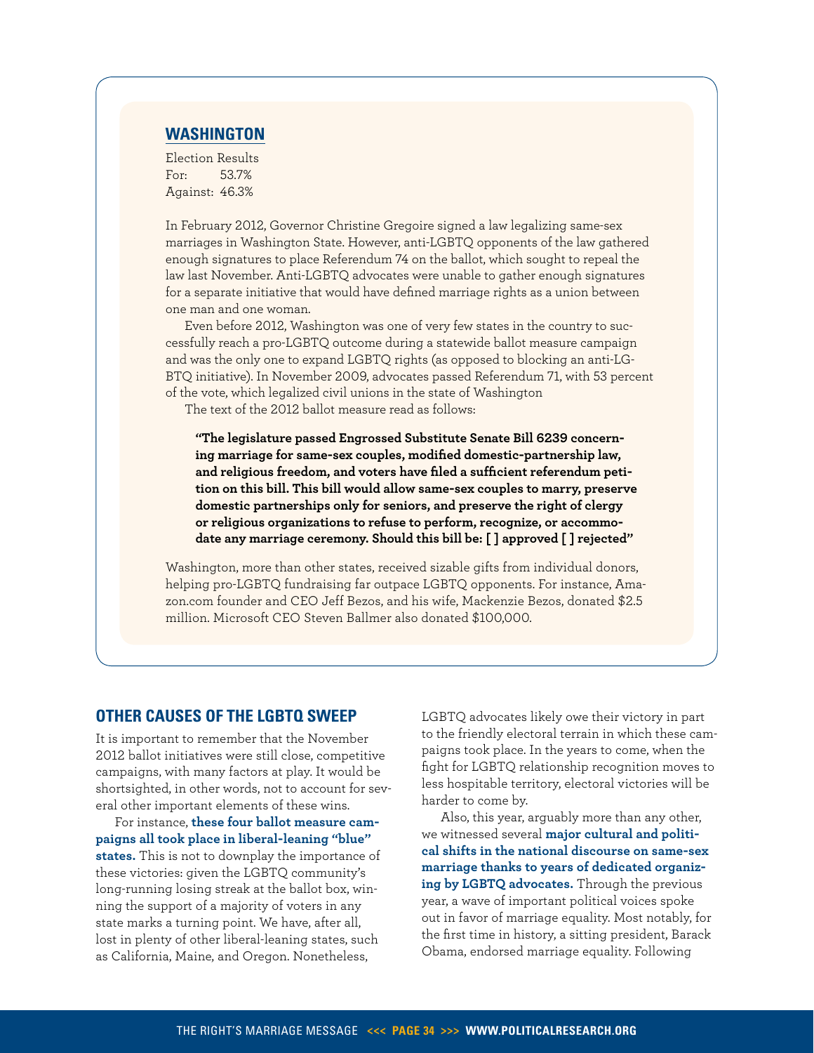## WASHINGTON

Election Results
For: 53.7%
Against: 46.3%

In February 2012, Governor Christine Gregoire signed a law legalizing same-sex marriages in Washington State. However, anti-LGBTQ opponents of the law gathered enough signatures to place Referendum 74 on the ballot, which sought to repeal the law last November. Anti-LGBTQ advocates were unable to gather enough signatures for a separate initiative that would have defined marriage rights as a union between one man and one woman.

Even before 2012, Washington was one of very few states in the country to successfully reach a pro-LGBTQ outcome during a statewide ballot measure campaign and was the only one to expand LGBTQ rights (as opposed to blocking an anti-LGBTQ initiative). In November 2009, advocates passed Referendum 71, with 53 percent of the vote, which legalized civil unions in the state of Washington

The text of the 2012 ballot measure read as follows:

> **"The legislature passed Engrossed Substitute Senate Bill 6239 concerning marriage for same-sex couples, modified domestic-partnership law, and religious freedom, and voters have filed a sufficient referendum petition on this bill. This bill would allow same-sex couples to marry, preserve domestic partnerships only for seniors, and preserve the right of clergy or religious organizations to refuse to perform, recognize, or accommodate any marriage ceremony. Should this bill be: [ ] approved [ ] rejected"**

Washington, more than other states, received sizable gifts from individual donors, helping pro-LGBTQ fundraising far outpace LGBTQ opponents. For instance, Amazon.com founder and CEO Jeff Bezos, and his wife, Mackenzie Bezos, donated $2.5 million. Microsoft CEO Steven Ballmer also donated $100,000.

## OTHER CAUSES OF THE LGBTQ SWEEP

It is important to remember that the November 2012 ballot initiatives were still close, competitive campaigns, with many factors at play. It would be shortsighted, in other words, not to account for several other important elements of these wins.

For instance, **these four ballot measure campaigns all took place in liberal-leaning "blue" states.** This is not to downplay the importance of these victories: given the LGBTQ community's long-running losing streak at the ballot box, winning the support of a majority of voters in any state marks a turning point. We have, after all, lost in plenty of other liberal-leaning states, such as California, Maine, and Oregon. Nonetheless, LGBTQ advocates likely owe their victory in part to the friendly electoral terrain in which these campaigns took place. In the years to come, when the fight for LGBTQ relationship recognition moves to less hospitable territory, electoral victories will be harder to come by.

Also, this year, arguably more than any other, we witnessed several **major cultural and political shifts in the national discourse on same-sex marriage thanks to years of dedicated organizing by LGBTQ advocates.** Through the previous year, a wave of important political voices spoke out in favor of marriage equality. Most notably, for the first time in history, a sitting president, Barack Obama, endorsed marriage equality. Following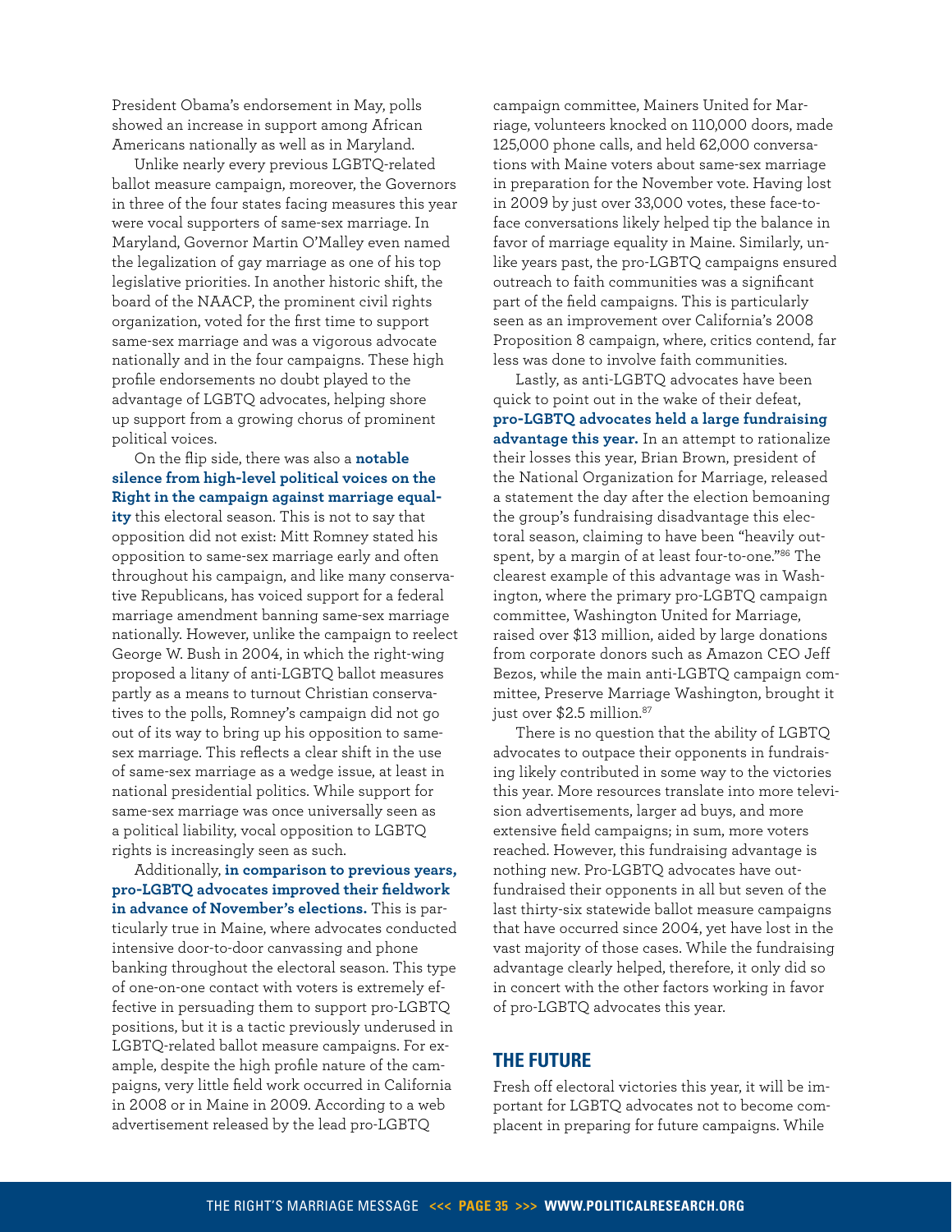President Obama's endorsement in May, polls showed an increase in support among African Americans nationally as well as in Maryland.

Unlike nearly every previous LGBTQ-related ballot measure campaign, moreover, the Governors in three of the four states facing measures this year were vocal supporters of same-sex marriage. In Maryland, Governor Martin O'Malley even named the legalization of gay marriage as one of his top legislative priorities. In another historic shift, the board of the NAACP, the prominent civil rights organization, voted for the first time to support same-sex marriage and was a vigorous advocate nationally and in the four campaigns. These high profile endorsements no doubt played to the advantage of LGBTQ advocates, helping shore up support from a growing chorus of prominent political voices.

On the flip side, there was also a **notable silence from high-level political voices on the Right in the campaign against marriage equality** this electoral season. This is not to say that opposition did not exist: Mitt Romney stated his opposition to same-sex marriage early and often throughout his campaign, and like many conservative Republicans, has voiced support for a federal marriage amendment banning same-sex marriage nationally. However, unlike the campaign to reelect George W. Bush in 2004, in which the right-wing proposed a litany of anti-LGBTQ ballot measures partly as a means to turnout Christian conservatives to the polls, Romney's campaign did not go out of its way to bring up his opposition to same-sex marriage. This reflects a clear shift in the use of same-sex marriage as a wedge issue, at least in national presidential politics. While support for same-sex marriage was once universally seen as a political liability, vocal opposition to LGBTQ rights is increasingly seen as such.

Additionally, **in comparison to previous years, pro-LGBTQ advocates improved their fieldwork in advance of November's elections.** This is particularly true in Maine, where advocates conducted intensive door-to-door canvassing and phone banking throughout the electoral season. This type of one-on-one contact with voters is extremely effective in persuading them to support pro-LGBTQ positions, but it is a tactic previously underused in LGBTQ-related ballot measure campaigns. For example, despite the high profile nature of the campaigns, very little field work occurred in California in 2008 or in Maine in 2009. According to a web advertisement released by the lead pro-LGBTQ campaign committee, Mainers United for Marriage, volunteers knocked on 110,000 doors, made 125,000 phone calls, and held 62,000 conversations with Maine voters about same-sex marriage in preparation for the November vote. Having lost in 2009 by just over 33,000 votes, these face-to-face conversations likely helped tip the balance in favor of marriage equality in Maine. Similarly, unlike years past, the pro-LGBTQ campaigns ensured outreach to faith communities was a significant part of the field campaigns. This is particularly seen as an improvement over California's 2008 Proposition 8 campaign, where, critics contend, far less was done to involve faith communities.

Lastly, as anti-LGBTQ advocates have been quick to point out in the wake of their defeat, **pro-LGBTQ advocates held a large fundraising advantage this year.** In an attempt to rationalize their losses this year, Brian Brown, president of the National Organization for Marriage, released a statement the day after the election bemoaning the group's fundraising disadvantage this electoral season, claiming to have been "heavily outspent, by a margin of at least four-to-one."[86] The clearest example of this advantage was in Washington, where the primary pro-LGBTQ campaign committee, Washington United for Marriage, raised over $13 million, aided by large donations from corporate donors such as Amazon CEO Jeff Bezos, while the main anti-LGBTQ campaign committee, Preserve Marriage Washington, brought it just over $2.5 million.[87]

There is no question that the ability of LGBTQ advocates to outpace their opponents in fundraising likely contributed in some way to the victories this year. More resources translate into more television advertisements, larger ad buys, and more extensive field campaigns; in sum, more voters reached. However, this fundraising advantage is nothing new. Pro-LGBTQ advocates have outfundraised their opponents in all but seven of the last thirty-six statewide ballot measure campaigns that have occurred since 2004, yet have lost in the vast majority of those cases. While the fundraising advantage clearly helped, therefore, it only did so in concert with the other factors working in favor of pro-LGBTQ advocates this year.

## THE FUTURE

Fresh off electoral victories this year, it will be important for LGBTQ advocates not to become complacent in preparing for future campaigns. While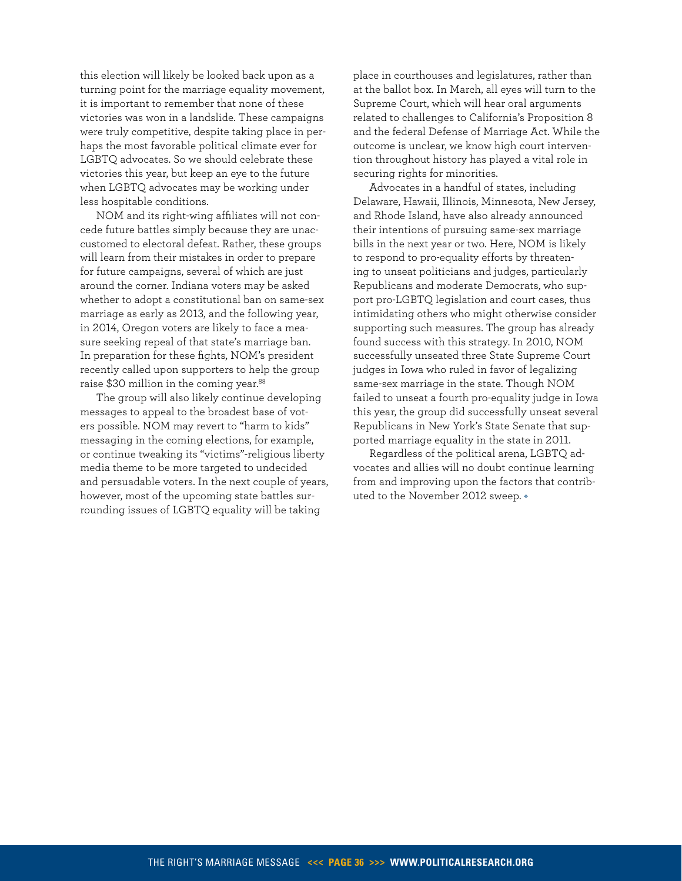this election will likely be looked back upon as a turning point for the marriage equality movement, it is important to remember that none of these victories was won in a landslide. These campaigns were truly competitive, despite taking place in perhaps the most favorable political climate ever for LGBTQ advocates. So we should celebrate these victories this year, but keep an eye to the future when LGBTQ advocates may be working under less hospitable conditions.

NOM and its right-wing affiliates will not concede future battles simply because they are unaccustomed to electoral defeat. Rather, these groups will learn from their mistakes in order to prepare for future campaigns, several of which are just around the corner. Indiana voters may be asked whether to adopt a constitutional ban on same-sex marriage as early as 2013, and the following year, in 2014, Oregon voters are likely to face a measure seeking repeal of that state's marriage ban. In preparation for these fights, NOM's president recently called upon supporters to help the group raise $30 million in the coming year.[88]

The group will also likely continue developing messages to appeal to the broadest base of voters possible. NOM may revert to "harm to kids" messaging in the coming elections, for example, or continue tweaking its "victims"-religious liberty media theme to be more targeted to undecided and persuadable voters. In the next couple of years, however, most of the upcoming state battles surrounding issues of LGBTQ equality will be taking place in courthouses and legislatures, rather than at the ballot box. In March, all eyes will turn to the Supreme Court, which will hear oral arguments related to challenges to California's Proposition 8 and the federal Defense of Marriage Act. While the outcome is unclear, we know high court intervention throughout history has played a vital role in securing rights for minorities.

Advocates in a handful of states, including Delaware, Hawaii, Illinois, Minnesota, New Jersey, and Rhode Island, have also already announced their intentions of pursuing same-sex marriage bills in the next year or two. Here, NOM is likely to respond to pro-equality efforts by threatening to unseat politicians and judges, particularly Republicans and moderate Democrats, who support pro-LGBTQ legislation and court cases, thus intimidating others who might otherwise consider supporting such measures. The group has already found success with this strategy. In 2010, NOM successfully unseated three State Supreme Court judges in Iowa who ruled in favor of legalizing same-sex marriage in the state. Though NOM failed to unseat a fourth pro-equality judge in Iowa this year, the group did successfully unseat several Republicans in New York's State Senate that supported marriage equality in the state in 2011.

Regardless of the political arena, LGBTQ advocates and allies will no doubt continue learning from and improving upon the factors that contributed to the November 2012 sweep.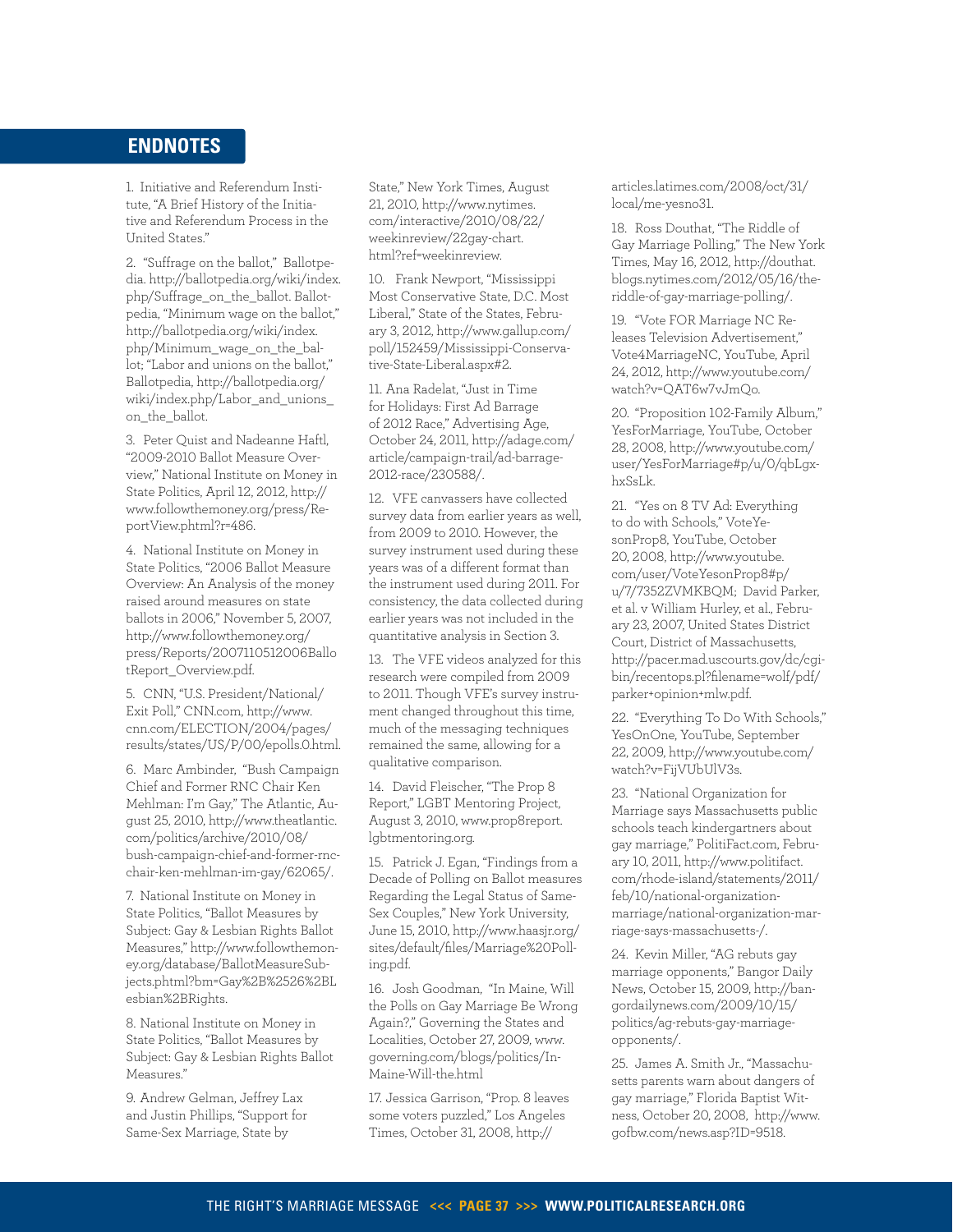## ENDNOTES

1. Initiative and Referendum Institute, "A Brief History of the Initiative and Referendum Process in the United States."

2. "Suffrage on the ballot," Ballotpedia. http://ballotpedia.org/wiki/index.php/Suffrage_on_the_ballot. Ballotpedia, "Minimum wage on the ballot," http://ballotpedia.org/wiki/index.php/Minimum_wage_on_the_ballot; "Labor and unions on the ballot," Ballotpedia, http://ballotpedia.org/wiki/index.php/Labor_and_unions_on_the_ballot.

3. Peter Quist and Nadeanne Haftl, "2009-2010 Ballot Measure Overview," National Institute on Money in State Politics, April 12, 2012, http://www.followthemoney.org/press/ReportView.phtml?r=486.

4. National Institute on Money in State Politics, "2006 Ballot Measure Overview: An Analysis of the money raised around measures on state ballots in 2006," November 5, 2007, http://www.followthemoney.org/press/Reports/2007110512006BallotReport_Overview.pdf.

5. CNN, "U.S. President/National/Exit Poll," CNN.com, http://www.cnn.com/ELECTION/2004/pages/results/states/US/P/00/epolls.0.html.

6. Marc Ambinder, "Bush Campaign Chief and Former RNC Chair Ken Mehlman: I'm Gay," The Atlantic, August 25, 2010, http://www.theatlantic.com/politics/archive/2010/08/bush-campaign-chief-and-former-rnc-chair-ken-mehlman-im-gay/62065/.

7. National Institute on Money in State Politics, "Ballot Measures by Subject: Gay & Lesbian Rights Ballot Measures," http://www.followthemoney.org/database/BallotMeasureSubjects.phtml?bm=Gay%2B%2526%2BLesbian%2BRights.

8. National Institute on Money in State Politics, "Ballot Measures by Subject: Gay & Lesbian Rights Ballot Measures."

9. Andrew Gelman, Jeffrey Lax and Justin Phillips, "Support for Same-Sex Marriage, State by State," New York Times, August 21, 2010, http://www.nytimes.com/interactive/2010/08/22/weekinreview/22gay-chart.html?ref=weekinreview.

10. Frank Newport, "Mississippi Most Conservative State, D.C. Most Liberal," State of the States, February 3, 2012, http://www.gallup.com/poll/152459/Mississippi-Conservative-State-Liberal.aspx#2.

11. Ana Radelat, "Just in Time for Holidays: First Ad Barrage of 2012 Race," Advertising Age, October 24, 2011, http://adage.com/article/campaign-trail/ad-barrage-2012-race/230588/.

12. VFE canvassers have collected survey data from earlier years as well, from 2009 to 2010. However, the survey instrument used during these years was of a different format than the instrument used during 2011. For consistency, the data collected during earlier years was not included in the quantitative analysis in Section 3.

13. The VFE videos analyzed for this research were compiled from 2009 to 2011. Though VFE's survey instrument changed throughout this time, much of the messaging techniques remained the same, allowing for a qualitative comparison.

14. David Fleischer, "The Prop 8 Report," LGBT Mentoring Project, August 3, 2010, www.prop8report.lgbtmentoring.org.

15. Patrick J. Egan, "Findings from a Decade of Polling on Ballot measures Regarding the Legal Status of Same-Sex Couples," New York University, June 15, 2010, http://www.haasjr.org/sites/default/files/Marriage%20Polling.pdf.

16. Josh Goodman, "In Maine, Will the Polls on Gay Marriage Be Wrong Again?," Governing the States and Localities, October 27, 2009, www.governing.com/blogs/politics/In-Maine-Will-the.html

17. Jessica Garrison, "Prop. 8 leaves some voters puzzled," Los Angeles Times, October 31, 2008, http://articles.latimes.com/2008/oct/31/local/me-yesno31.

18. Ross Douthat, "The Riddle of Gay Marriage Polling," The New York Times, May 16, 2012, http://douthat.blogs.nytimes.com/2012/05/16/the-riddle-of-gay-marriage-polling/.

19. "Vote FOR Marriage NC Releases Television Advertisement," Vote4MarriageNC, YouTube, April 24, 2012, http://www.youtube.com/watch?v=QAT6w7vJmQo.

20. "Proposition 102-Family Album," YesForMarriage, YouTube, October 28, 2008, http://www.youtube.com/user/YesForMarriage#p/u/0/qbLgxhxSsLk.

21. "Yes on 8 TV Ad: Everything to do with Schools," VoteYesonProp8, YouTube, October 20, 2008, http://www.youtube.com/user/VoteYesonProp8#p/u/7/7352ZVMKBQM; David Parker, et al. v William Hurley, et al., February 23, 2007, United States District Court, District of Massachusetts, http://pacer.mad.uscourts.gov/dc/cgi-bin/recentops.pl?filename=wolf/pdf/parker+opinion+mlw.pdf.

22. "Everything To Do With Schools," YesOnOne, YouTube, September 22, 2009, http://www.youtube.com/watch?v=FijVUbUlV3s.

23. "National Organization for Marriage says Massachusetts public schools teach kindergartners about gay marriage," PolitiFact.com, February 10, 2011, http://www.politifact.com/rhode-island/statements/2011/feb/10/national-organization-marriage/national-organization-marriage-says-massachusetts-/.

24. Kevin Miller, "AG rebuts gay marriage opponents," Bangor Daily News, October 15, 2009, http://bangordailynews.com/2009/10/15/politics/ag-rebuts-gay-marriage-opponents/.

25. James A. Smith Jr., "Massachusetts parents warn about dangers of gay marriage," Florida Baptist Witness, October 20, 2008, http://www.gofbw.com/news.asp?ID=9518.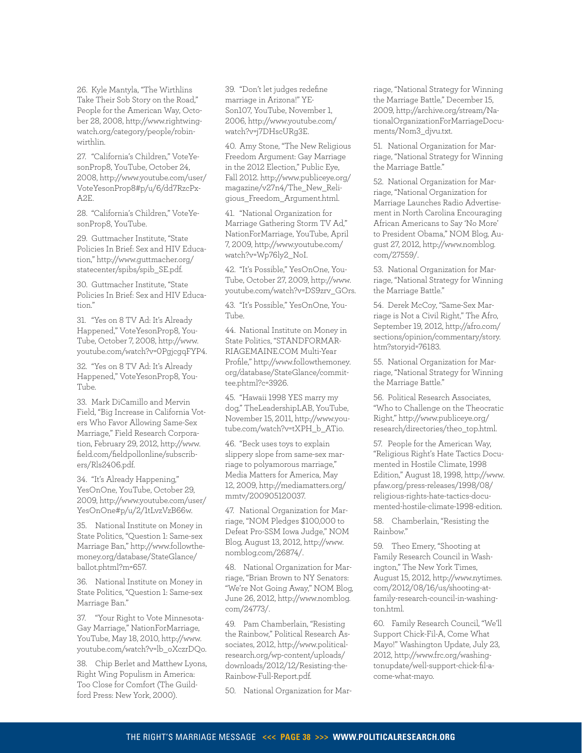26. Kyle Mantyla, "The Wirthlins Take Their Sob Story on the Road," People for the American Way, October 28, 2008, http://www.rightwingwatch.org/category/people/robin-wirthlin.

27. "California's Children," VoteYesonProp8, YouTube, October 24, 2008, http://www.youtube.com/user/VoteYesonProp8#p/u/6/dd7RzcPx-A2E.

28. "California's Children," VoteYesonProp8, YouTube.

29. Guttmacher Institute, "State Policies In Brief: Sex and HIV Education," http://www.guttmacher.org/statecenter/spibs/spib_SE.pdf.

30. Guttmacher Institute, "State Policies In Brief: Sex and HIV Education."

31. "Yes on 8 TV Ad: It's Already Happened," VoteYesonProp8, YouTube, October 7, 2008, http://www.youtube.com/watch?v=0PgjcgqFYP4.

32. "Yes on 8 TV Ad: It's Already Happened," VoteYesonProp8, YouTube.

33. Mark DiCamillo and Mervin Field, "Big Increase in California Voters Who Favor Allowing Same-Sex Marriage," Field Research Corporation, February 29, 2012, http://www.field.com/fieldpollonline/subscribers/Rls2406.pdf.

34. "It's Already Happening," YesOnOne, YouTube, October 29, 2009, http://www.youtube.com/user/YesOnOne#p/u/2/1tLvzVzB66w.

35. National Institute on Money in State Politics, "Question 1: Same-sex Marriage Ban," http://www.followthemoney.org/database/StateGlance/ballot.phtml?m=657.

36. National Institute on Money in State Politics, "Question 1: Same-sex Marriage Ban."

37. "Your Right to Vote Minnesota-Gay Marriage," NationForMarriage, YouTube, May 18, 2010, http://www.youtube.com/watch?v=lb_oXczrDQo.

38. Chip Berlet and Matthew Lyons, Right Wing Populism in America: Too Close for Comfort (The Guildford Press: New York, 2000).

39. "Don't let judges redefine marriage in Arizona!" YESon107, YouTube, November 1, 2006, http://www.youtube.com/watch?v=j7DHscURg3E.

40. Amy Stone, "The New Religious Freedom Argument: Gay Marriage in the 2012 Election," Public Eye, Fall 2012. http://www.publiceye.org/magazine/v27n4/The_New_Religious_Freedom_Argument.html.

41. "National Organization for Marriage Gathering Storm TV Ad," NationForMarriage, YouTube, April 7, 2009, http://www.youtube.com/watch?v=Wp76ly2_NoI.

42. "It's Possible," YesOnOne, YouTube, October 27, 2009, http://www.youtube.com/watch?v=DS9zrv_GOrs.

43. "It's Possible," YesOnOne, YouTube.

44. National Institute on Money in State Politics, "STANDFORMARRIAGEMAINE.COM Multi-Year Profile," http://www.followthemoney.org/database/StateGlance/committee.phtml?c=3926.

45. "Hawaii 1998 YES marry my dog," TheLeadershipLAB, YouTube, November 15, 2011, http://www.youtube.com/watch?v=tXPH_b_ATio.

46. "Beck uses toys to explain slippery slope from same-sex marriage to polyamorous marriage," Media Matters for America, May 12, 2009, http://mediamatters.org/mmtv/200905120037.

47. National Organization for Marriage, "NOM Pledges $100,000 to Defeat Pro-SSM Iowa Judge," NOM Blog, August 13, 2012, http://www.nomblog.com/26874/.

48. National Organization for Marriage, "Brian Brown to NY Senators: "We're Not Going Away," NOM Blog, June 26, 2012, http://www.nomblog.com/24773/.

49. Pam Chamberlain, "Resisting the Rainbow," Political Research Associates, 2012, http://www.politicalresearch.org/wp-content/uploads/downloads/2012/12/Resisting-the-Rainbow-Full-Report.pdf.

50. National Organization for Marriage, "National Strategy for Winning the Marriage Battle," December 15, 2009, http://archive.org/stream/NationalOrganizationForMarriageDocuments/Nom3_djvu.txt.

51. National Organization for Marriage, "National Strategy for Winning the Marriage Battle."

52. National Organization for Marriage, "National Organization for Marriage Launches Radio Advertisement in North Carolina Encouraging African Americans to Say 'No More' to President Obama," NOM Blog, August 27, 2012, http://www.nomblog.com/27559/.

53. National Organization for Marriage, "National Strategy for Winning the Marriage Battle."

54. Derek McCoy, "Same-Sex Marriage is Not a Civil Right," The Afro, September 19, 2012, http://afro.com/sections/opinion/commentary/story.htm?storyid=76183.

55. National Organization for Marriage, "National Strategy for Winning the Marriage Battle."

56. Political Research Associates, "Who to Challenge on the Theocratic Right," http://www.publiceye.org/research/directories/theo_top.html.

57. People for the American Way, "Religious Right's Hate Tactics Documented in Hostile Climate, 1998 Edition," August 18, 1998, http://www.pfaw.org/press-releases/1998/08/religious-rights-hate-tactics-documented-hostile-climate-1998-edition.

58. Chamberlain, "Resisting the Rainbow."

59. Theo Emery, "Shooting at Family Research Council in Washington," The New York Times, August 15, 2012, http://www.nytimes.com/2012/08/16/us/shooting-at-family-research-council-in-washington.html.

60. Family Research Council, "We'll Support Chick-Fil-A, Come What Mayo!" Washington Update, July 23, 2012, http://www.frc.org/washingtonupdate/well-support-chick-fil-a-come-what-mayo.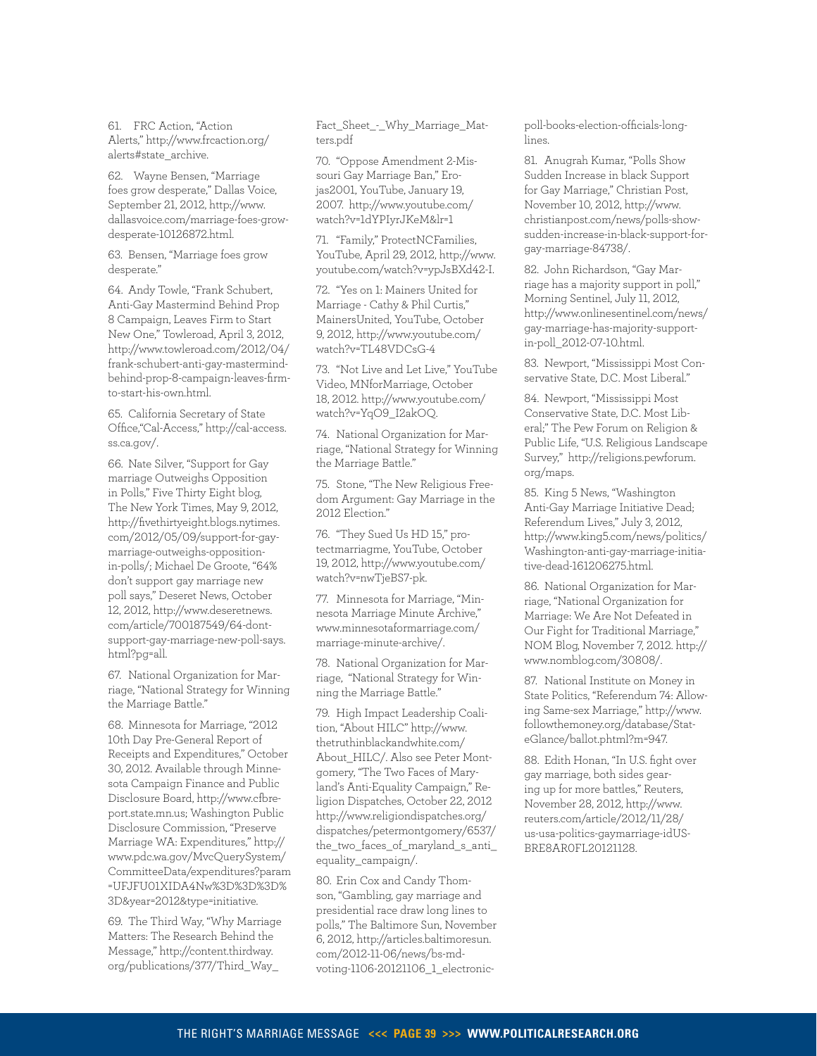61. FRC Action, "Action Alerts," http://www.frcaction.org/alerts#state_archive.

62. Wayne Bensen, "Marriage foes grow desperate," Dallas Voice, September 21, 2012, http://www.dallasvoice.com/marriage-foes-grow-desperate-10126872.html.

63. Bensen, "Marriage foes grow desperate."

64. Andy Towle, "Frank Schubert, Anti-Gay Mastermind Behind Prop 8 Campaign, Leaves Firm to Start New One," Towleroad, April 3, 2012, http://www.towleroad.com/2012/04/frank-schubert-anti-gay-mastermind-behind-prop-8-campaign-leaves-firm-to-start-his-own.html.

65. California Secretary of State Office,"Cal-Access," http://cal-access.ss.ca.gov/.

66. Nate Silver, "Support for Gay marriage Outweighs Opposition in Polls," Five Thirty Eight blog, The New York Times, May 9, 2012, http://fivethirtyeight.blogs.nytimes.com/2012/05/09/support-for-gay-marriage-outweighs-opposition-in-polls/; Michael De Groote, "64% don't support gay marriage new poll says," Deseret News, October 12, 2012, http://www.deseretnews.com/article/700187549/64-dont-support-gay-marriage-new-poll-says.html?pg=all.

67. National Organization for Marriage, "National Strategy for Winning the Marriage Battle."

68. Minnesota for Marriage, "2012 10th Day Pre-General Report of Receipts and Expenditures," October 30, 2012. Available through Minnesota Campaign Finance and Public Disclosure Board, http://www.cfbreport.state.mn.us; Washington Public Disclosure Commission, "Preserve Marriage WA: Expenditures," http://www.pdc.wa.gov/MvcQuerySystem/CommitteeData/expenditures?param=UFJFU01XIDA4Nw%3D%3D%3D%3D&year=2012&type=initiative.

69. The Third Way, "Why Marriage Matters: The Research Behind the Message," http://content.thirdway.org/publications/377/Third_Way_Fact_Sheet_-_Why_Marriage_Matters.pdf

70. "Oppose Amendment 2-Missouri Gay Marriage Ban," Erojas2001, YouTube, January 19, 2007. http://www.youtube.com/watch?v=1dYPIyrJKeM&lr=1

71. "Family," ProtectNCFamilies, YouTube, April 29, 2012, http://www.youtube.com/watch?v=ypJsBXd42-I.

72. "Yes on 1: Mainers United for Marriage - Cathy & Phil Curtis," MainersUnited, YouTube, October 9, 2012, http://www.youtube.com/watch?v=TL48VDCsG-4

73. "Not Live and Let Live," YouTube Video, MNforMarriage, October 18, 2012. http://www.youtube.com/watch?v=YqO9_I2akOQ.

74. National Organization for Marriage, "National Strategy for Winning the Marriage Battle."

75. Stone, "The New Religious Freedom Argument: Gay Marriage in the 2012 Election."

76. "They Sued Us HD 15," protectmarriagme, YouTube, October 19, 2012, http://www.youtube.com/watch?v=nwTjeBS7-pk.

77. Minnesota for Marriage, "Minnesota Marriage Minute Archive," www.minnesotaformarriage.com/marriage-minute-archive/.

78. National Organization for Marriage, "National Strategy for Winning the Marriage Battle."

79. High Impact Leadership Coalition, "About HILC" http://www.thetruthinblackandwhite.com/About_HILC/. Also see Peter Montgomery, "The Two Faces of Maryland's Anti-Equality Campaign," Religion Dispatches, October 22, 2012 http://www.religiondispatches.org/dispatches/petermontgomery/6537/the_two_faces_of_maryland_s_anti_equality_campaign/.

80. Erin Cox and Candy Thomson, "Gambling, gay marriage and presidential race draw long lines to polls," The Baltimore Sun, November 6, 2012, http://articles.baltimoresun.com/2012-11-06/news/bs-md-voting-1106-20121106_1_electronic-poll-books-election-officials-long-lines.

81. Anugrah Kumar, "Polls Show Sudden Increase in black Support for Gay Marriage," Christian Post, November 10, 2012, http://www.christianpost.com/news/polls-show-sudden-increase-in-black-support-for-gay-marriage-84738/.

82. John Richardson, "Gay Marriage has a majority support in poll," Morning Sentinel, July 11, 2012, http://www.onlinesentinel.com/news/gay-marriage-has-majority-support-in-poll_2012-07-10.html.

83. Newport, "Mississippi Most Conservative State, D.C. Most Liberal."

84. Newport, "Mississippi Most Conservative State, D.C. Most Liberal;" The Pew Forum on Religion & Public Life, "U.S. Religious Landscape Survey," http://religions.pewforum.org/maps.

85. King 5 News, "Washington Anti-Gay Marriage Initiative Dead; Referendum Lives," July 3, 2012, http://www.king5.com/news/politics/Washington-anti-gay-marriage-initiative-dead-161206275.html.

86. National Organization for Marriage, "National Organization for Marriage: We Are Not Defeated in Our Fight for Traditional Marriage," NOM Blog, November 7, 2012. http://www.nomblog.com/30808/.

87. National Institute on Money in State Politics, "Referendum 74: Allowing Same-sex Marriage," http://www.followthemoney.org/database/StateGlance/ballot.phtml?m=947.

88. Edith Honan, "In U.S. fight over gay marriage, both sides gearing up for more battles," Reuters, November 28, 2012, http://www.reuters.com/article/2012/11/28/us-usa-politics-gaymarriage-idUSBRE8AR0FL20121128.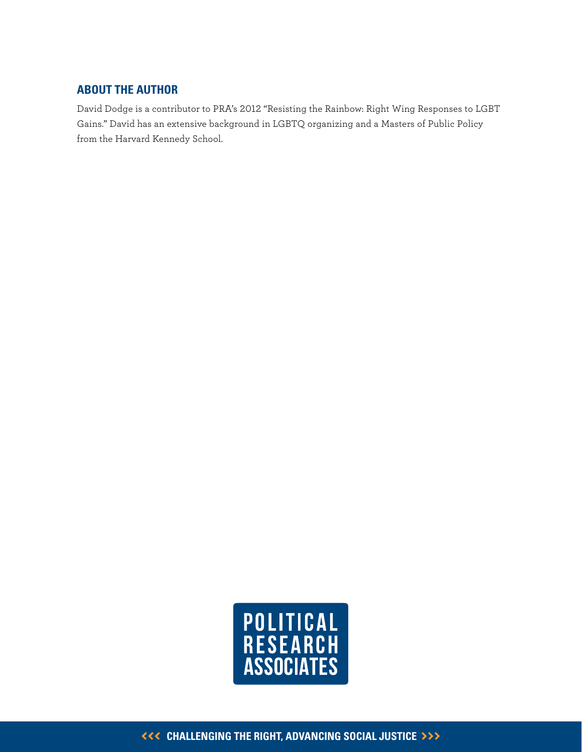## ABOUT THE AUTHOR

David Dodge is a contributor to PRA's 2012 "Resisting the Rainbow: Right Wing Responses to LGBT Gains." David has an extensive background in LGBTQ organizing and a Masters of Public Policy from the Harvard Kennedy School.

POLITICAL RESEARCH ASSOCIATES

<<< CHALLENGING THE RIGHT, ADVANCING SOCIAL JUSTICE >>>